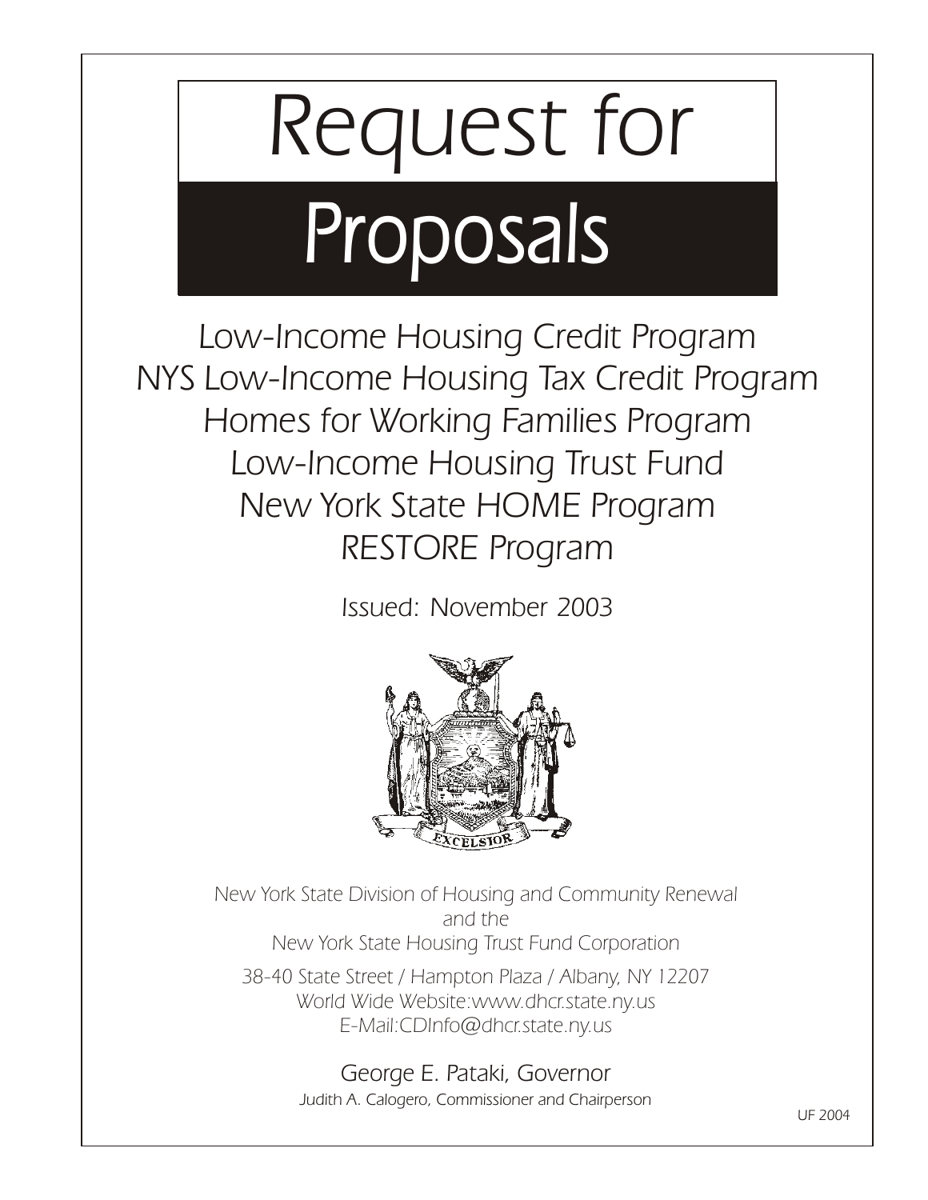# Request for Proposals

## Low-Income Housing Credit Program
## NYS Low-Income Housing Tax Credit Program
## Homes for Working Families Program
## Low-Income Housing Trust Fund
## New York State HOME Program
## RESTORE Program

Issued: November 2003

New York State Division of Housing and Community Renewal
and the
New York State Housing Trust Fund Corporation

38-40 State Street / Hampton Plaza / Albany, NY 12207
World Wide Website:www.dhcr.state.ny.us
E-Mail:CDInfo@dhcr.state.ny.us

George E. Pataki, Governor

Judith A. Calogero, Commissioner and Chairperson

UF 2004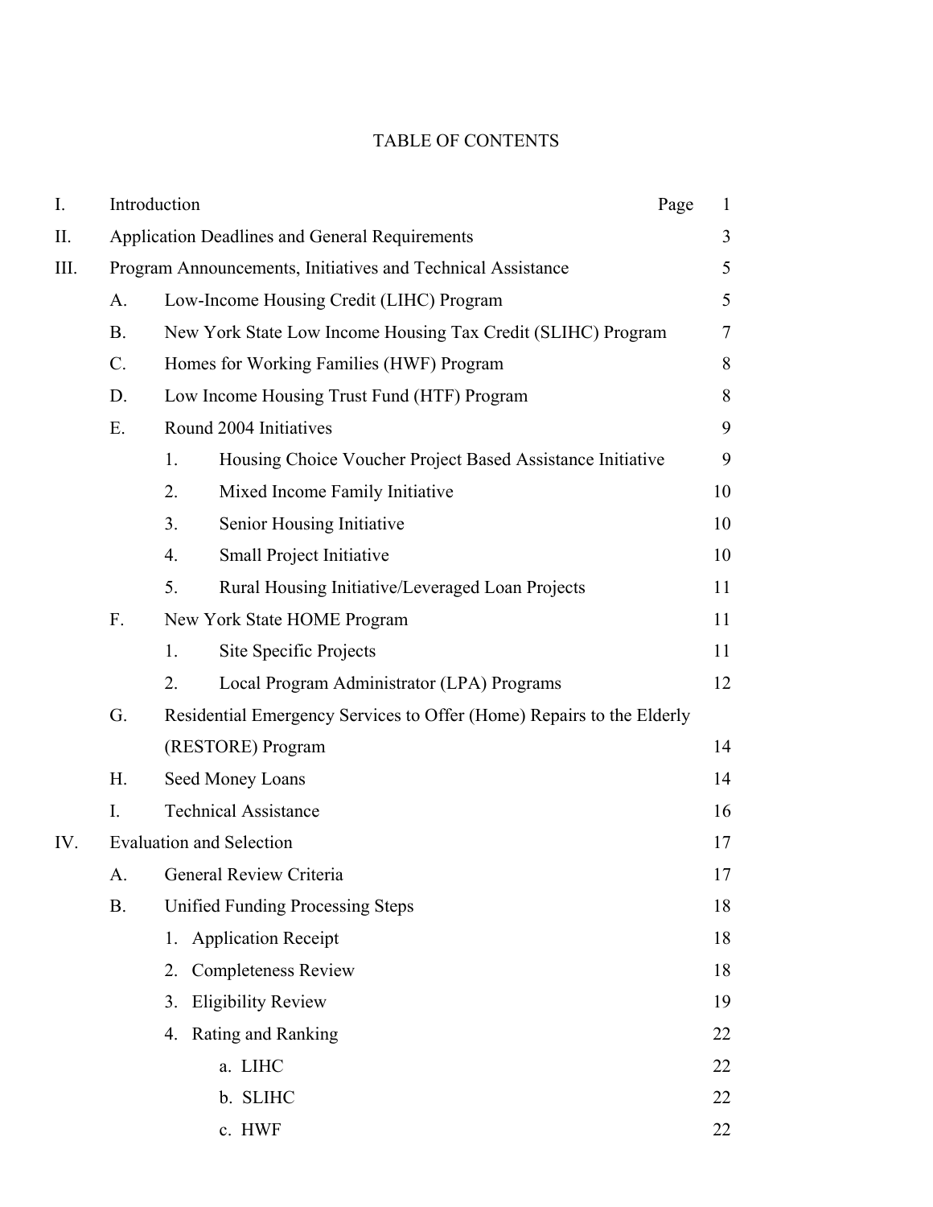# TABLE OF CONTENTS

| | | | | | Page |
|---|---|---|---|---|---|
| I. | Introduction | | | | 1 |
| II. | Application Deadlines and General Requirements | | | | 3 |
| III. | Program Announcements, Initiatives and Technical Assistance | | | | 5 |
| | A. | Low-Income Housing Credit (LIHC) Program | | | 5 |
| | B. | New York State Low Income Housing Tax Credit (SLIHC) Program | | | 7 |
| | C. | Homes for Working Families (HWF) Program | | | 8 |
| | D. | Low Income Housing Trust Fund (HTF) Program | | | 8 |
| | E. | Round 2004 Initiatives | | | 9 |
| | | 1. | Housing Choice Voucher Project Based Assistance Initiative | | 9 |
| | | 2. | Mixed Income Family Initiative | | 10 |
| | | 3. | Senior Housing Initiative | | 10 |
| | | 4. | Small Project Initiative | | 10 |
| | | 5. | Rural Housing Initiative/Leveraged Loan Projects | | 11 |
| | F. | New York State HOME Program | | | 11 |
| | | 1. | Site Specific Projects | | 11 |
| | | 2. | Local Program Administrator (LPA) Programs | | 12 |
| | G. | Residential Emergency Services to Offer (Home) Repairs to the Elderly (RESTORE) Program | | | 14 |
| | H. | Seed Money Loans | | | 14 |
| | I. | Technical Assistance | | | 16 |
| IV. | Evaluation and Selection | | | | 17 |
| | A. | General Review Criteria | | | 17 |
| | B. | Unified Funding Processing Steps | | | 18 |
| | | 1. | Application Receipt | | 18 |
| | | 2. | Completeness Review | | 18 |
| | | 3. | Eligibility Review | | 19 |
| | | 4. | Rating and Ranking | | 22 |
| | | | a. | LIHC | 22 |
| | | | b. | SLIHC | 22 |
| | | | c. | HWF | 22 |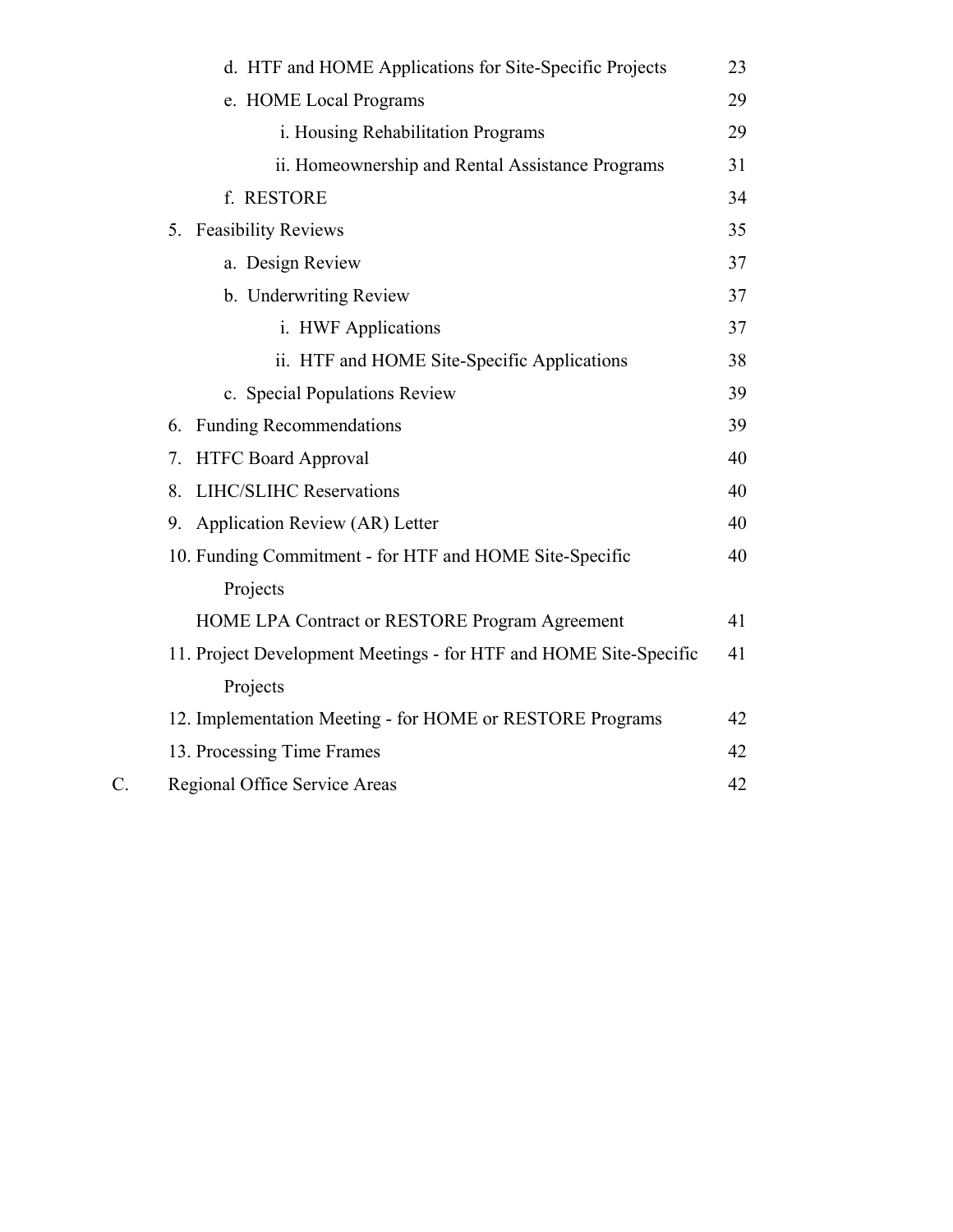| | | |
|---|---|---|
| | d. HTF and HOME Applications for Site-Specific Projects | 23 |
| | e. HOME Local Programs | 29 |
| | i. Housing Rehabilitation Programs | 29 |
| | ii. Homeownership and Rental Assistance Programs | 31 |
| | f. RESTORE | 34 |
| | 5. Feasibility Reviews | 35 |
| | a. Design Review | 37 |
| | b. Underwriting Review | 37 |
| | i. HWF Applications | 37 |
| | ii. HTF and HOME Site-Specific Applications | 38 |
| | c. Special Populations Review | 39 |
| | 6. Funding Recommendations | 39 |
| | 7. HTFC Board Approval | 40 |
| | 8. LIHC/SLIHC Reservations | 40 |
| | 9. Application Review (AR) Letter | 40 |
| | 10. Funding Commitment - for HTF and HOME Site-Specific Projects | 40 |
| | HOME LPA Contract or RESTORE Program Agreement | 41 |
| | 11. Project Development Meetings - for HTF and HOME Site-Specific Projects | 41 |
| | 12. Implementation Meeting - for HOME or RESTORE Programs | 42 |
| | 13. Processing Time Frames | 42 |
| C. | Regional Office Service Areas | 42 |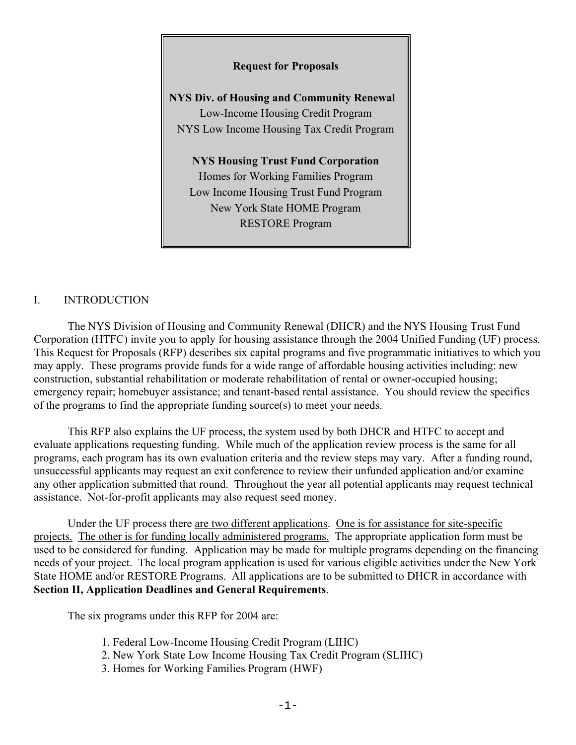**Request for Proposals**

**NYS Div. of Housing and Community Renewal**
Low-Income Housing Credit Program
NYS Low Income Housing Tax Credit Program

**NYS Housing Trust Fund Corporation**
Homes for Working Families Program
Low Income Housing Trust Fund Program
New York State HOME Program
RESTORE Program

## I. INTRODUCTION

The NYS Division of Housing and Community Renewal (DHCR) and the NYS Housing Trust Fund Corporation (HTFC) invite you to apply for housing assistance through the 2004 Unified Funding (UF) process. This Request for Proposals (RFP) describes six capital programs and five programmatic initiatives to which you may apply. These programs provide funds for a wide range of affordable housing activities including: new construction, substantial rehabilitation or moderate rehabilitation of rental or owner-occupied housing; emergency repair; homebuyer assistance; and tenant-based rental assistance. You should review the specifics of the programs to find the appropriate funding source(s) to meet your needs.

This RFP also explains the UF process, the system used by both DHCR and HTFC to accept and evaluate applications requesting funding. While much of the application review process is the same for all programs, each program has its own evaluation criteria and the review steps may vary. After a funding round, unsuccessful applicants may request an exit conference to review their unfunded application and/or examine any other application submitted that round. Throughout the year all potential applicants may request technical assistance. Not-for-profit applicants may also request seed money.

Under the UF process there are two different applications. One is for assistance for site-specific projects. The other is for funding locally administered programs. The appropriate application form must be used to be considered for funding. Application may be made for multiple programs depending on the financing needs of your project. The local program application is used for various eligible activities under the New York State HOME and/or RESTORE Programs. All applications are to be submitted to DHCR in accordance with **Section II, Application Deadlines and General Requirements**.

The six programs under this RFP for 2004 are:

1. Federal Low-Income Housing Credit Program (LIHC)
2. New York State Low Income Housing Tax Credit Program (SLIHC)
3. Homes for Working Families Program (HWF)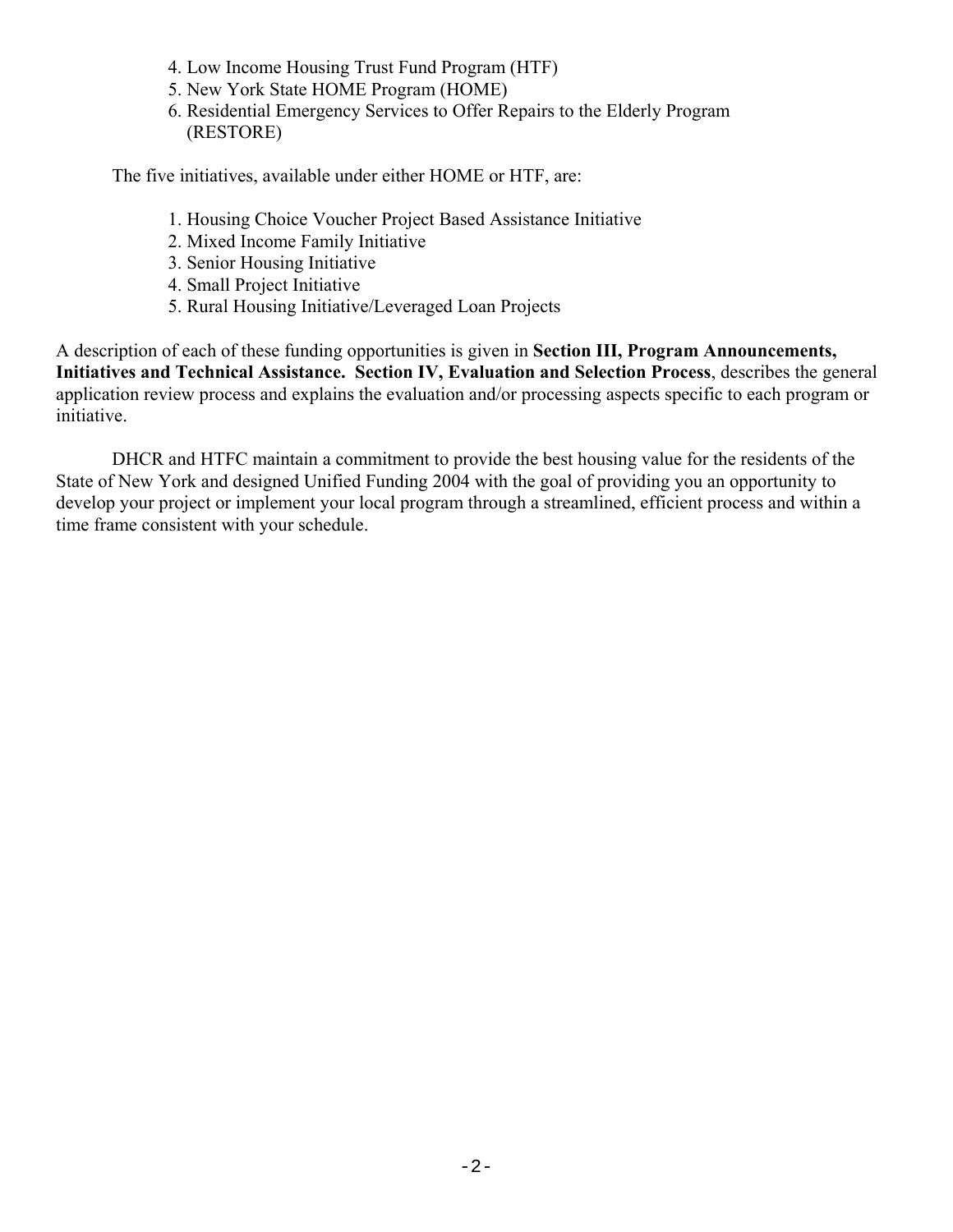4. Low Income Housing Trust Fund Program (HTF)
5. New York State HOME Program (HOME)
6. Residential Emergency Services to Offer Repairs to the Elderly Program (RESTORE)

The five initiatives, available under either HOME or HTF, are:

1. Housing Choice Voucher Project Based Assistance Initiative
2. Mixed Income Family Initiative
3. Senior Housing Initiative
4. Small Project Initiative
5. Rural Housing Initiative/Leveraged Loan Projects

A description of each of these funding opportunities is given in **Section III, Program Announcements, Initiatives and Technical Assistance.** **Section IV, Evaluation and Selection Process**, describes the general application review process and explains the evaluation and/or processing aspects specific to each program or initiative.

DHCR and HTFC maintain a commitment to provide the best housing value for the residents of the State of New York and designed Unified Funding 2004 with the goal of providing you an opportunity to develop your project or implement your local program through a streamlined, efficient process and within a time frame consistent with your schedule.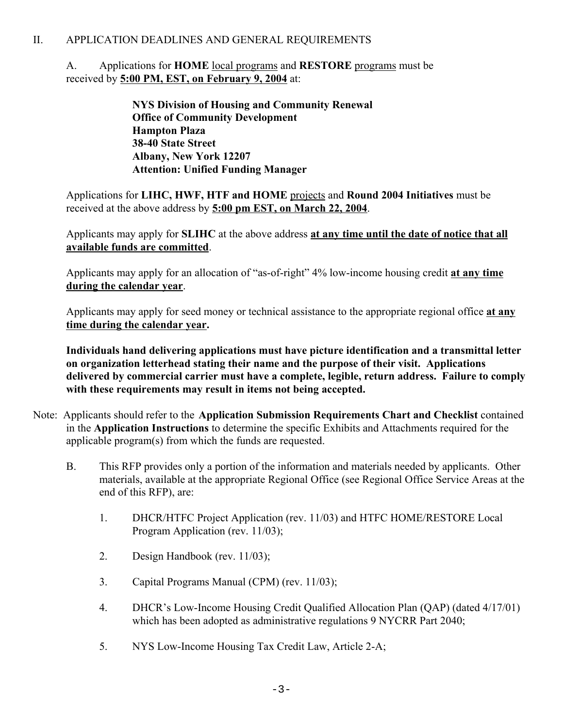## II. APPLICATION DEADLINES AND GENERAL REQUIREMENTS

A. Applications for **HOME** local programs and **RESTORE** programs must be received by **5:00 PM, EST, on February 9, 2004** at:

> **NYS Division of Housing and Community Renewal**
> **Office of Community Development**
> **Hampton Plaza**
> **38-40 State Street**
> **Albany, New York 12207**
> **Attention: Unified Funding Manager**

Applications for **LIHC, HWF, HTF and HOME** projects and **Round 2004 Initiatives** must be received at the above address by **5:00 pm EST, on March 22, 2004**.

Applicants may apply for **SLIHC** at the above address **at any time until the date of notice that all available funds are committed**.

Applicants may apply for an allocation of "as-of-right" 4% low-income housing credit **at any time during the calendar year**.

Applicants may apply for seed money or technical assistance to the appropriate regional office **at any time during the calendar year.**

**Individuals hand delivering applications must have picture identification and a transmittal letter on organization letterhead stating their name and the purpose of their visit. Applications delivered by commercial carrier must have a complete, legible, return address. Failure to comply with these requirements may result in items not being accepted.**

Note: Applicants should refer to the **Application Submission Requirements Chart and Checklist** contained in the **Application Instructions** to determine the specific Exhibits and Attachments required for the applicable program(s) from which the funds are requested.

B. This RFP provides only a portion of the information and materials needed by applicants. Other materials, available at the appropriate Regional Office (see Regional Office Service Areas at the end of this RFP), are:

1. DHCR/HTFC Project Application (rev. 11/03) and HTFC HOME/RESTORE Local Program Application (rev. 11/03);
2. Design Handbook (rev. 11/03);
3. Capital Programs Manual (CPM) (rev. 11/03);
4. DHCR's Low-Income Housing Credit Qualified Allocation Plan (QAP) (dated 4/17/01) which has been adopted as administrative regulations 9 NYCRR Part 2040;
5. NYS Low-Income Housing Tax Credit Law, Article 2-A;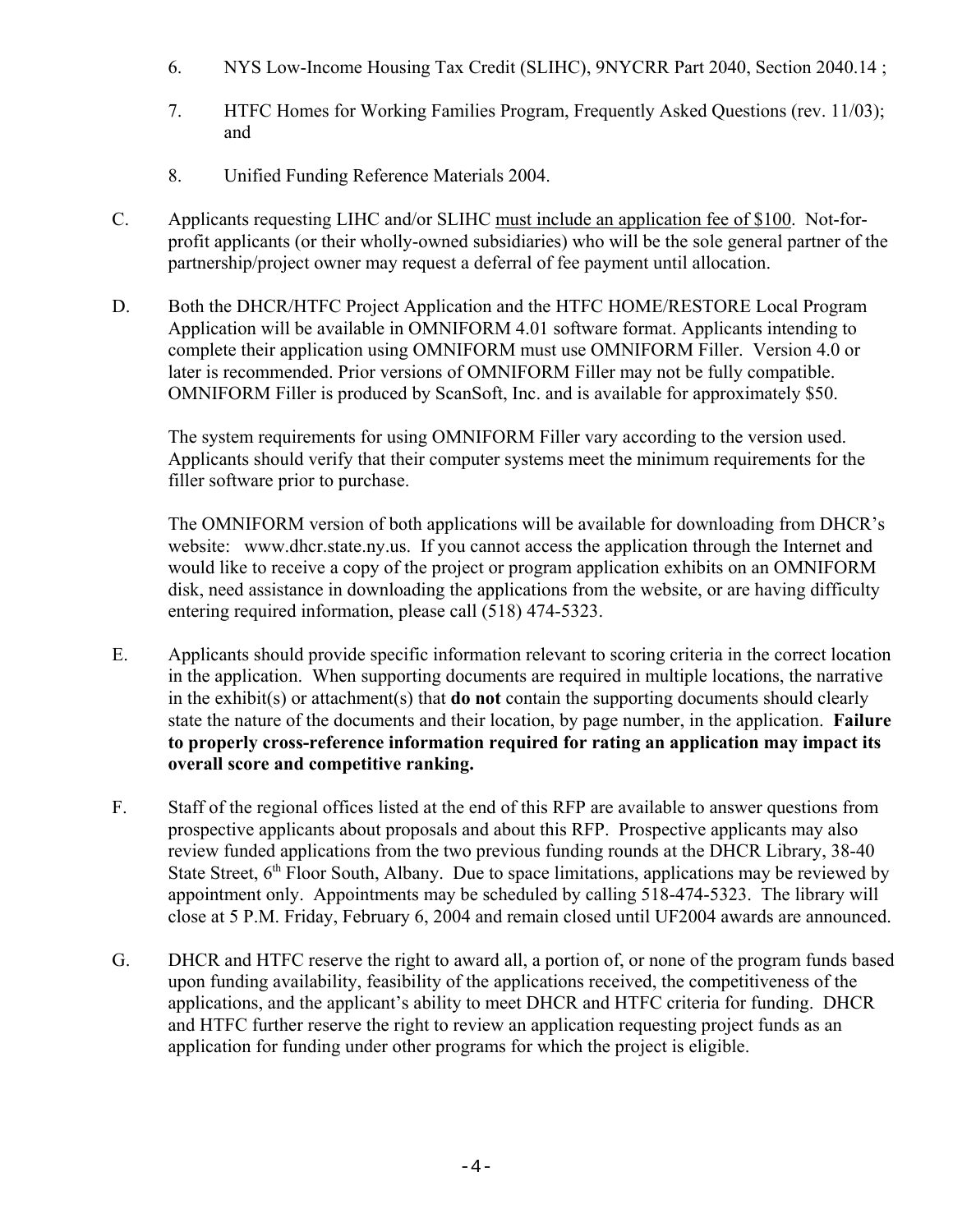6. NYS Low-Income Housing Tax Credit (SLIHC), 9NYCRR Part 2040, Section 2040.14 ;

7. HTFC Homes for Working Families Program, Frequently Asked Questions (rev. 11/03); and

8. Unified Funding Reference Materials 2004.

C. Applicants requesting LIHC and/or SLIHC must include an application fee of $100. Not-for-profit applicants (or their wholly-owned subsidiaries) who will be the sole general partner of the partnership/project owner may request a deferral of fee payment until allocation.

D. Both the DHCR/HTFC Project Application and the HTFC HOME/RESTORE Local Program Application will be available in OMNIFORM 4.01 software format. Applicants intending to complete their application using OMNIFORM must use OMNIFORM Filler. Version 4.0 or later is recommended. Prior versions of OMNIFORM Filler may not be fully compatible. OMNIFORM Filler is produced by ScanSoft, Inc. and is available for approximately $50.

   The system requirements for using OMNIFORM Filler vary according to the version used. Applicants should verify that their computer systems meet the minimum requirements for the filler software prior to purchase.

   The OMNIFORM version of both applications will be available for downloading from DHCR's website: www.dhcr.state.ny.us. If you cannot access the application through the Internet and would like to receive a copy of the project or program application exhibits on an OMNIFORM disk, need assistance in downloading the applications from the website, or are having difficulty entering required information, please call (518) 474-5323.

E. Applicants should provide specific information relevant to scoring criteria in the correct location in the application. When supporting documents are required in multiple locations, the narrative in the exhibit(s) or attachment(s) that **do not** contain the supporting documents should clearly state the nature of the documents and their location, by page number, in the application. **Failure to properly cross-reference information required for rating an application may impact its overall score and competitive ranking.**

F. Staff of the regional offices listed at the end of this RFP are available to answer questions from prospective applicants about proposals and about this RFP. Prospective applicants may also review funded applications from the two previous funding rounds at the DHCR Library, 38-40 State Street, 6th Floor South, Albany. Due to space limitations, applications may be reviewed by appointment only. Appointments may be scheduled by calling 518-474-5323. The library will close at 5 P.M. Friday, February 6, 2004 and remain closed until UF2004 awards are announced.

G. DHCR and HTFC reserve the right to award all, a portion of, or none of the program funds based upon funding availability, feasibility of the applications received, the competitiveness of the applications, and the applicant's ability to meet DHCR and HTFC criteria for funding. DHCR and HTFC further reserve the right to review an application requesting project funds as an application for funding under other programs for which the project is eligible.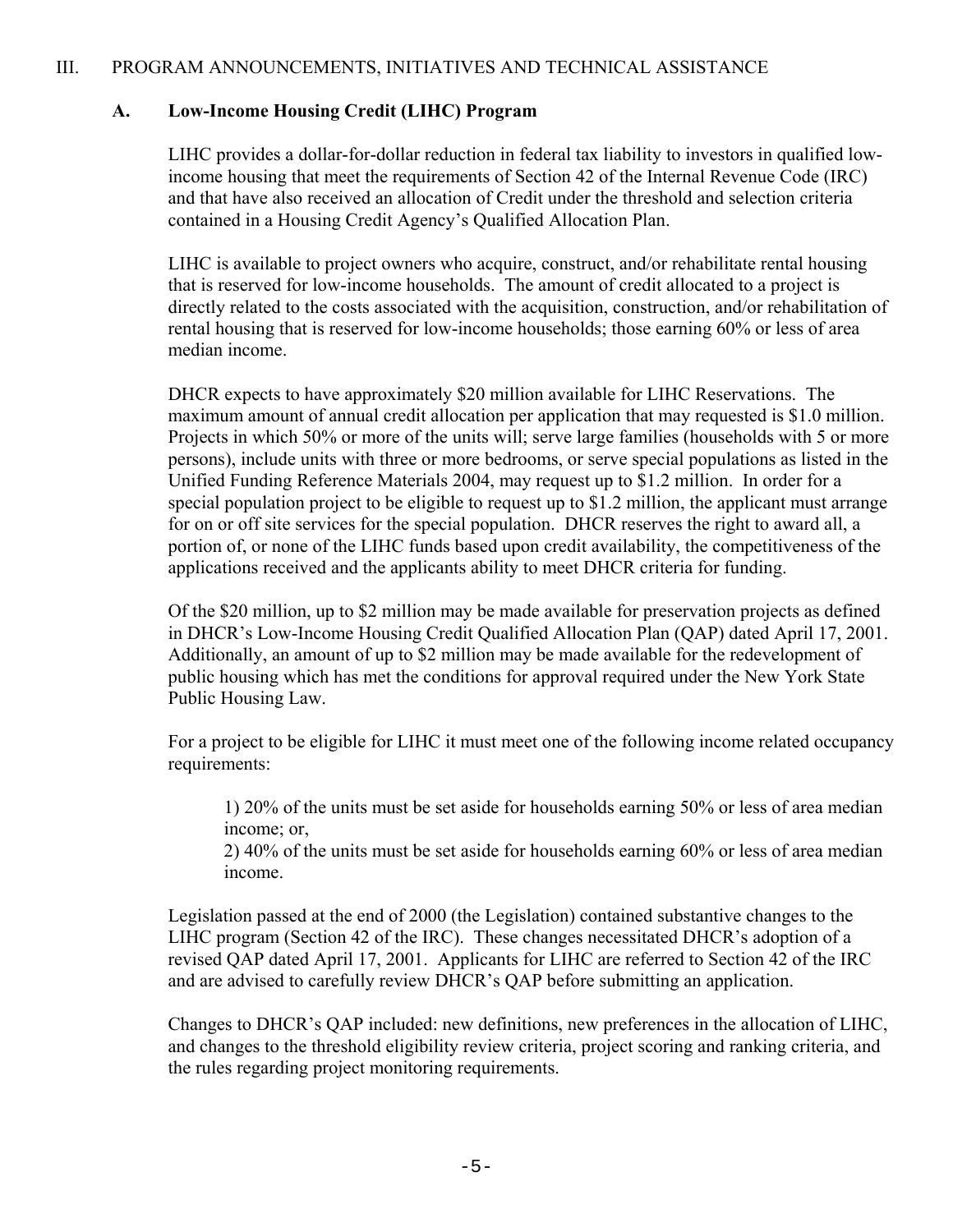## III. PROGRAM ANNOUNCEMENTS, INITIATIVES AND TECHNICAL ASSISTANCE

### A. Low-Income Housing Credit (LIHC) Program

LIHC provides a dollar-for-dollar reduction in federal tax liability to investors in qualified low-income housing that meet the requirements of Section 42 of the Internal Revenue Code (IRC) and that have also received an allocation of Credit under the threshold and selection criteria contained in a Housing Credit Agency's Qualified Allocation Plan.

LIHC is available to project owners who acquire, construct, and/or rehabilitate rental housing that is reserved for low-income households. The amount of credit allocated to a project is directly related to the costs associated with the acquisition, construction, and/or rehabilitation of rental housing that is reserved for low-income households; those earning 60% or less of area median income.

DHCR expects to have approximately $20 million available for LIHC Reservations. The maximum amount of annual credit allocation per application that may requested is $1.0 million. Projects in which 50% or more of the units will; serve large families (households with 5 or more persons), include units with three or more bedrooms, or serve special populations as listed in the Unified Funding Reference Materials 2004, may request up to $1.2 million. In order for a special population project to be eligible to request up to $1.2 million, the applicant must arrange for on or off site services for the special population. DHCR reserves the right to award all, a portion of, or none of the LIHC funds based upon credit availability, the competitiveness of the applications received and the applicants ability to meet DHCR criteria for funding.

Of the $20 million, up to $2 million may be made available for preservation projects as defined in DHCR's Low-Income Housing Credit Qualified Allocation Plan (QAP) dated April 17, 2001. Additionally, an amount of up to $2 million may be made available for the redevelopment of public housing which has met the conditions for approval required under the New York State Public Housing Law.

For a project to be eligible for LIHC it must meet one of the following income related occupancy requirements:

1) 20% of the units must be set aside for households earning 50% or less of area median income; or,
2) 40% of the units must be set aside for households earning 60% or less of area median income.

Legislation passed at the end of 2000 (the Legislation) contained substantive changes to the LIHC program (Section 42 of the IRC). These changes necessitated DHCR's adoption of a revised QAP dated April 17, 2001. Applicants for LIHC are referred to Section 42 of the IRC and are advised to carefully review DHCR's QAP before submitting an application.

Changes to DHCR's QAP included: new definitions, new preferences in the allocation of LIHC, and changes to the threshold eligibility review criteria, project scoring and ranking criteria, and the rules regarding project monitoring requirements.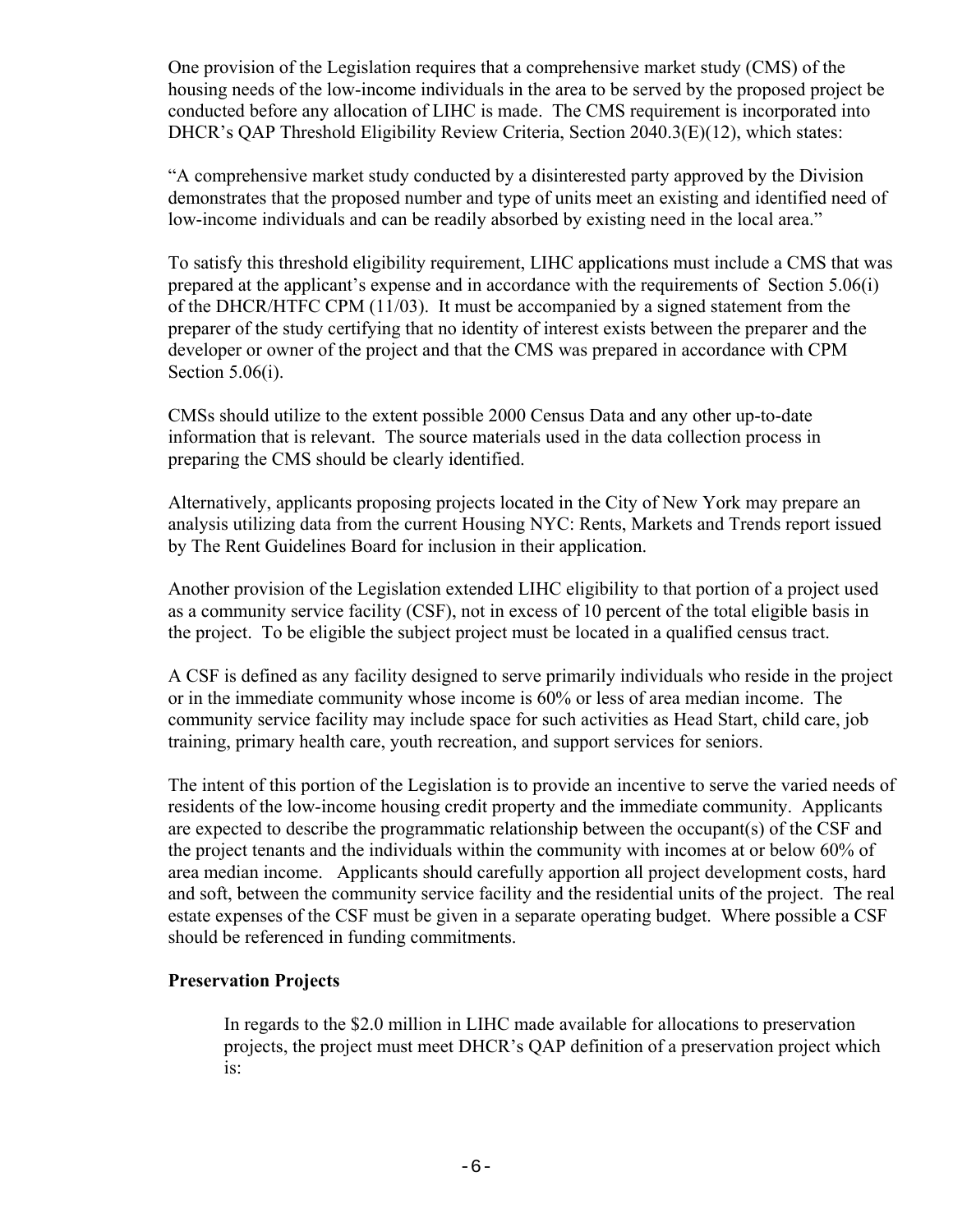One provision of the Legislation requires that a comprehensive market study (CMS) of the housing needs of the low-income individuals in the area to be served by the proposed project be conducted before any allocation of LIHC is made. The CMS requirement is incorporated into DHCR's QAP Threshold Eligibility Review Criteria, Section 2040.3(E)(12), which states:

"A comprehensive market study conducted by a disinterested party approved by the Division demonstrates that the proposed number and type of units meet an existing and identified need of low-income individuals and can be readily absorbed by existing need in the local area."

To satisfy this threshold eligibility requirement, LIHC applications must include a CMS that was prepared at the applicant's expense and in accordance with the requirements of Section 5.06(i) of the DHCR/HTFC CPM (11/03). It must be accompanied by a signed statement from the preparer of the study certifying that no identity of interest exists between the preparer and the developer or owner of the project and that the CMS was prepared in accordance with CPM Section 5.06(i).

CMSs should utilize to the extent possible 2000 Census Data and any other up-to-date information that is relevant. The source materials used in the data collection process in preparing the CMS should be clearly identified.

Alternatively, applicants proposing projects located in the City of New York may prepare an analysis utilizing data from the current Housing NYC: Rents, Markets and Trends report issued by The Rent Guidelines Board for inclusion in their application.

Another provision of the Legislation extended LIHC eligibility to that portion of a project used as a community service facility (CSF), not in excess of 10 percent of the total eligible basis in the project. To be eligible the subject project must be located in a qualified census tract.

A CSF is defined as any facility designed to serve primarily individuals who reside in the project or in the immediate community whose income is 60% or less of area median income. The community service facility may include space for such activities as Head Start, child care, job training, primary health care, youth recreation, and support services for seniors.

The intent of this portion of the Legislation is to provide an incentive to serve the varied needs of residents of the low-income housing credit property and the immediate community. Applicants are expected to describe the programmatic relationship between the occupant(s) of the CSF and the project tenants and the individuals within the community with incomes at or below 60% of area median income. Applicants should carefully apportion all project development costs, hard and soft, between the community service facility and the residential units of the project. The real estate expenses of the CSF must be given in a separate operating budget. Where possible a CSF should be referenced in funding commitments.

**Preservation Projects**

In regards to the $2.0 million in LIHC made available for allocations to preservation projects, the project must meet DHCR's QAP definition of a preservation project which is: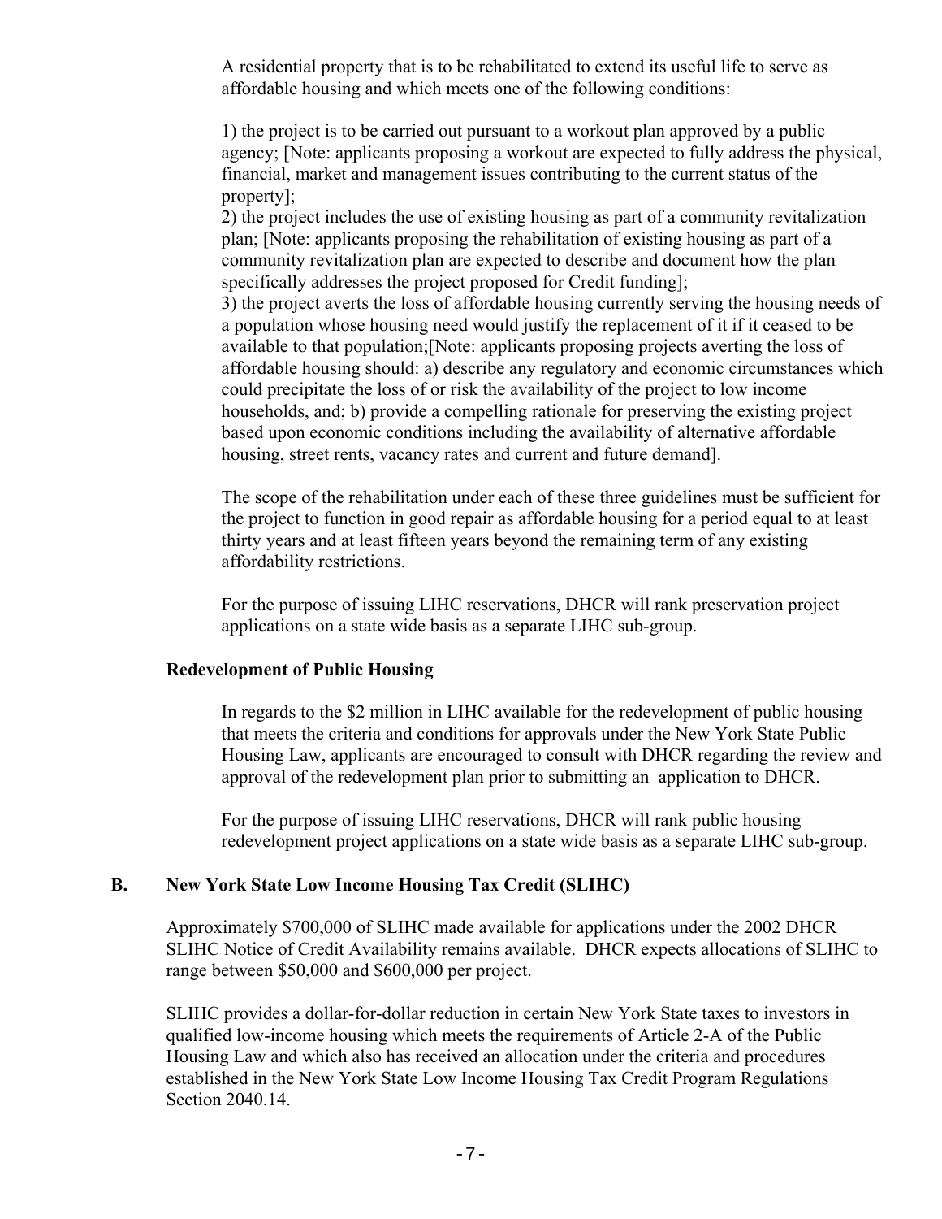A residential property that is to be rehabilitated to extend its useful life to serve as affordable housing and which meets one of the following conditions:

1) the project is to be carried out pursuant to a workout plan approved by a public agency; [Note: applicants proposing a workout are expected to fully address the physical, financial, market and management issues contributing to the current status of the property];
2) the project includes the use of existing housing as part of a community revitalization plan; [Note: applicants proposing the rehabilitation of existing housing as part of a community revitalization plan are expected to describe and document how the plan specifically addresses the project proposed for Credit funding];
3) the project averts the loss of affordable housing currently serving the housing needs of a population whose housing need would justify the replacement of it if it ceased to be available to that population;[Note: applicants proposing projects averting the loss of affordable housing should: a) describe any regulatory and economic circumstances which could precipitate the loss of or risk the availability of the project to low income households, and; b) provide a compelling rationale for preserving the existing project based upon economic conditions including the availability of alternative affordable housing, street rents, vacancy rates and current and future demand].

The scope of the rehabilitation under each of these three guidelines must be sufficient for the project to function in good repair as affordable housing for a period equal to at least thirty years and at least fifteen years beyond the remaining term of any existing affordability restrictions.

For the purpose of issuing LIHC reservations, DHCR will rank preservation project applications on a state wide basis as a separate LIHC sub-group.

**Redevelopment of Public Housing**

In regards to the $2 million in LIHC available for the redevelopment of public housing that meets the criteria and conditions for approvals under the New York State Public Housing Law, applicants are encouraged to consult with DHCR regarding the review and approval of the redevelopment plan prior to submitting an application to DHCR.

For the purpose of issuing LIHC reservations, DHCR will rank public housing redevelopment project applications on a state wide basis as a separate LIHC sub-group.

### B. New York State Low Income Housing Tax Credit (SLIHC)

Approximately $700,000 of SLIHC made available for applications under the 2002 DHCR SLIHC Notice of Credit Availability remains available. DHCR expects allocations of SLIHC to range between $50,000 and $600,000 per project.

SLIHC provides a dollar-for-dollar reduction in certain New York State taxes to investors in qualified low-income housing which meets the requirements of Article 2-A of the Public Housing Law and which also has received an allocation under the criteria and procedures established in the New York State Low Income Housing Tax Credit Program Regulations Section 2040.14.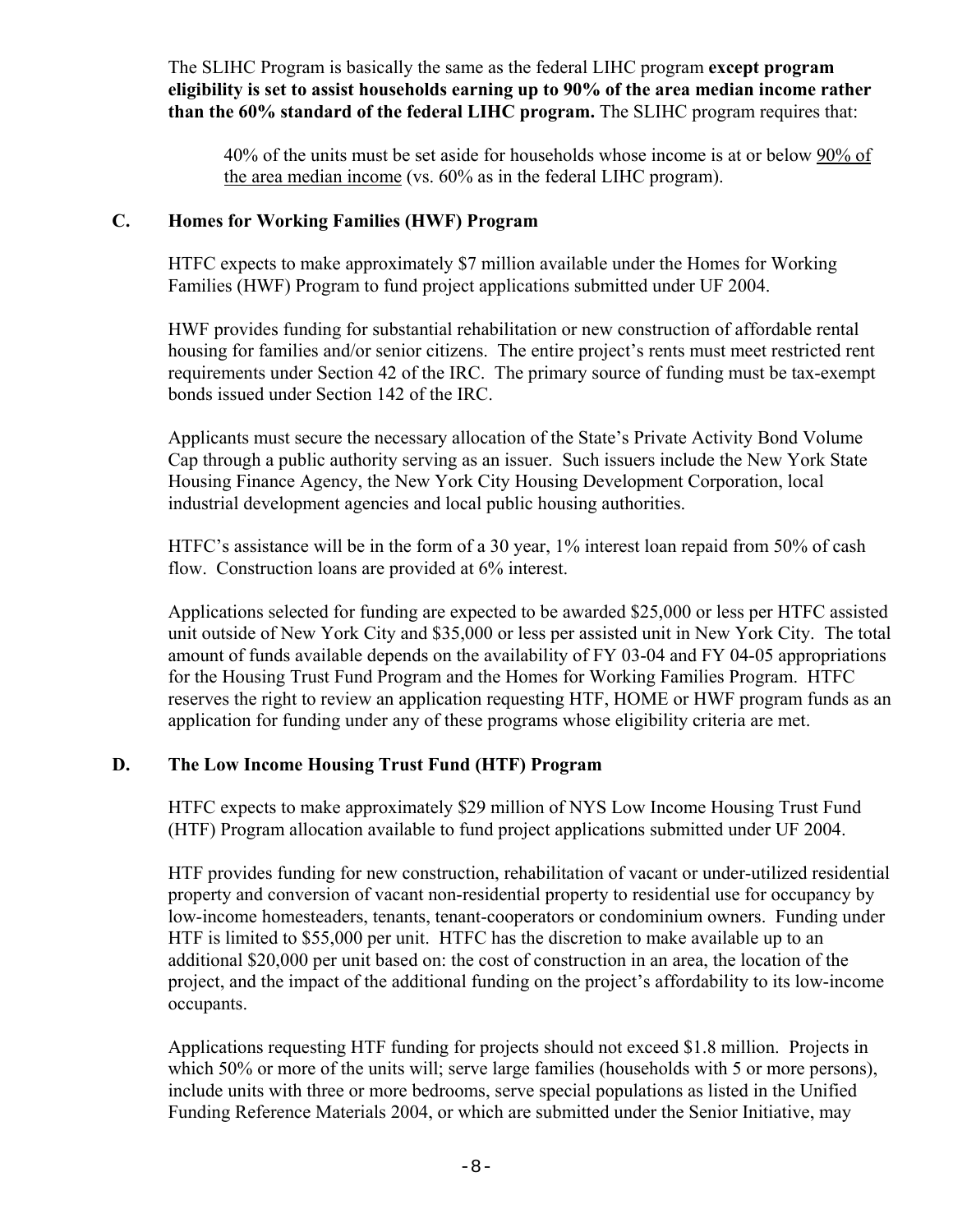The SLIHC Program is basically the same as the federal LIHC program **except program eligibility is set to assist households earning up to 90% of the area median income rather than the 60% standard of the federal LIHC program.** The SLIHC program requires that:

> 40% of the units must be set aside for households whose income is at or below <u>90% of the area median income</u> (vs. 60% as in the federal LIHC program).

### C. Homes for Working Families (HWF) Program

HTFC expects to make approximately $7 million available under the Homes for Working Families (HWF) Program to fund project applications submitted under UF 2004.

HWF provides funding for substantial rehabilitation or new construction of affordable rental housing for families and/or senior citizens. The entire project's rents must meet restricted rent requirements under Section 42 of the IRC. The primary source of funding must be tax-exempt bonds issued under Section 142 of the IRC.

Applicants must secure the necessary allocation of the State's Private Activity Bond Volume Cap through a public authority serving as an issuer. Such issuers include the New York State Housing Finance Agency, the New York City Housing Development Corporation, local industrial development agencies and local public housing authorities.

HTFC's assistance will be in the form of a 30 year, 1% interest loan repaid from 50% of cash flow. Construction loans are provided at 6% interest.

Applications selected for funding are expected to be awarded $25,000 or less per HTFC assisted unit outside of New York City and $35,000 or less per assisted unit in New York City. The total amount of funds available depends on the availability of FY 03-04 and FY 04-05 appropriations for the Housing Trust Fund Program and the Homes for Working Families Program. HTFC reserves the right to review an application requesting HTF, HOME or HWF program funds as an application for funding under any of these programs whose eligibility criteria are met.

### D. The Low Income Housing Trust Fund (HTF) Program

HTFC expects to make approximately $29 million of NYS Low Income Housing Trust Fund (HTF) Program allocation available to fund project applications submitted under UF 2004.

HTF provides funding for new construction, rehabilitation of vacant or under-utilized residential property and conversion of vacant non-residential property to residential use for occupancy by low-income homesteaders, tenants, tenant-cooperators or condominium owners. Funding under HTF is limited to $55,000 per unit. HTFC has the discretion to make available up to an additional $20,000 per unit based on: the cost of construction in an area, the location of the project, and the impact of the additional funding on the project's affordability to its low-income occupants.

Applications requesting HTF funding for projects should not exceed $1.8 million. Projects in which 50% or more of the units will; serve large families (households with 5 or more persons), include units with three or more bedrooms, serve special populations as listed in the Unified Funding Reference Materials 2004, or which are submitted under the Senior Initiative, may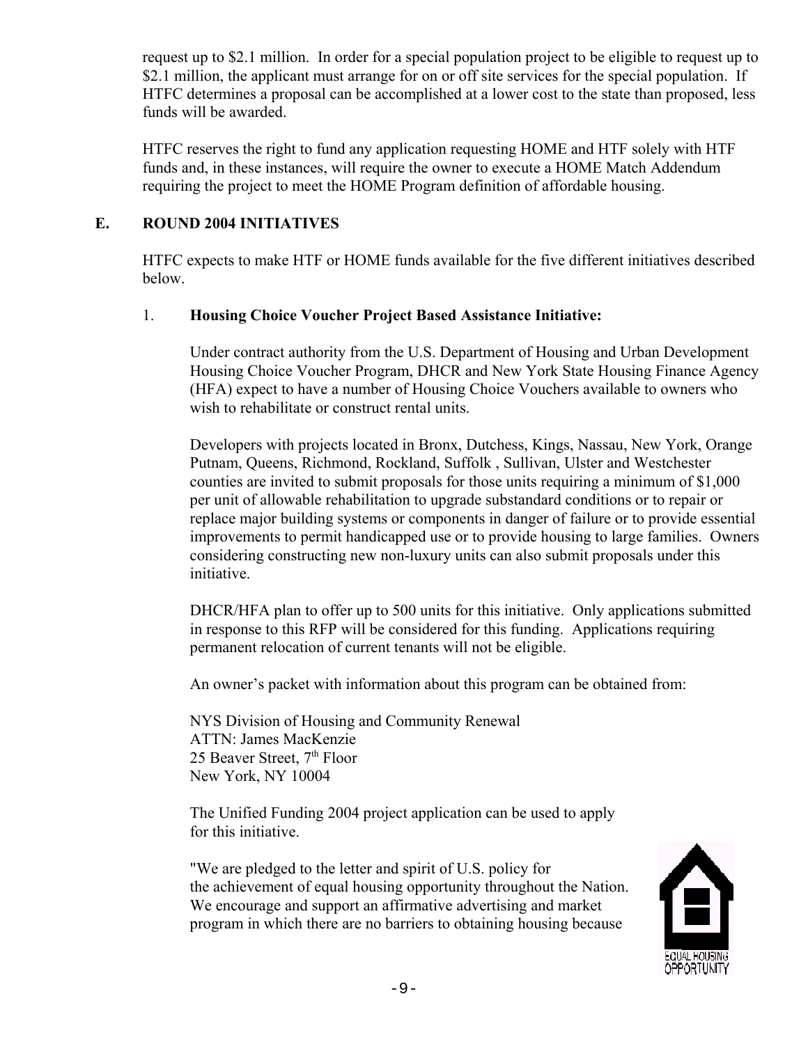request up to $2.1 million. In order for a special population project to be eligible to request up to $2.1 million, the applicant must arrange for on or off site services for the special population. If HTFC determines a proposal can be accomplished at a lower cost to the state than proposed, less funds will be awarded.

HTFC reserves the right to fund any application requesting HOME and HTF solely with HTF funds and, in these instances, will require the owner to execute a HOME Match Addendum requiring the project to meet the HOME Program definition of affordable housing.

## E. ROUND 2004 INITIATIVES

HTFC expects to make HTF or HOME funds available for the five different initiatives described below.

### 1. Housing Choice Voucher Project Based Assistance Initiative:

Under contract authority from the U.S. Department of Housing and Urban Development Housing Choice Voucher Program, DHCR and New York State Housing Finance Agency (HFA) expect to have a number of Housing Choice Vouchers available to owners who wish to rehabilitate or construct rental units.

Developers with projects located in Bronx, Dutchess, Kings, Nassau, New York, Orange Putnam, Queens, Richmond, Rockland, Suffolk , Sullivan, Ulster and Westchester counties are invited to submit proposals for those units requiring a minimum of $1,000 per unit of allowable rehabilitation to upgrade substandard conditions or to repair or replace major building systems or components in danger of failure or to provide essential improvements to permit handicapped use or to provide housing to large families. Owners considering constructing new non-luxury units can also submit proposals under this initiative.

DHCR/HFA plan to offer up to 500 units for this initiative. Only applications submitted in response to this RFP will be considered for this funding. Applications requiring permanent relocation of current tenants will not be eligible.

An owner's packet with information about this program can be obtained from:

NYS Division of Housing and Community Renewal
ATTN: James MacKenzie
25 Beaver Street, 7th Floor
New York, NY 10004

The Unified Funding 2004 project application can be used to apply for this initiative.

"We are pledged to the letter and spirit of U.S. policy for the achievement of equal housing opportunity throughout the Nation. We encourage and support an affirmative advertising and market program in which there are no barriers to obtaining housing because

EQUAL HOUSING OPPORTUNITY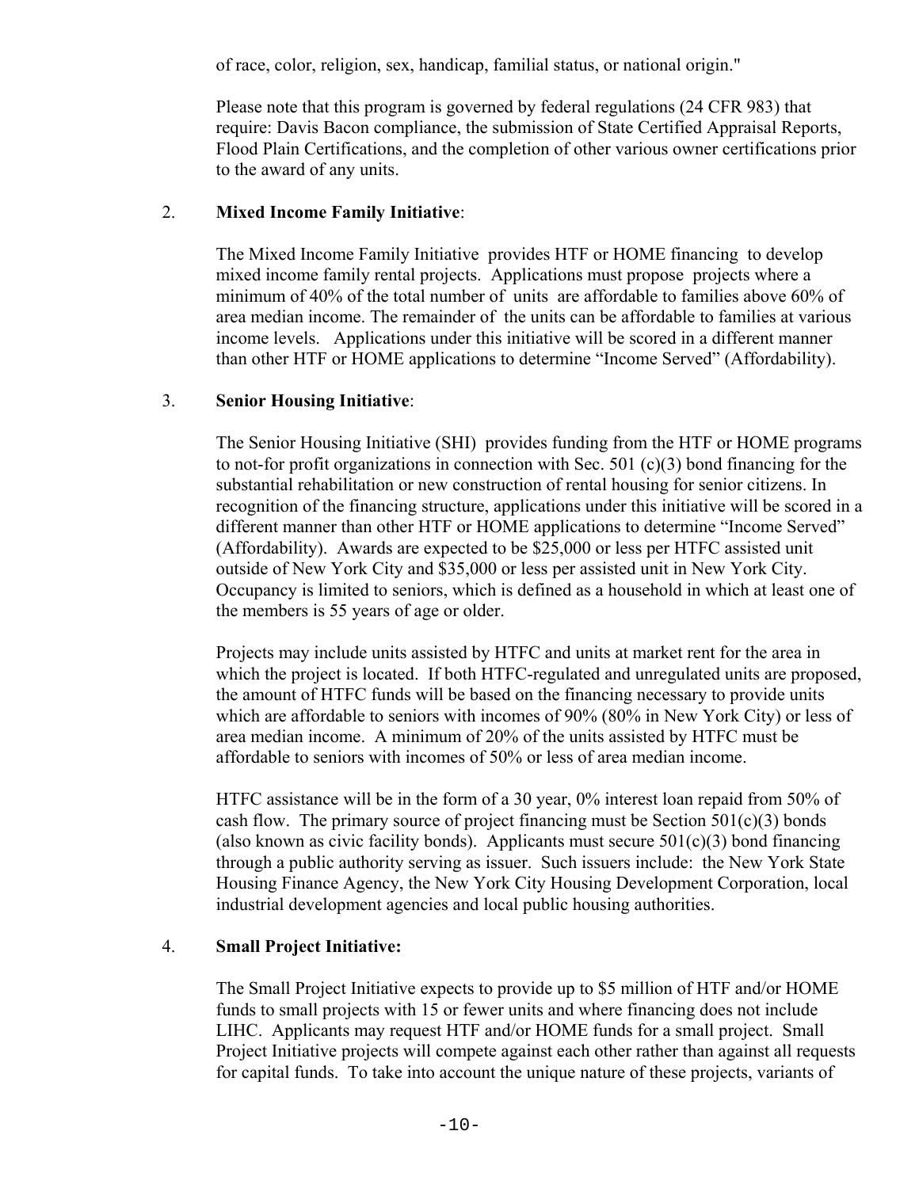of race, color, religion, sex, handicap, familial status, or national origin."

Please note that this program is governed by federal regulations (24 CFR 983) that require: Davis Bacon compliance, the submission of State Certified Appraisal Reports, Flood Plain Certifications, and the completion of other various owner certifications prior to the award of any units.

2. **Mixed Income Family Initiative**:

   The Mixed Income Family Initiative provides HTF or HOME financing to develop mixed income family rental projects. Applications must propose projects where a minimum of 40% of the total number of units are affordable to families above 60% of area median income. The remainder of the units can be affordable to families at various income levels. Applications under this initiative will be scored in a different manner than other HTF or HOME applications to determine "Income Served" (Affordability).

3. **Senior Housing Initiative**:

   The Senior Housing Initiative (SHI) provides funding from the HTF or HOME programs to not-for profit organizations in connection with Sec. 501 (c)(3) bond financing for the substantial rehabilitation or new construction of rental housing for senior citizens. In recognition of the financing structure, applications under this initiative will be scored in a different manner than other HTF or HOME applications to determine "Income Served" (Affordability). Awards are expected to be $25,000 or less per HTFC assisted unit outside of New York City and $35,000 or less per assisted unit in New York City. Occupancy is limited to seniors, which is defined as a household in which at least one of the members is 55 years of age or older.

   Projects may include units assisted by HTFC and units at market rent for the area in which the project is located. If both HTFC-regulated and unregulated units are proposed, the amount of HTFC funds will be based on the financing necessary to provide units which are affordable to seniors with incomes of 90% (80% in New York City) or less of area median income. A minimum of 20% of the units assisted by HTFC must be affordable to seniors with incomes of 50% or less of area median income.

   HTFC assistance will be in the form of a 30 year, 0% interest loan repaid from 50% of cash flow. The primary source of project financing must be Section 501(c)(3) bonds (also known as civic facility bonds). Applicants must secure 501(c)(3) bond financing through a public authority serving as issuer. Such issuers include: the New York State Housing Finance Agency, the New York City Housing Development Corporation, local industrial development agencies and local public housing authorities.

4. **Small Project Initiative:**

   The Small Project Initiative expects to provide up to $5 million of HTF and/or HOME funds to small projects with 15 or fewer units and where financing does not include LIHC. Applicants may request HTF and/or HOME funds for a small project. Small Project Initiative projects will compete against each other rather than against all requests for capital funds. To take into account the unique nature of these projects, variants of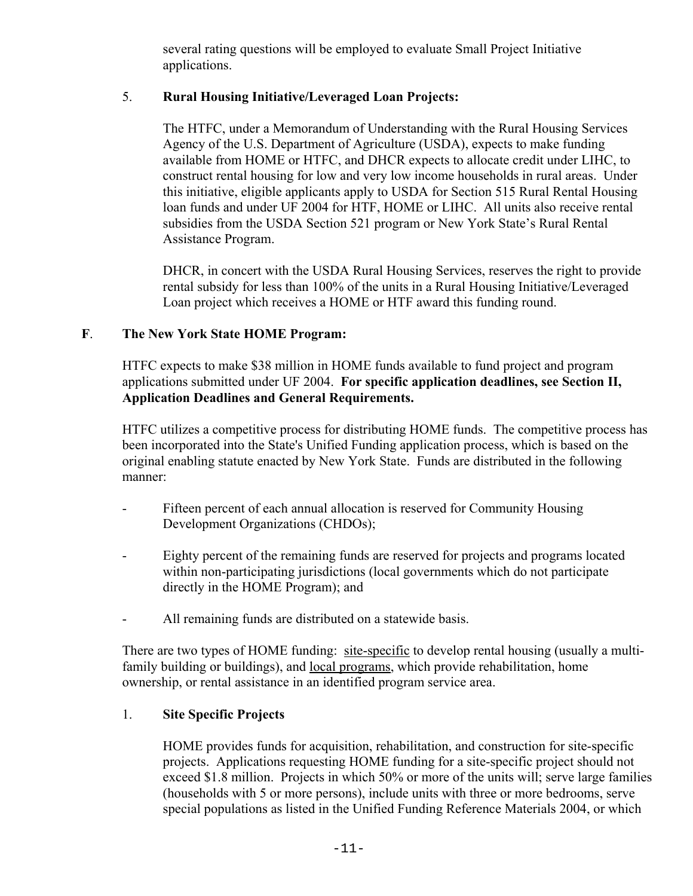several rating questions will be employed to evaluate Small Project Initiative applications.

5. **Rural Housing Initiative/Leveraged Loan Projects:**

   The HTFC, under a Memorandum of Understanding with the Rural Housing Services Agency of the U.S. Department of Agriculture (USDA), expects to make funding available from HOME or HTFC, and DHCR expects to allocate credit under LIHC, to construct rental housing for low and very low income households in rural areas. Under this initiative, eligible applicants apply to USDA for Section 515 Rural Rental Housing loan funds and under UF 2004 for HTF, HOME or LIHC. All units also receive rental subsidies from the USDA Section 521 program or New York State's Rural Rental Assistance Program.

   DHCR, in concert with the USDA Rural Housing Services, reserves the right to provide rental subsidy for less than 100% of the units in a Rural Housing Initiative/Leveraged Loan project which receives a HOME or HTF award this funding round.

## F. The New York State HOME Program:

HTFC expects to make $38 million in HOME funds available to fund project and program applications submitted under UF 2004. **For specific application deadlines, see Section II, Application Deadlines and General Requirements.**

HTFC utilizes a competitive process for distributing HOME funds. The competitive process has been incorporated into the State's Unified Funding application process, which is based on the original enabling statute enacted by New York State. Funds are distributed in the following manner:

- Fifteen percent of each annual allocation is reserved for Community Housing Development Organizations (CHDOs);
- Eighty percent of the remaining funds are reserved for projects and programs located within non-participating jurisdictions (local governments which do not participate directly in the HOME Program); and
- All remaining funds are distributed on a statewide basis.

There are two types of HOME funding: site-specific to develop rental housing (usually a multi-family building or buildings), and local programs, which provide rehabilitation, home ownership, or rental assistance in an identified program service area.

1. **Site Specific Projects**

   HOME provides funds for acquisition, rehabilitation, and construction for site-specific projects. Applications requesting HOME funding for a site-specific project should not exceed $1.8 million. Projects in which 50% or more of the units will; serve large families (households with 5 or more persons), include units with three or more bedrooms, serve special populations as listed in the Unified Funding Reference Materials 2004, or which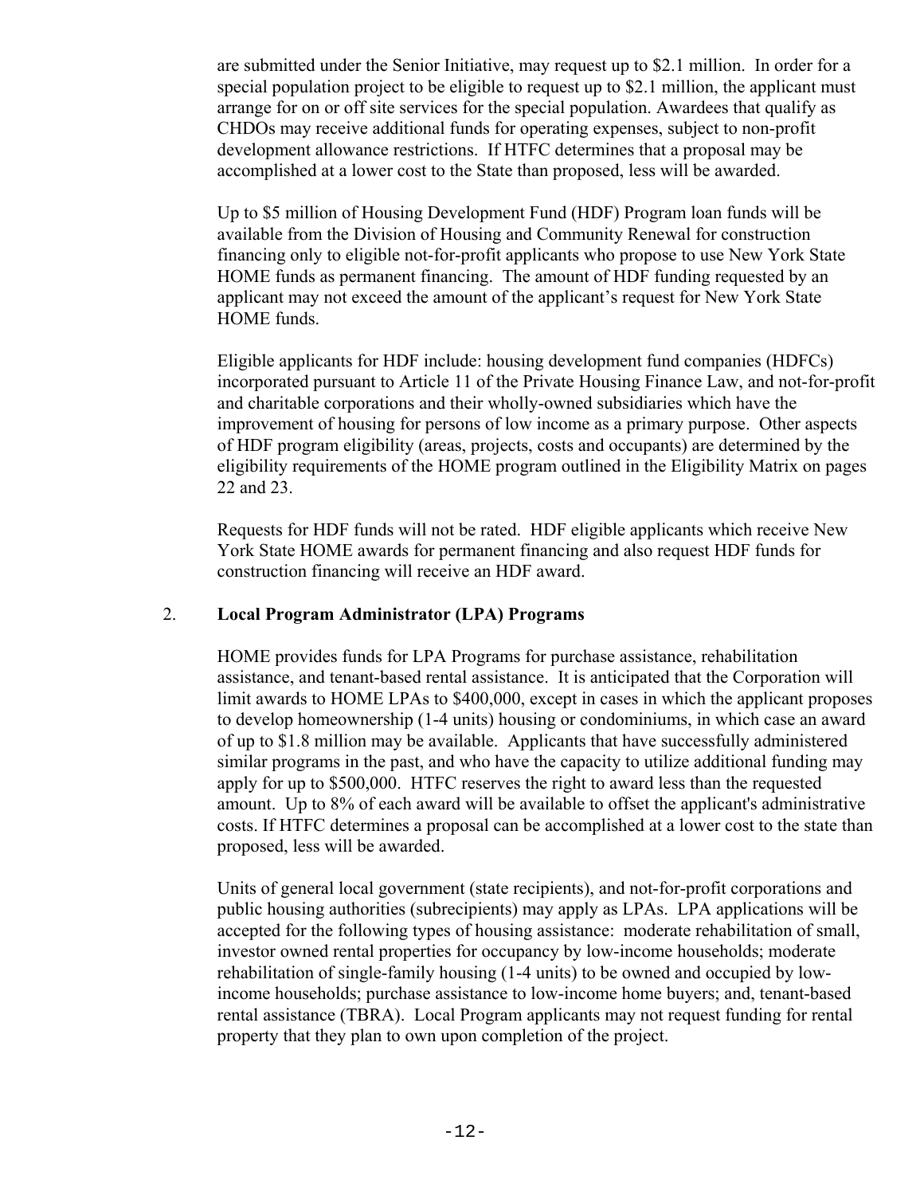are submitted under the Senior Initiative, may request up to $2.1 million. In order for a special population project to be eligible to request up to $2.1 million, the applicant must arrange for on or off site services for the special population. Awardees that qualify as CHDOs may receive additional funds for operating expenses, subject to non-profit development allowance restrictions. If HTFC determines that a proposal may be accomplished at a lower cost to the State than proposed, less will be awarded.

Up to $5 million of Housing Development Fund (HDF) Program loan funds will be available from the Division of Housing and Community Renewal for construction financing only to eligible not-for-profit applicants who propose to use New York State HOME funds as permanent financing. The amount of HDF funding requested by an applicant may not exceed the amount of the applicant's request for New York State HOME funds.

Eligible applicants for HDF include: housing development fund companies (HDFCs) incorporated pursuant to Article 11 of the Private Housing Finance Law, and not-for-profit and charitable corporations and their wholly-owned subsidiaries which have the improvement of housing for persons of low income as a primary purpose. Other aspects of HDF program eligibility (areas, projects, costs and occupants) are determined by the eligibility requirements of the HOME program outlined in the Eligibility Matrix on pages 22 and 23.

Requests for HDF funds will not be rated. HDF eligible applicants which receive New York State HOME awards for permanent financing and also request HDF funds for construction financing will receive an HDF award.

## 2. **Local Program Administrator (LPA) Programs**

HOME provides funds for LPA Programs for purchase assistance, rehabilitation assistance, and tenant-based rental assistance. It is anticipated that the Corporation will limit awards to HOME LPAs to $400,000, except in cases in which the applicant proposes to develop homeownership (1-4 units) housing or condominiums, in which case an award of up to $1.8 million may be available. Applicants that have successfully administered similar programs in the past, and who have the capacity to utilize additional funding may apply for up to $500,000. HTFC reserves the right to award less than the requested amount. Up to 8% of each award will be available to offset the applicant's administrative costs. If HTFC determines a proposal can be accomplished at a lower cost to the state than proposed, less will be awarded.

Units of general local government (state recipients), and not-for-profit corporations and public housing authorities (subrecipients) may apply as LPAs. LPA applications will be accepted for the following types of housing assistance: moderate rehabilitation of small, investor owned rental properties for occupancy by low-income households; moderate rehabilitation of single-family housing (1-4 units) to be owned and occupied by low-income households; purchase assistance to low-income home buyers; and, tenant-based rental assistance (TBRA). Local Program applicants may not request funding for rental property that they plan to own upon completion of the project.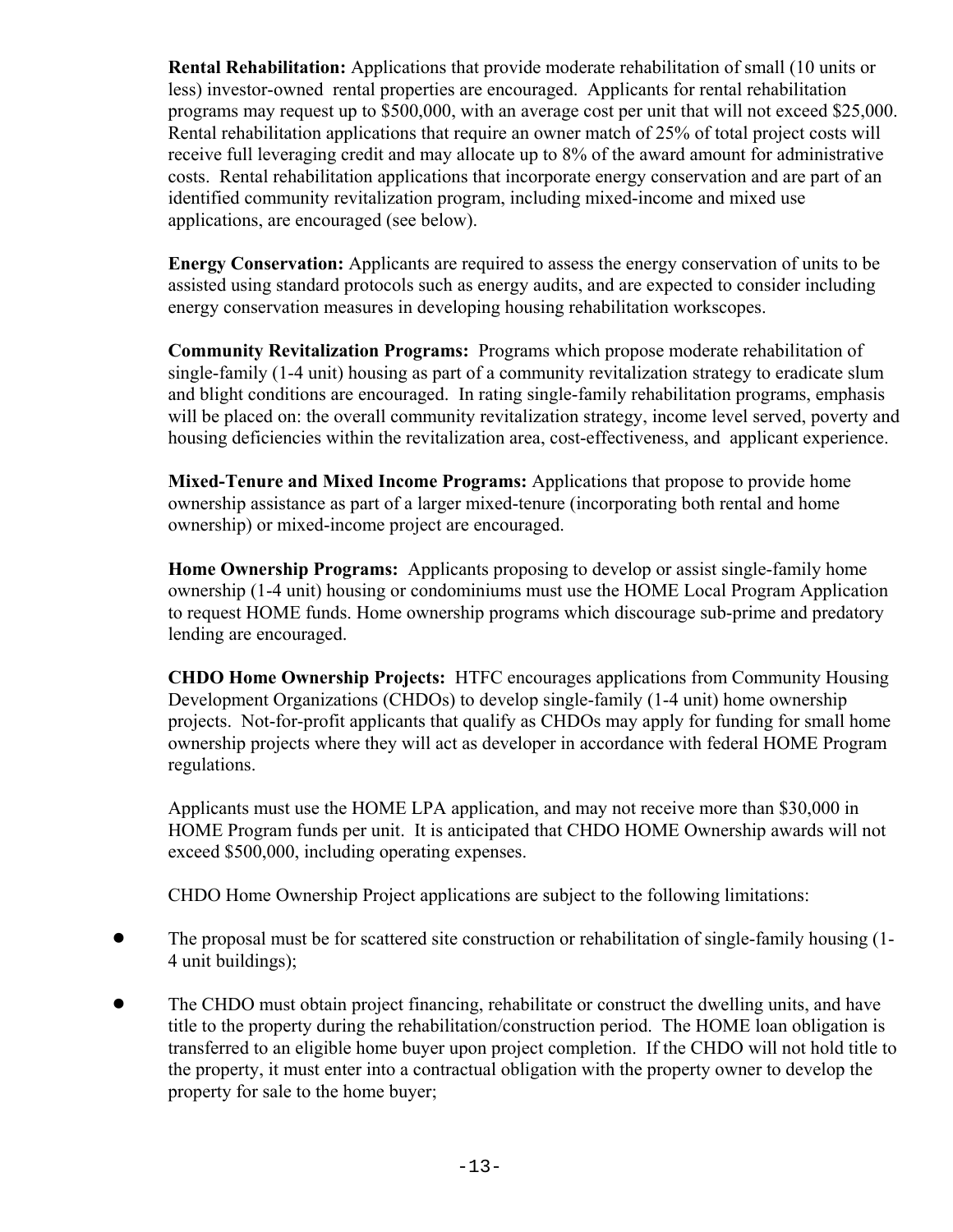**Rental Rehabilitation:** Applications that provide moderate rehabilitation of small (10 units or less) investor-owned rental properties are encouraged. Applicants for rental rehabilitation programs may request up to $500,000, with an average cost per unit that will not exceed $25,000. Rental rehabilitation applications that require an owner match of 25% of total project costs will receive full leveraging credit and may allocate up to 8% of the award amount for administrative costs. Rental rehabilitation applications that incorporate energy conservation and are part of an identified community revitalization program, including mixed-income and mixed use applications, are encouraged (see below).

**Energy Conservation:** Applicants are required to assess the energy conservation of units to be assisted using standard protocols such as energy audits, and are expected to consider including energy conservation measures in developing housing rehabilitation workscopes.

**Community Revitalization Programs:** Programs which propose moderate rehabilitation of single-family (1-4 unit) housing as part of a community revitalization strategy to eradicate slum and blight conditions are encouraged. In rating single-family rehabilitation programs, emphasis will be placed on: the overall community revitalization strategy, income level served, poverty and housing deficiencies within the revitalization area, cost-effectiveness, and applicant experience.

**Mixed-Tenure and Mixed Income Programs:** Applications that propose to provide home ownership assistance as part of a larger mixed-tenure (incorporating both rental and home ownership) or mixed-income project are encouraged.

**Home Ownership Programs:** Applicants proposing to develop or assist single-family home ownership (1-4 unit) housing or condominiums must use the HOME Local Program Application to request HOME funds. Home ownership programs which discourage sub-prime and predatory lending are encouraged.

**CHDO Home Ownership Projects:** HTFC encourages applications from Community Housing Development Organizations (CHDOs) to develop single-family (1-4 unit) home ownership projects. Not-for-profit applicants that qualify as CHDOs may apply for funding for small home ownership projects where they will act as developer in accordance with federal HOME Program regulations.

Applicants must use the HOME LPA application, and may not receive more than $30,000 in HOME Program funds per unit. It is anticipated that CHDO HOME Ownership awards will not exceed $500,000, including operating expenses.

CHDO Home Ownership Project applications are subject to the following limitations:

- The proposal must be for scattered site construction or rehabilitation of single-family housing (1-4 unit buildings);
- The CHDO must obtain project financing, rehabilitate or construct the dwelling units, and have title to the property during the rehabilitation/construction period. The HOME loan obligation is transferred to an eligible home buyer upon project completion. If the CHDO will not hold title to the property, it must enter into a contractual obligation with the property owner to develop the property for sale to the home buyer;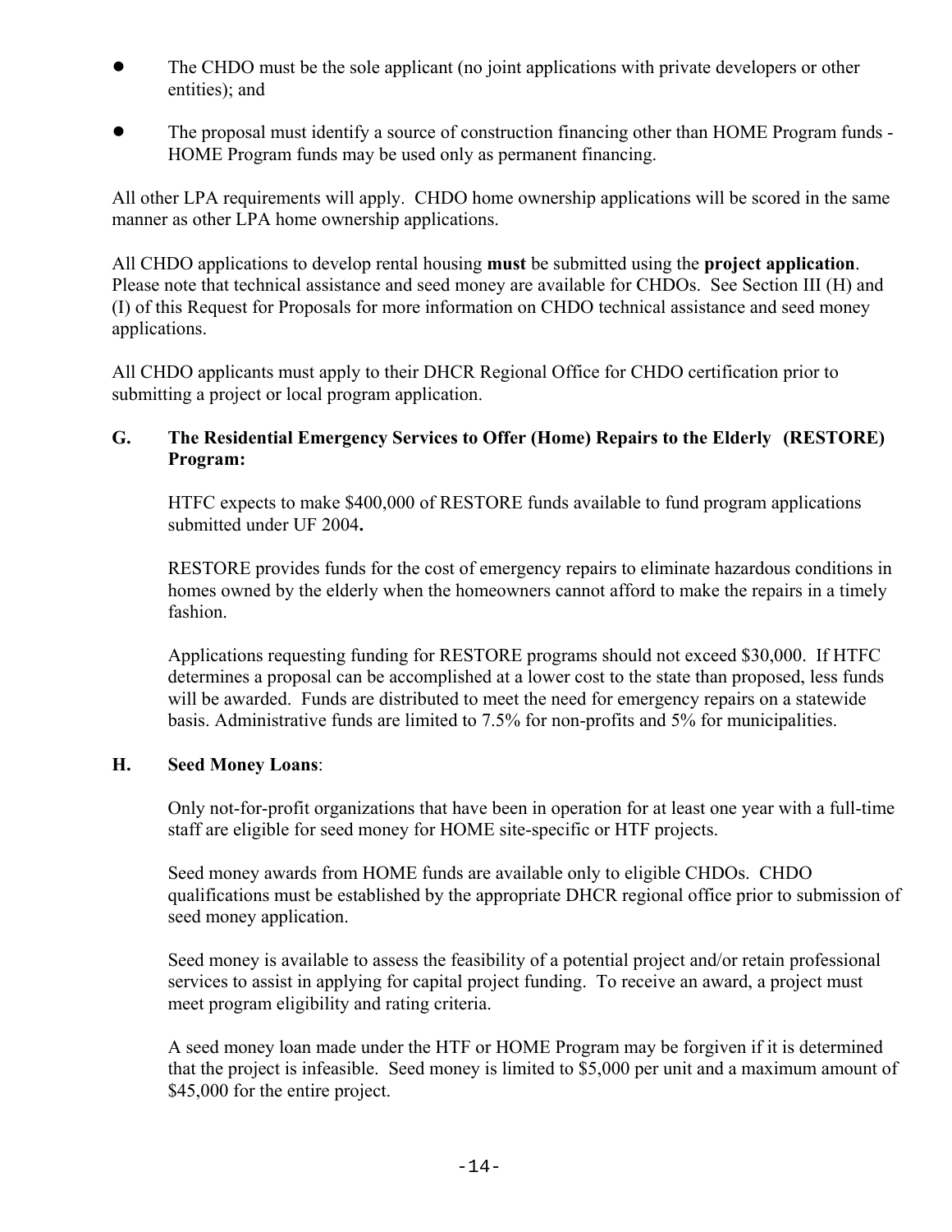- The CHDO must be the sole applicant (no joint applications with private developers or other entities); and

- The proposal must identify a source of construction financing other than HOME Program funds - HOME Program funds may be used only as permanent financing.

All other LPA requirements will apply. CHDO home ownership applications will be scored in the same manner as other LPA home ownership applications.

All CHDO applications to develop rental housing **must** be submitted using the **project application**. Please note that technical assistance and seed money are available for CHDOs. See Section III (H) and (I) of this Request for Proposals for more information on CHDO technical assistance and seed money applications.

All CHDO applicants must apply to their DHCR Regional Office for CHDO certification prior to submitting a project or local program application.

### G. The Residential Emergency Services to Offer (Home) Repairs to the Elderly (RESTORE) Program:

HTFC expects to make $400,000 of RESTORE funds available to fund program applications submitted under UF 2004**.**

RESTORE provides funds for the cost of emergency repairs to eliminate hazardous conditions in homes owned by the elderly when the homeowners cannot afford to make the repairs in a timely fashion.

Applications requesting funding for RESTORE programs should not exceed $30,000. If HTFC determines a proposal can be accomplished at a lower cost to the state than proposed, less funds will be awarded. Funds are distributed to meet the need for emergency repairs on a statewide basis. Administrative funds are limited to 7.5% for non-profits and 5% for municipalities.

### H. Seed Money Loans:

Only not-for-profit organizations that have been in operation for at least one year with a full-time staff are eligible for seed money for HOME site-specific or HTF projects.

Seed money awards from HOME funds are available only to eligible CHDOs. CHDO qualifications must be established by the appropriate DHCR regional office prior to submission of seed money application.

Seed money is available to assess the feasibility of a potential project and/or retain professional services to assist in applying for capital project funding. To receive an award, a project must meet program eligibility and rating criteria.

A seed money loan made under the HTF or HOME Program may be forgiven if it is determined that the project is infeasible. Seed money is limited to $5,000 per unit and a maximum amount of $45,000 for the entire project.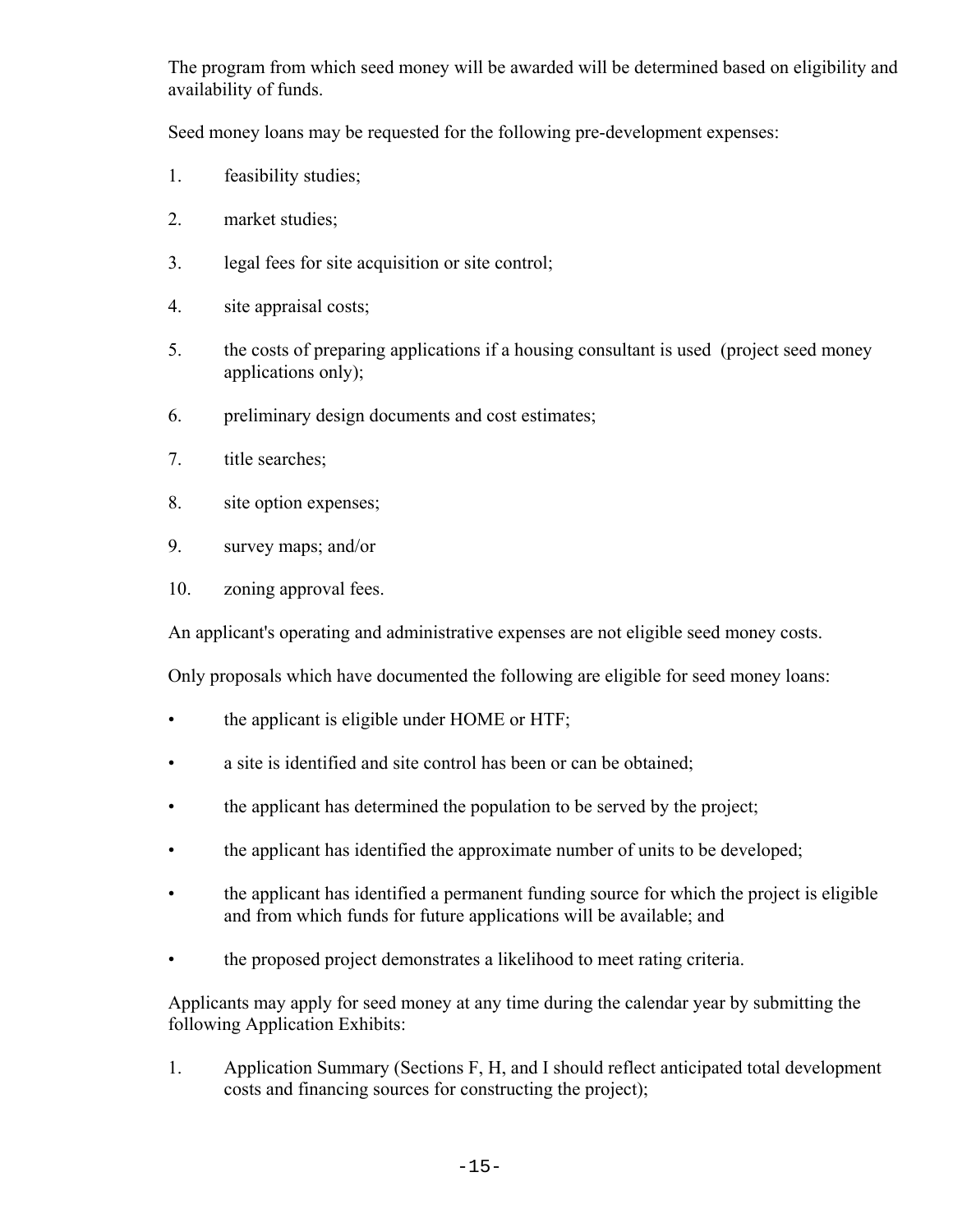The program from which seed money will be awarded will be determined based on eligibility and availability of funds.

Seed money loans may be requested for the following pre-development expenses:

1. feasibility studies;
2. market studies;
3. legal fees for site acquisition or site control;
4. site appraisal costs;
5. the costs of preparing applications if a housing consultant is used (project seed money applications only);
6. preliminary design documents and cost estimates;
7. title searches;
8. site option expenses;
9. survey maps; and/or
10. zoning approval fees.

An applicant's operating and administrative expenses are not eligible seed money costs.

Only proposals which have documented the following are eligible for seed money loans:

- the applicant is eligible under HOME or HTF;
- a site is identified and site control has been or can be obtained;
- the applicant has determined the population to be served by the project;
- the applicant has identified the approximate number of units to be developed;
- the applicant has identified a permanent funding source for which the project is eligible and from which funds for future applications will be available; and
- the proposed project demonstrates a likelihood to meet rating criteria.

Applicants may apply for seed money at any time during the calendar year by submitting the following Application Exhibits:

1. Application Summary (Sections F, H, and I should reflect anticipated total development costs and financing sources for constructing the project);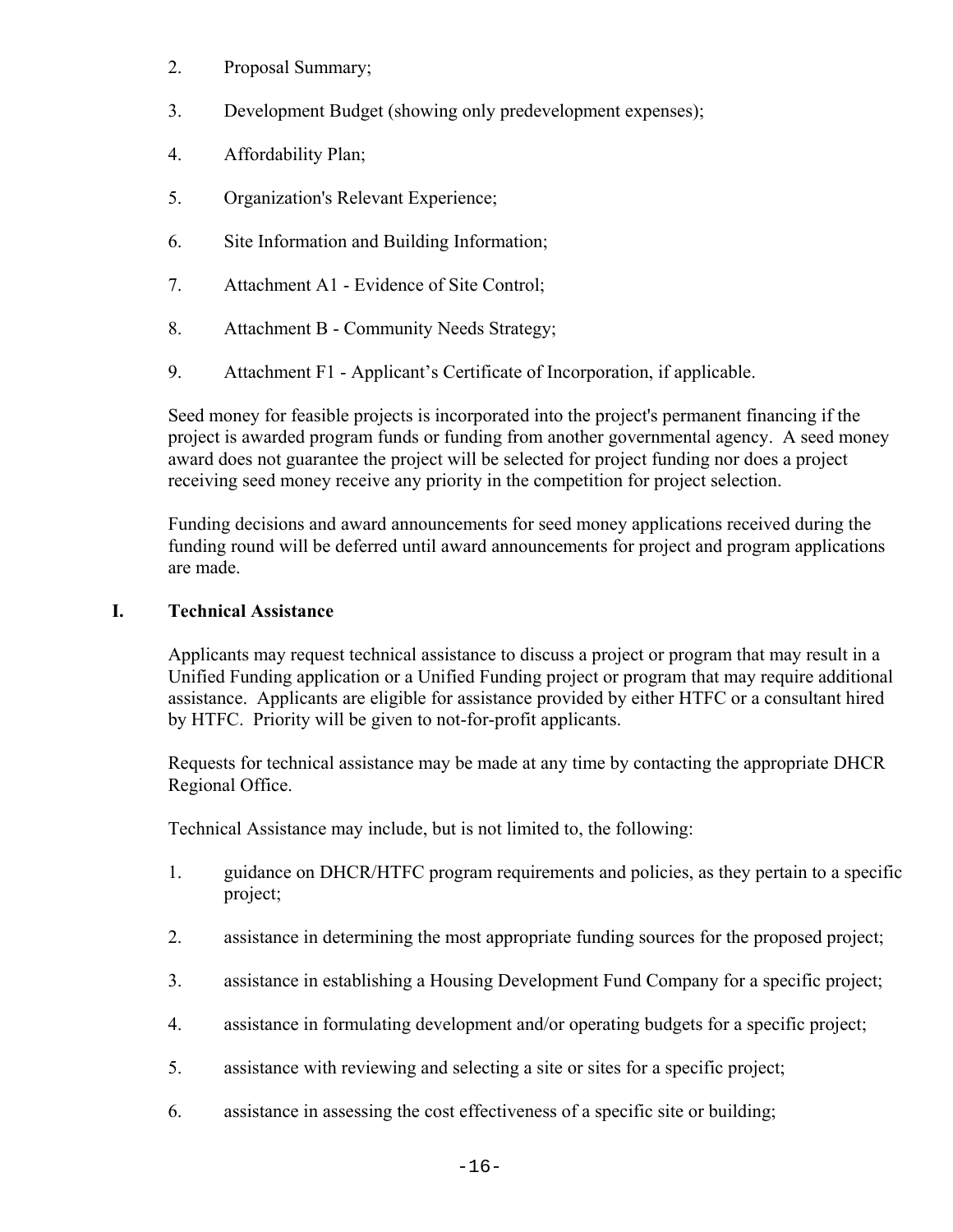2. Proposal Summary;

3. Development Budget (showing only predevelopment expenses);

4. Affordability Plan;

5. Organization's Relevant Experience;

6. Site Information and Building Information;

7. Attachment A1 - Evidence of Site Control;

8. Attachment B - Community Needs Strategy;

9. Attachment F1 - Applicant’s Certificate of Incorporation, if applicable.

Seed money for feasible projects is incorporated into the project's permanent financing if the project is awarded program funds or funding from another governmental agency. A seed money award does not guarantee the project will be selected for project funding nor does a project receiving seed money receive any priority in the competition for project selection.

Funding decisions and award announcements for seed money applications received during the funding round will be deferred until award announcements for project and program applications are made.

## I. Technical Assistance

Applicants may request technical assistance to discuss a project or program that may result in a Unified Funding application or a Unified Funding project or program that may require additional assistance. Applicants are eligible for assistance provided by either HTFC or a consultant hired by HTFC. Priority will be given to not-for-profit applicants.

Requests for technical assistance may be made at any time by contacting the appropriate DHCR Regional Office.

Technical Assistance may include, but is not limited to, the following:

1. guidance on DHCR/HTFC program requirements and policies, as they pertain to a specific project;

2. assistance in determining the most appropriate funding sources for the proposed project;

3. assistance in establishing a Housing Development Fund Company for a specific project;

4. assistance in formulating development and/or operating budgets for a specific project;

5. assistance with reviewing and selecting a site or sites for a specific project;

6. assistance in assessing the cost effectiveness of a specific site or building;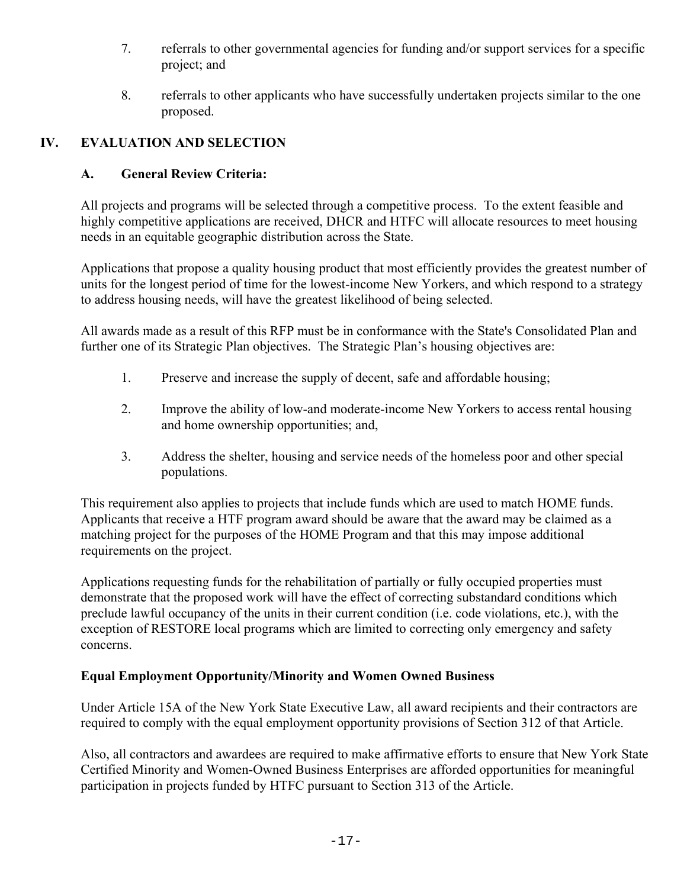7. referrals to other governmental agencies for funding and/or support services for a specific project; and

8. referrals to other applicants who have successfully undertaken projects similar to the one proposed.

## IV. EVALUATION AND SELECTION

### A. General Review Criteria:

All projects and programs will be selected through a competitive process. To the extent feasible and highly competitive applications are received, DHCR and HTFC will allocate resources to meet housing needs in an equitable geographic distribution across the State.

Applications that propose a quality housing product that most efficiently provides the greatest number of units for the longest period of time for the lowest-income New Yorkers, and which respond to a strategy to address housing needs, will have the greatest likelihood of being selected.

All awards made as a result of this RFP must be in conformance with the State's Consolidated Plan and further one of its Strategic Plan objectives. The Strategic Plan's housing objectives are:

1. Preserve and increase the supply of decent, safe and affordable housing;

2. Improve the ability of low-and moderate-income New Yorkers to access rental housing and home ownership opportunities; and,

3. Address the shelter, housing and service needs of the homeless poor and other special populations.

This requirement also applies to projects that include funds which are used to match HOME funds. Applicants that receive a HTF program award should be aware that the award may be claimed as a matching project for the purposes of the HOME Program and that this may impose additional requirements on the project.

Applications requesting funds for the rehabilitation of partially or fully occupied properties must demonstrate that the proposed work will have the effect of correcting substandard conditions which preclude lawful occupancy of the units in their current condition (i.e. code violations, etc.), with the exception of RESTORE local programs which are limited to correcting only emergency and safety concerns.

**Equal Employment Opportunity/Minority and Women Owned Business**

Under Article 15A of the New York State Executive Law, all award recipients and their contractors are required to comply with the equal employment opportunity provisions of Section 312 of that Article.

Also, all contractors and awardees are required to make affirmative efforts to ensure that New York State Certified Minority and Women-Owned Business Enterprises are afforded opportunities for meaningful participation in projects funded by HTFC pursuant to Section 313 of the Article.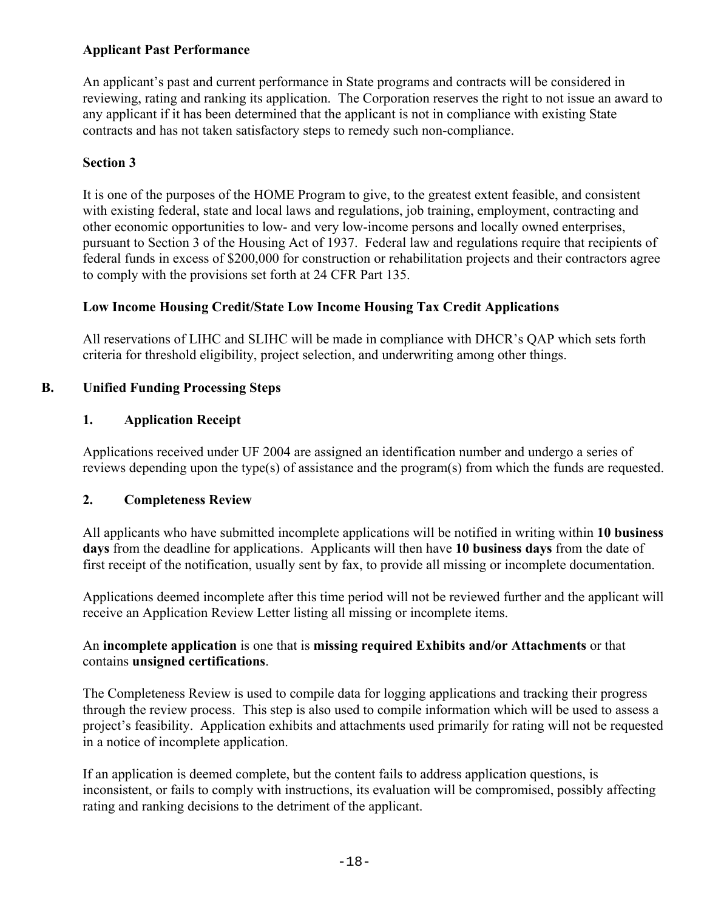**Applicant Past Performance**

An applicant's past and current performance in State programs and contracts will be considered in reviewing, rating and ranking its application. The Corporation reserves the right to not issue an award to any applicant if it has been determined that the applicant is not in compliance with existing State contracts and has not taken satisfactory steps to remedy such non-compliance.

**Section 3**

It is one of the purposes of the HOME Program to give, to the greatest extent feasible, and consistent with existing federal, state and local laws and regulations, job training, employment, contracting and other economic opportunities to low- and very low-income persons and locally owned enterprises, pursuant to Section 3 of the Housing Act of 1937. Federal law and regulations require that recipients of federal funds in excess of $200,000 for construction or rehabilitation projects and their contractors agree to comply with the provisions set forth at 24 CFR Part 135.

**Low Income Housing Credit/State Low Income Housing Tax Credit Applications**

All reservations of LIHC and SLIHC will be made in compliance with DHCR's QAP which sets forth criteria for threshold eligibility, project selection, and underwriting among other things.

## B. Unified Funding Processing Steps

### 1. Application Receipt

Applications received under UF 2004 are assigned an identification number and undergo a series of reviews depending upon the type(s) of assistance and the program(s) from which the funds are requested.

### 2. Completeness Review

All applicants who have submitted incomplete applications will be notified in writing within **10 business days** from the deadline for applications. Applicants will then have **10 business days** from the date of first receipt of the notification, usually sent by fax, to provide all missing or incomplete documentation.

Applications deemed incomplete after this time period will not be reviewed further and the applicant will receive an Application Review Letter listing all missing or incomplete items.

An **incomplete application** is one that is **missing required Exhibits and/or Attachments** or that contains **unsigned certifications**.

The Completeness Review is used to compile data for logging applications and tracking their progress through the review process. This step is also used to compile information which will be used to assess a project's feasibility. Application exhibits and attachments used primarily for rating will not be requested in a notice of incomplete application.

If an application is deemed complete, but the content fails to address application questions, is inconsistent, or fails to comply with instructions, its evaluation will be compromised, possibly affecting rating and ranking decisions to the detriment of the applicant.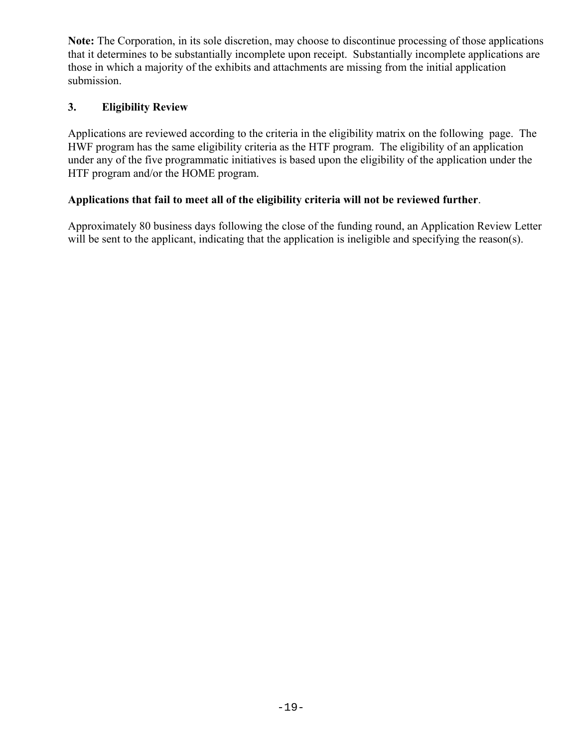**Note:** The Corporation, in its sole discretion, may choose to discontinue processing of those applications that it determines to be substantially incomplete upon receipt. Substantially incomplete applications are those in which a majority of the exhibits and attachments are missing from the initial application submission.

### 3. Eligibility Review

Applications are reviewed according to the criteria in the eligibility matrix on the following page. The HWF program has the same eligibility criteria as the HTF program. The eligibility of an application under any of the five programmatic initiatives is based upon the eligibility of the application under the HTF program and/or the HOME program.

**Applications that fail to meet all of the eligibility criteria will not be reviewed further**.

Approximately 80 business days following the close of the funding round, an Application Review Letter will be sent to the applicant, indicating that the application is ineligible and specifying the reason(s).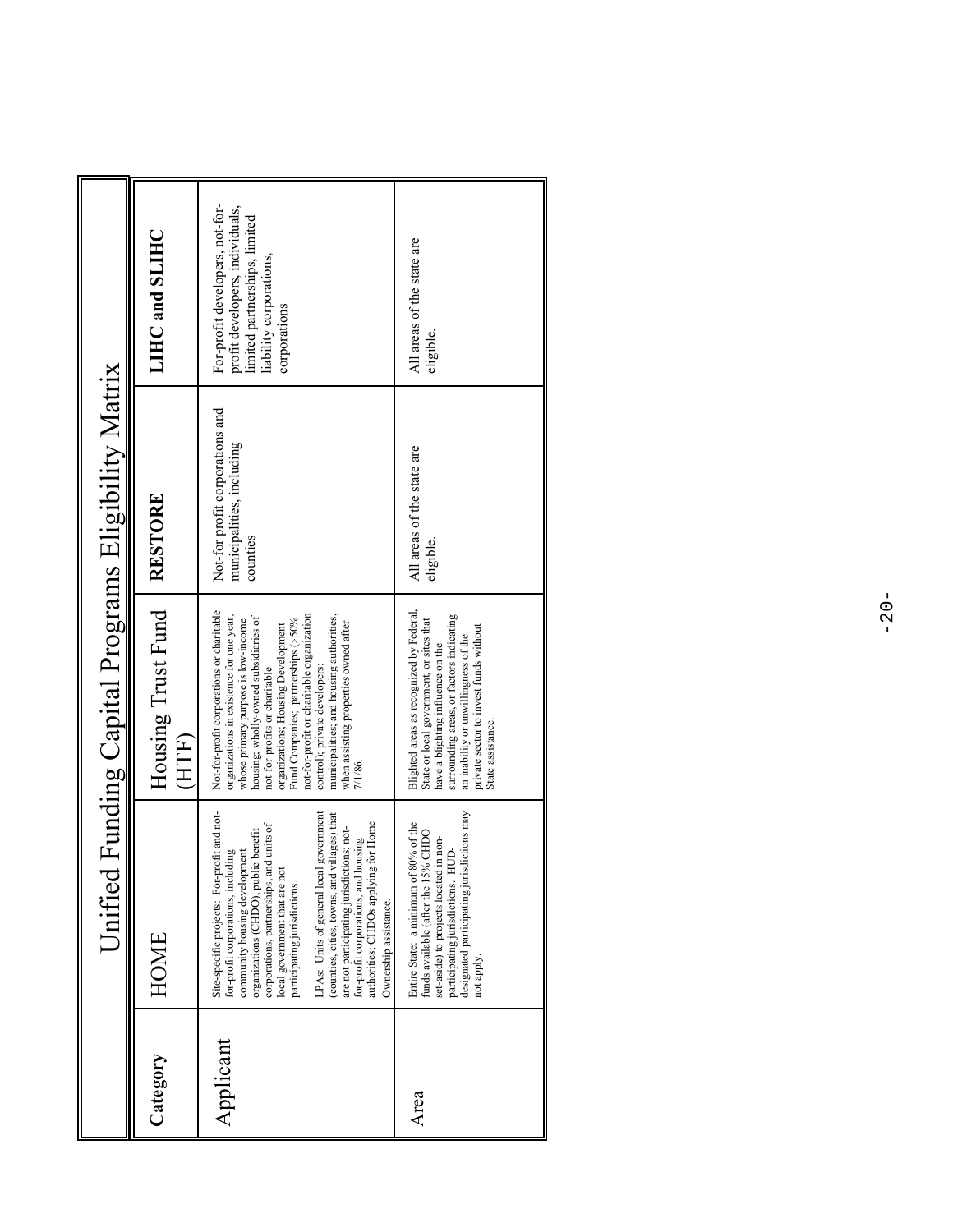# Unified Funding Capital Programs Eligibility Matrix

| Category | HOME | Housing Trust Fund (HTF) | RESTORE | LIHC and SLIHC |
|---|---|---|---|---|
| Applicant | Site-specific projects: For-profit and not-for-profit corporations, including community housing development organizations (CHDO), public benefit corporations, partnerships, and units of local government that are not participating jurisdictions. <br><br> LPAs: Units of general local government (counties, cities, towns, and villages) that are not participating jurisdictions; not-for-profit corporations, and housing authorities; CHDOs applying for Home Ownership assistance. | Not-for-profit corporations or charitable organizations in existence for one year, whose primary purpose is low-income housing, wholly-owned subsidiaries of not-for-profits or charitable organizations; Housing Development Fund Companies; partnerships (≥50% not-for-profit or charitable organization control); private developers; municipalities; and housing authorities, when assisting properties owned after 7/1/86. | Not-for profit corporations and municipalities, including counties | For-profit developers, not-for-profit developers, individuals, limited partnerships, limited liability corporations, corporations |
| Area | Entire State: a minimum of 80% of the funds available (after the 15% CHDO set-aside) to projects located in non-participating jurisdictions. HUD-designated participating jurisdictions may not apply. | Blighted areas as recognized by Federal, State or local government, or sites that have a blighting influence on the surrounding areas, or factors indicating an inability or unwillingness of the private sector to invest funds without State assistance. | All areas of the state are eligible. | All areas of the state are eligible. |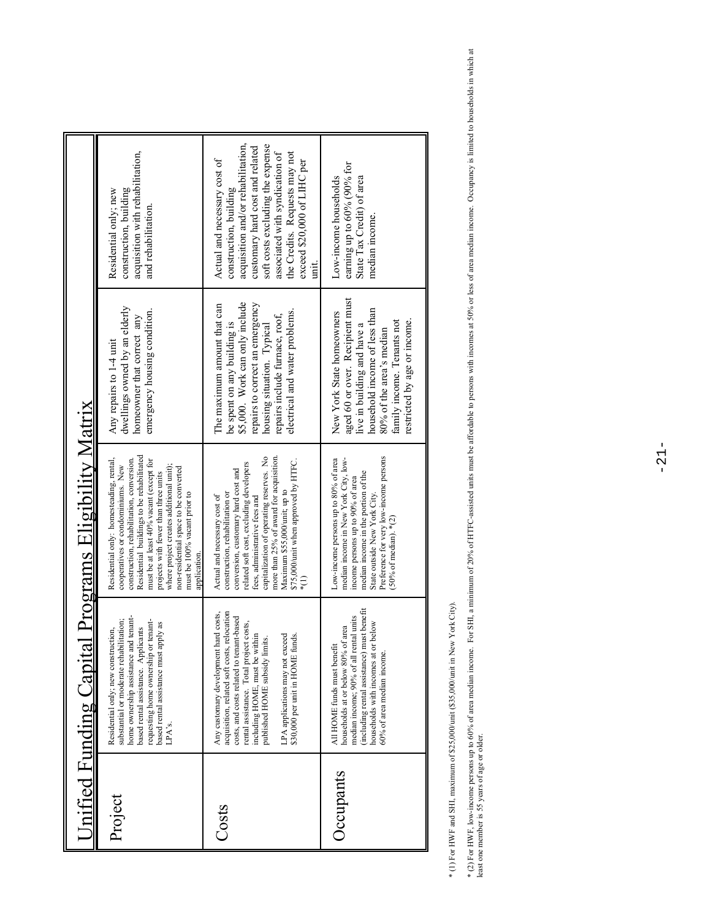# Unified Funding Capital Programs Eligibility Matrix

| | | | | |
|---|---|---|---|---|
| **Project** | Residential only; new construction, substantial or moderate rehabilitation; home ownership assistance and tenant-based rental assistance. Applicants requesting home ownership or tenant-based rental assistance must apply as LPA's. | Residential only: homesteading, rental, cooperatives or condominiums. New construction, rehabilitation, conversion. Residential buildings to be rehabilitated must be at least 40% vacant (except for projects with fewer than three units where project creates additional unit); non-residential space to be converted must be 100% vacant prior to application. | Any repairs to 1-4 unit dwellings owned by an elderly homeowner that correct any emergency housing condition. | Residential only; new construction, building acquisition with rehabilitation, and rehabilitation. |
| **Costs** | Any customary development hard costs, acquisition, related soft costs, relocation costs, and costs related to tenant-based rental assistance. Total project costs, including HOME, must be within published HOME subsidy limits.<br><br>LPA applications may not exceed $30,000 per unit in HOME funds. | Actual and necessary cost of construction, rehabilitation or conversion, customary hard cost and related soft cost, excluding developers fees, administrative fees and capitalization of operating reserves. No more than 25% of award for acquisition. Maximum $55,000/unit; up to $75,000/unit when approved by HTFC. *(1) | The maximum amount that can be spent on any building is $5,000. Work can only include repairs to correct an emergency housing situation. Typical repairs include furnace, roof, electrical and water problems. | Actual and necessary cost of construction, building acquisition and/or rehabilitation, customary hard cost and related soft costs excluding the expense associated with syndication of the Credits. Requests may not exceed $20,000 of LIHC per unit. |
| **Occupants** | All HOME funds must benefit households at or below 80% of area median income; 90% of all rental units (including rental assistance) must benefit households with incomes at or below 60% of area median income. | Low-income persons up to 80% of area median income in New York City, low-income persons up to 90% of area median income in the portion of the State outside New York City. Preference for very low-income persons (50% of median). *(2) | New York State homeowners aged 60 or over. Recipient must live in building and have a household income of less than 80% of the area's median family income. Tenants not restricted by age or income. | Low-income households earning up to 60% (90% for State Tax Credit) of area median income. |

* (1) For HWF and SHI, maximum of $25,000/unit ($35,000/unit in New York City).

* (2) For HWF, low-income persons up to 60% of area median income. For SHI, a minimum of 20% of HTFC-assisted units must be affordable to persons with incomes at 50% or less of area median income. Occupancy is limited to households in which at least one member is 55 years of age or older.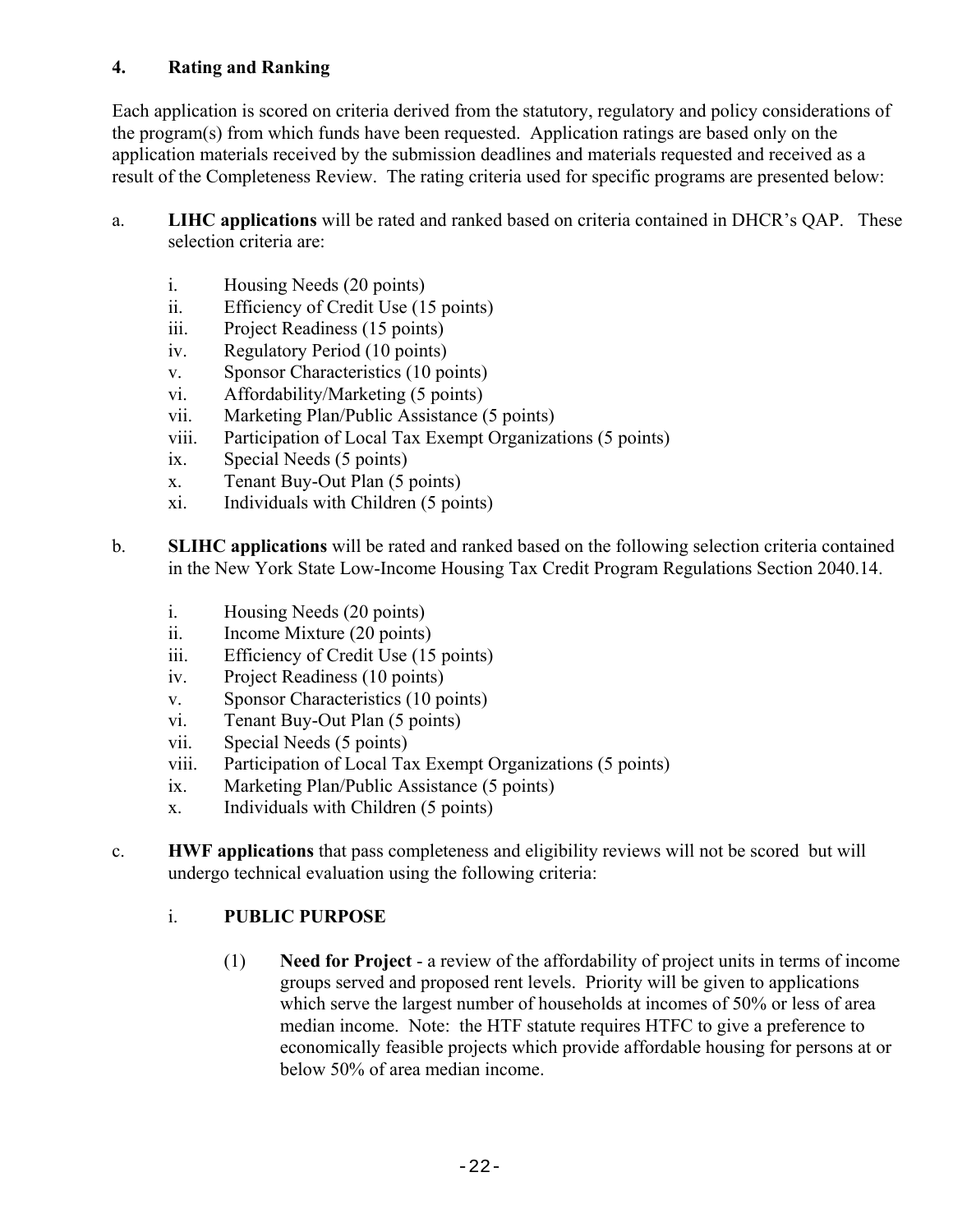## 4. Rating and Ranking

Each application is scored on criteria derived from the statutory, regulatory and policy considerations of the program(s) from which funds have been requested. Application ratings are based only on the application materials received by the submission deadlines and materials requested and received as a result of the Completeness Review. The rating criteria used for specific programs are presented below:

a. **LIHC applications** will be rated and ranked based on criteria contained in DHCR's QAP. These selection criteria are:

   i. Housing Needs (20 points)
   ii. Efficiency of Credit Use (15 points)
   iii. Project Readiness (15 points)
   iv. Regulatory Period (10 points)
   v. Sponsor Characteristics (10 points)
   vi. Affordability/Marketing (5 points)
   vii. Marketing Plan/Public Assistance (5 points)
   viii. Participation of Local Tax Exempt Organizations (5 points)
   ix. Special Needs (5 points)
   x. Tenant Buy-Out Plan (5 points)
   xi. Individuals with Children (5 points)

b. **SLIHC applications** will be rated and ranked based on the following selection criteria contained in the New York State Low-Income Housing Tax Credit Program Regulations Section 2040.14.

   i. Housing Needs (20 points)
   ii. Income Mixture (20 points)
   iii. Efficiency of Credit Use (15 points)
   iv. Project Readiness (10 points)
   v. Sponsor Characteristics (10 points)
   vi. Tenant Buy-Out Plan (5 points)
   vii. Special Needs (5 points)
   viii. Participation of Local Tax Exempt Organizations (5 points)
   ix. Marketing Plan/Public Assistance (5 points)
   x. Individuals with Children (5 points)

c. **HWF applications** that pass completeness and eligibility reviews will not be scored but will undergo technical evaluation using the following criteria:

   i. **PUBLIC PURPOSE**

      (1) **Need for Project** - a review of the affordability of project units in terms of income groups served and proposed rent levels. Priority will be given to applications which serve the largest number of households at incomes of 50% or less of area median income. Note: the HTF statute requires HTFC to give a preference to economically feasible projects which provide affordable housing for persons at or below 50% of area median income.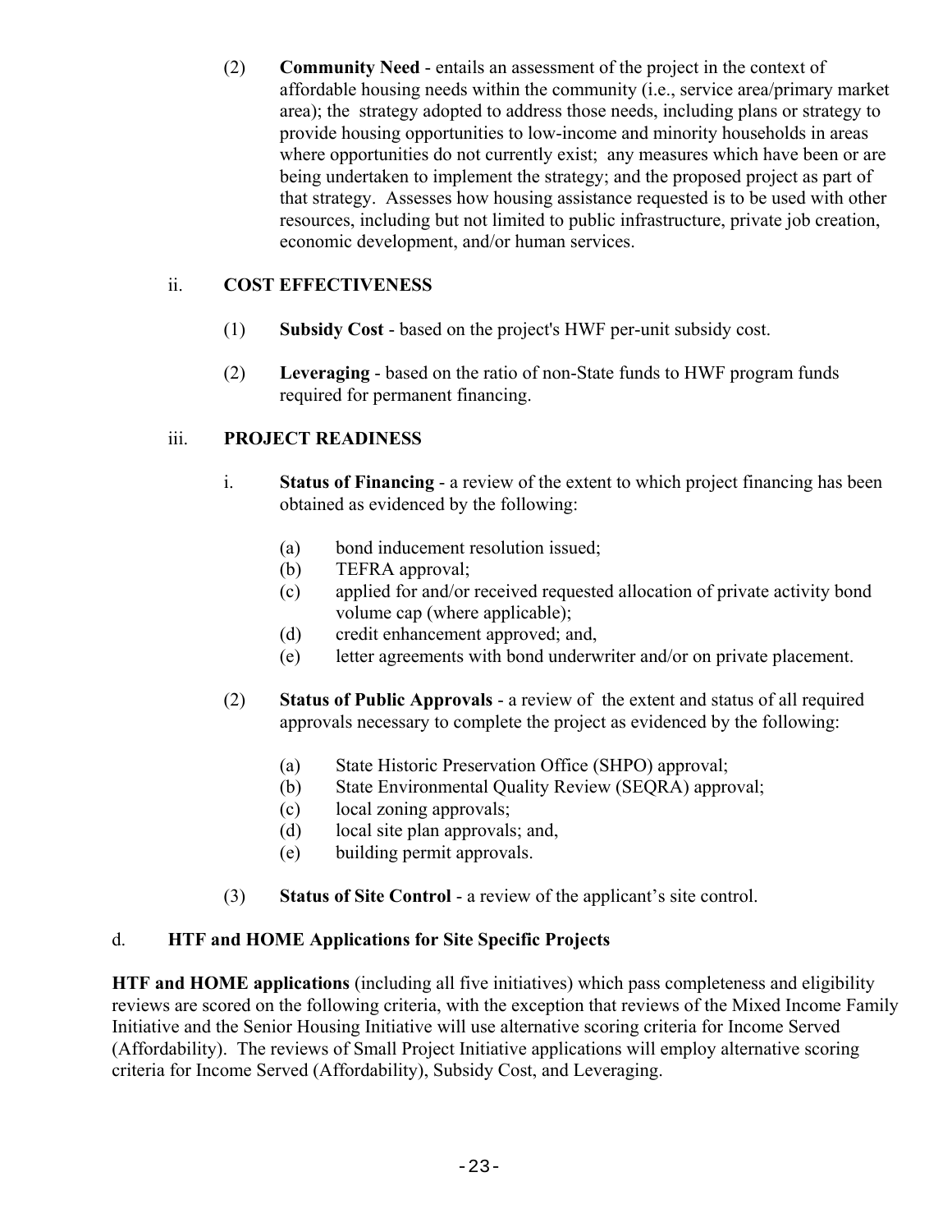(2) **Community Need** - entails an assessment of the project in the context of affordable housing needs within the community (i.e., service area/primary market area); the strategy adopted to address those needs, including plans or strategy to provide housing opportunities to low-income and minority households in areas where opportunities do not currently exist; any measures which have been or are being undertaken to implement the strategy; and the proposed project as part of that strategy. Assesses how housing assistance requested is to be used with other resources, including but not limited to public infrastructure, private job creation, economic development, and/or human services.

ii. **COST EFFECTIVENESS**

(1) **Subsidy Cost** - based on the project's HWF per-unit subsidy cost.

(2) **Leveraging** - based on the ratio of non-State funds to HWF program funds required for permanent financing.

iii. **PROJECT READINESS**

i. **Status of Financing** - a review of the extent to which project financing has been obtained as evidenced by the following:

(a) bond inducement resolution issued;
(b) TEFRA approval;
(c) applied for and/or received requested allocation of private activity bond volume cap (where applicable);
(d) credit enhancement approved; and,
(e) letter agreements with bond underwriter and/or on private placement.

(2) **Status of Public Approvals** - a review of the extent and status of all required approvals necessary to complete the project as evidenced by the following:

(a) State Historic Preservation Office (SHPO) approval;
(b) State Environmental Quality Review (SEQRA) approval;
(c) local zoning approvals;
(d) local site plan approvals; and,
(e) building permit approvals.

(3) **Status of Site Control** - a review of the applicant's site control.

d. **HTF and HOME Applications for Site Specific Projects**

**HTF and HOME applications** (including all five initiatives) which pass completeness and eligibility reviews are scored on the following criteria, with the exception that reviews of the Mixed Income Family Initiative and the Senior Housing Initiative will use alternative scoring criteria for Income Served (Affordability). The reviews of Small Project Initiative applications will employ alternative scoring criteria for Income Served (Affordability), Subsidy Cost, and Leveraging.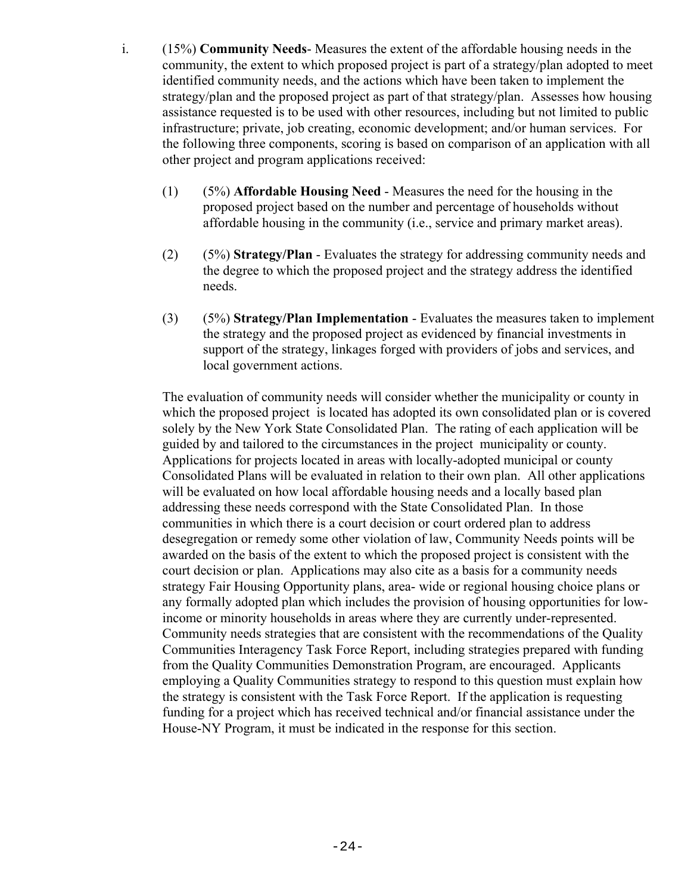i. (15%) **Community Needs**- Measures the extent of the affordable housing needs in the community, the extent to which proposed project is part of a strategy/plan adopted to meet identified community needs, and the actions which have been taken to implement the strategy/plan and the proposed project as part of that strategy/plan. Assesses how housing assistance requested is to be used with other resources, including but not limited to public infrastructure; private, job creating, economic development; and/or human services. For the following three components, scoring is based on comparison of an application with all other project and program applications received:

   (1) (5%) **Affordable Housing Need** - Measures the need for the housing in the proposed project based on the number and percentage of households without affordable housing in the community (i.e., service and primary market areas).

   (2) (5%) **Strategy/Plan** - Evaluates the strategy for addressing community needs and the degree to which the proposed project and the strategy address the identified needs.

   (3) (5%) **Strategy/Plan Implementation** - Evaluates the measures taken to implement the strategy and the proposed project as evidenced by financial investments in support of the strategy, linkages forged with providers of jobs and services, and local government actions.

   The evaluation of community needs will consider whether the municipality or county in which the proposed project is located has adopted its own consolidated plan or is covered solely by the New York State Consolidated Plan. The rating of each application will be guided by and tailored to the circumstances in the project municipality or county. Applications for projects located in areas with locally-adopted municipal or county Consolidated Plans will be evaluated in relation to their own plan. All other applications will be evaluated on how local affordable housing needs and a locally based plan addressing these needs correspond with the State Consolidated Plan. In those communities in which there is a court decision or court ordered plan to address desegregation or remedy some other violation of law, Community Needs points will be awarded on the basis of the extent to which the proposed project is consistent with the court decision or plan. Applications may also cite as a basis for a community needs strategy Fair Housing Opportunity plans, area- wide or regional housing choice plans or any formally adopted plan which includes the provision of housing opportunities for low-income or minority households in areas where they are currently under-represented. Community needs strategies that are consistent with the recommendations of the Quality Communities Interagency Task Force Report, including strategies prepared with funding from the Quality Communities Demonstration Program, are encouraged. Applicants employing a Quality Communities strategy to respond to this question must explain how the strategy is consistent with the Task Force Report. If the application is requesting funding for a project which has received technical and/or financial assistance under the House-NY Program, it must be indicated in the response for this section.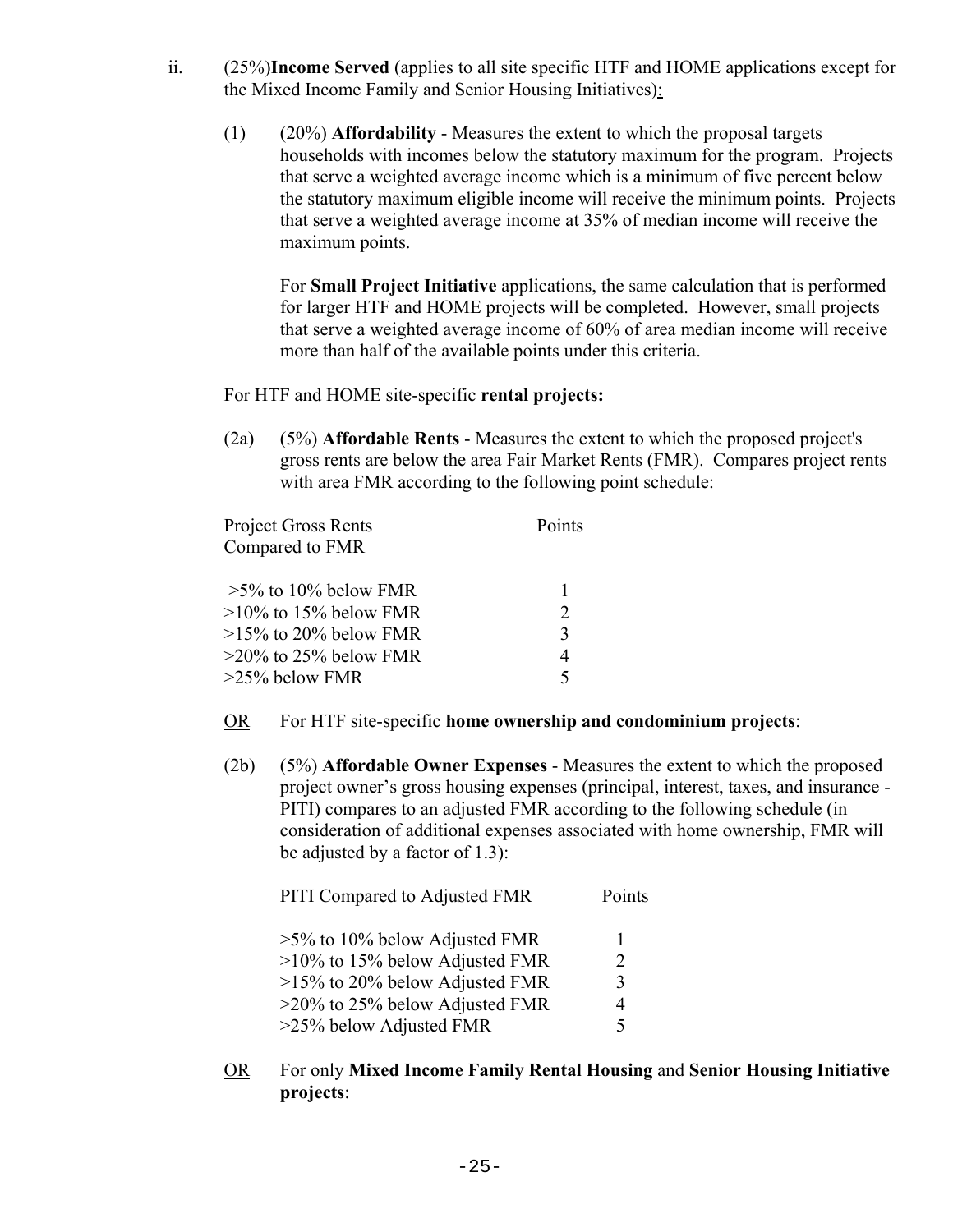ii. (25%)**Income Served** (applies to all site specific HTF and HOME applications except for the Mixed Income Family and Senior Housing Initiatives):

(1) (20%) **Affordability** - Measures the extent to which the proposal targets households with incomes below the statutory maximum for the program. Projects that serve a weighted average income which is a minimum of five percent below the statutory maximum eligible income will receive the minimum points. Projects that serve a weighted average income at 35% of median income will receive the maximum points.

For **Small Project Initiative** applications, the same calculation that is performed for larger HTF and HOME projects will be completed. However, small projects that serve a weighted average income of 60% of area median income will receive more than half of the available points under this criteria.

For HTF and HOME site-specific **rental projects:**

(2a) (5%) **Affordable Rents** - Measures the extent to which the proposed project's gross rents are below the area Fair Market Rents (FMR). Compares project rents with area FMR according to the following point schedule:

| Project Gross Rents Compared to FMR | Points |
|---|---|
| >5% to 10% below FMR | 1 |
| >10% to 15% below FMR | 2 |
| >15% to 20% below FMR | 3 |
| >20% to 25% below FMR | 4 |
| >25% below FMR | 5 |

OR For HTF site-specific **home ownership and condominium projects**:

(2b) (5%) **Affordable Owner Expenses** - Measures the extent to which the proposed project owner's gross housing expenses (principal, interest, taxes, and insurance - PITI) compares to an adjusted FMR according to the following schedule (in consideration of additional expenses associated with home ownership, FMR will be adjusted by a factor of 1.3):

| PITI Compared to Adjusted FMR | Points |
|---|---|
| >5% to 10% below Adjusted FMR | 1 |
| >10% to 15% below Adjusted FMR | 2 |
| >15% to 20% below Adjusted FMR | 3 |
| >20% to 25% below Adjusted FMR | 4 |
| >25% below Adjusted FMR | 5 |

OR For only **Mixed Income Family Rental Housing** and **Senior Housing Initiative projects**: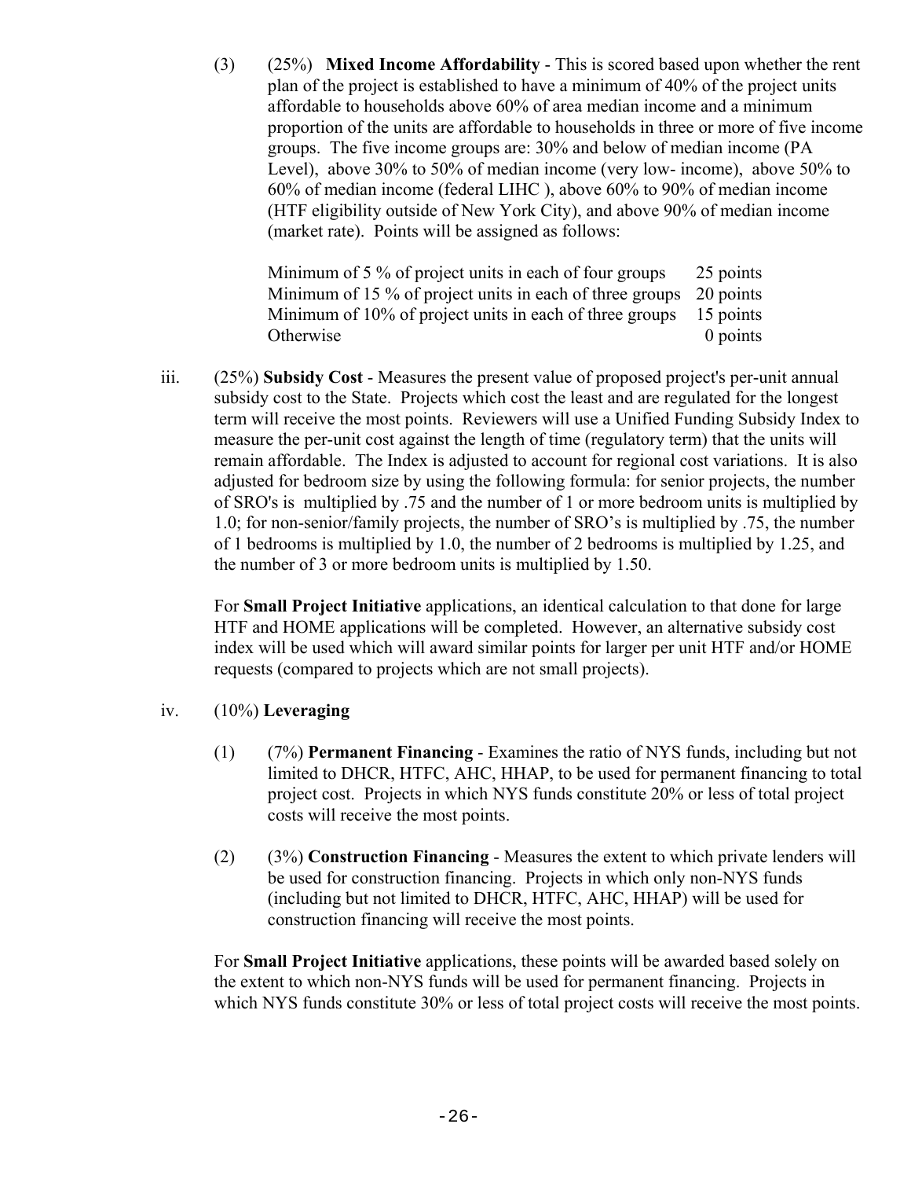(3) (25%) **Mixed Income Affordability** - This is scored based upon whether the rent plan of the project is established to have a minimum of 40% of the project units affordable to households above 60% of area median income and a minimum proportion of the units are affordable to households in three or more of five income groups. The five income groups are: 30% and below of median income (PA Level), above 30% to 50% of median income (very low- income), above 50% to 60% of median income (federal LIHC ), above 60% to 90% of median income (HTF eligibility outside of New York City), and above 90% of median income (market rate). Points will be assigned as follows:

| | |
|---|---|
| Minimum of 5 % of project units in each of four groups | 25 points |
| Minimum of 15 % of project units in each of three groups | 20 points |
| Minimum of 10% of project units in each of three groups | 15 points |
| Otherwise | 0 points |

iii. (25%) **Subsidy Cost** - Measures the present value of proposed project's per-unit annual subsidy cost to the State. Projects which cost the least and are regulated for the longest term will receive the most points. Reviewers will use a Unified Funding Subsidy Index to measure the per-unit cost against the length of time (regulatory term) that the units will remain affordable. The Index is adjusted to account for regional cost variations. It is also adjusted for bedroom size by using the following formula: for senior projects, the number of SRO's is multiplied by .75 and the number of 1 or more bedroom units is multiplied by 1.0; for non-senior/family projects, the number of SRO's is multiplied by .75, the number of 1 bedrooms is multiplied by 1.0, the number of 2 bedrooms is multiplied by 1.25, and the number of 3 or more bedroom units is multiplied by 1.50.

For **Small Project Initiative** applications, an identical calculation to that done for large HTF and HOME applications will be completed. However, an alternative subsidy cost index will be used which will award similar points for larger per unit HTF and/or HOME requests (compared to projects which are not small projects).

iv. (10%) **Leveraging**

(1) (7%) **Permanent Financing** - Examines the ratio of NYS funds, including but not limited to DHCR, HTFC, AHC, HHAP, to be used for permanent financing to total project cost. Projects in which NYS funds constitute 20% or less of total project costs will receive the most points.

(2) (3%) **Construction Financing** - Measures the extent to which private lenders will be used for construction financing. Projects in which only non-NYS funds (including but not limited to DHCR, HTFC, AHC, HHAP) will be used for construction financing will receive the most points.

For **Small Project Initiative** applications, these points will be awarded based solely on the extent to which non-NYS funds will be used for permanent financing. Projects in which NYS funds constitute 30% or less of total project costs will receive the most points.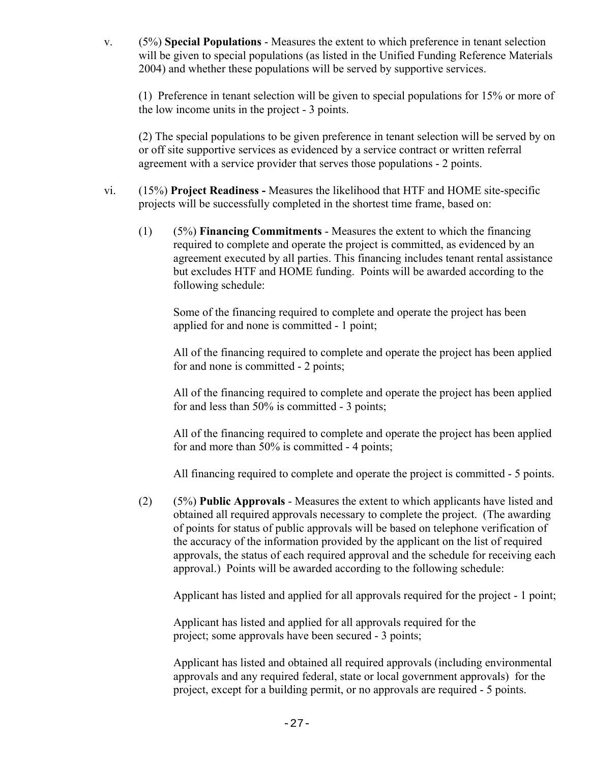v. (5%) **Special Populations** - Measures the extent to which preference in tenant selection will be given to special populations (as listed in the Unified Funding Reference Materials 2004) and whether these populations will be served by supportive services.

(1) Preference in tenant selection will be given to special populations for 15% or more of the low income units in the project - 3 points.

(2) The special populations to be given preference in tenant selection will be served by on or off site supportive services as evidenced by a service contract or written referral agreement with a service provider that serves those populations - 2 points.

vi. (15%) **Project Readiness -** Measures the likelihood that HTF and HOME site-specific projects will be successfully completed in the shortest time frame, based on:

(1) (5%) **Financing Commitments** - Measures the extent to which the financing required to complete and operate the project is committed, as evidenced by an agreement executed by all parties. This financing includes tenant rental assistance but excludes HTF and HOME funding. Points will be awarded according to the following schedule:

Some of the financing required to complete and operate the project has been applied for and none is committed - 1 point;

All of the financing required to complete and operate the project has been applied for and none is committed - 2 points;

All of the financing required to complete and operate the project has been applied for and less than 50% is committed - 3 points;

All of the financing required to complete and operate the project has been applied for and more than 50% is committed - 4 points;

All financing required to complete and operate the project is committed - 5 points.

(2) (5%) **Public Approvals** - Measures the extent to which applicants have listed and obtained all required approvals necessary to complete the project. (The awarding of points for status of public approvals will be based on telephone verification of the accuracy of the information provided by the applicant on the list of required approvals, the status of each required approval and the schedule for receiving each approval.) Points will be awarded according to the following schedule:

Applicant has listed and applied for all approvals required for the project - 1 point;

Applicant has listed and applied for all approvals required for the project; some approvals have been secured - 3 points;

Applicant has listed and obtained all required approvals (including environmental approvals and any required federal, state or local government approvals) for the project, except for a building permit, or no approvals are required - 5 points.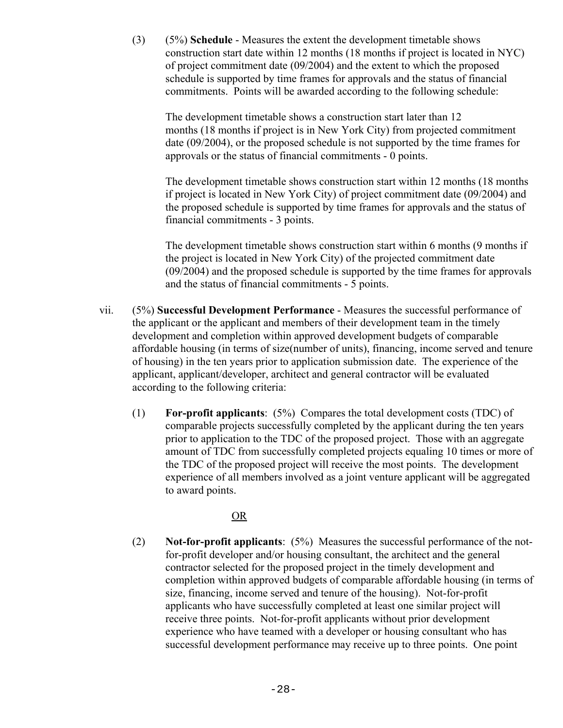(3) (5%) **Schedule** - Measures the extent the development timetable shows construction start date within 12 months (18 months if project is located in NYC) of project commitment date (09/2004) and the extent to which the proposed schedule is supported by time frames for approvals and the status of financial commitments. Points will be awarded according to the following schedule:

The development timetable shows a construction start later than 12 months (18 months if project is in New York City) from projected commitment date (09/2004), or the proposed schedule is not supported by the time frames for approvals or the status of financial commitments - 0 points.

The development timetable shows construction start within 12 months (18 months if project is located in New York City) of project commitment date (09/2004) and the proposed schedule is supported by time frames for approvals and the status of financial commitments - 3 points.

The development timetable shows construction start within 6 months (9 months if the project is located in New York City) of the projected commitment date (09/2004) and the proposed schedule is supported by the time frames for approvals and the status of financial commitments - 5 points.

vii. (5%) **Successful Development Performance** - Measures the successful performance of the applicant or the applicant and members of their development team in the timely development and completion within approved development budgets of comparable affordable housing (in terms of size(number of units), financing, income served and tenure of housing) in the ten years prior to application submission date. The experience of the applicant, applicant/developer, architect and general contractor will be evaluated according to the following criteria:

(1) **For-profit applicants**: (5%) Compares the total development costs (TDC) of comparable projects successfully completed by the applicant during the ten years prior to application to the TDC of the proposed project. Those with an aggregate amount of TDC from successfully completed projects equaling 10 times or more of the TDC of the proposed project will receive the most points. The development experience of all members involved as a joint venture applicant will be aggregated to award points.

<u>OR</u>

(2) **Not-for-profit applicants**: (5%) Measures the successful performance of the not-for-profit developer and/or housing consultant, the architect and the general contractor selected for the proposed project in the timely development and completion within approved budgets of comparable affordable housing (in terms of size, financing, income served and tenure of the housing). Not-for-profit applicants who have successfully completed at least one similar project will receive three points. Not-for-profit applicants without prior development experience who have teamed with a developer or housing consultant who has successful development performance may receive up to three points. One point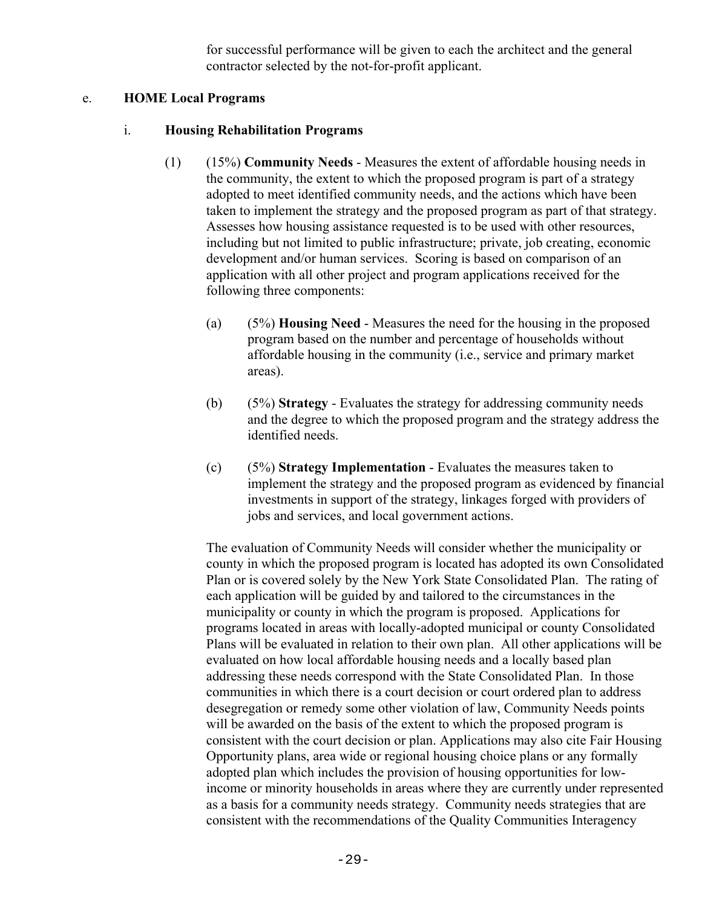for successful performance will be given to each the architect and the general contractor selected by the not-for-profit applicant.

e. **HOME Local Programs**

i. **Housing Rehabilitation Programs**

(1) (15%) **Community Needs** - Measures the extent of affordable housing needs in the community, the extent to which the proposed program is part of a strategy adopted to meet identified community needs, and the actions which have been taken to implement the strategy and the proposed program as part of that strategy. Assesses how housing assistance requested is to be used with other resources, including but not limited to public infrastructure; private, job creating, economic development and/or human services. Scoring is based on comparison of an application with all other project and program applications received for the following three components:

(a) (5%) **Housing Need** - Measures the need for the housing in the proposed program based on the number and percentage of households without affordable housing in the community (i.e., service and primary market areas).

(b) (5%) **Strategy** - Evaluates the strategy for addressing community needs and the degree to which the proposed program and the strategy address the identified needs.

(c) (5%) **Strategy Implementation** - Evaluates the measures taken to implement the strategy and the proposed program as evidenced by financial investments in support of the strategy, linkages forged with providers of jobs and services, and local government actions.

The evaluation of Community Needs will consider whether the municipality or county in which the proposed program is located has adopted its own Consolidated Plan or is covered solely by the New York State Consolidated Plan. The rating of each application will be guided by and tailored to the circumstances in the municipality or county in which the program is proposed. Applications for programs located in areas with locally-adopted municipal or county Consolidated Plans will be evaluated in relation to their own plan. All other applications will be evaluated on how local affordable housing needs and a locally based plan addressing these needs correspond with the State Consolidated Plan. In those communities in which there is a court decision or court ordered plan to address desegregation or remedy some other violation of law, Community Needs points will be awarded on the basis of the extent to which the proposed program is consistent with the court decision or plan. Applications may also cite Fair Housing Opportunity plans, area wide or regional housing choice plans or any formally adopted plan which includes the provision of housing opportunities for low-income or minority households in areas where they are currently under represented as a basis for a community needs strategy. Community needs strategies that are consistent with the recommendations of the Quality Communities Interagency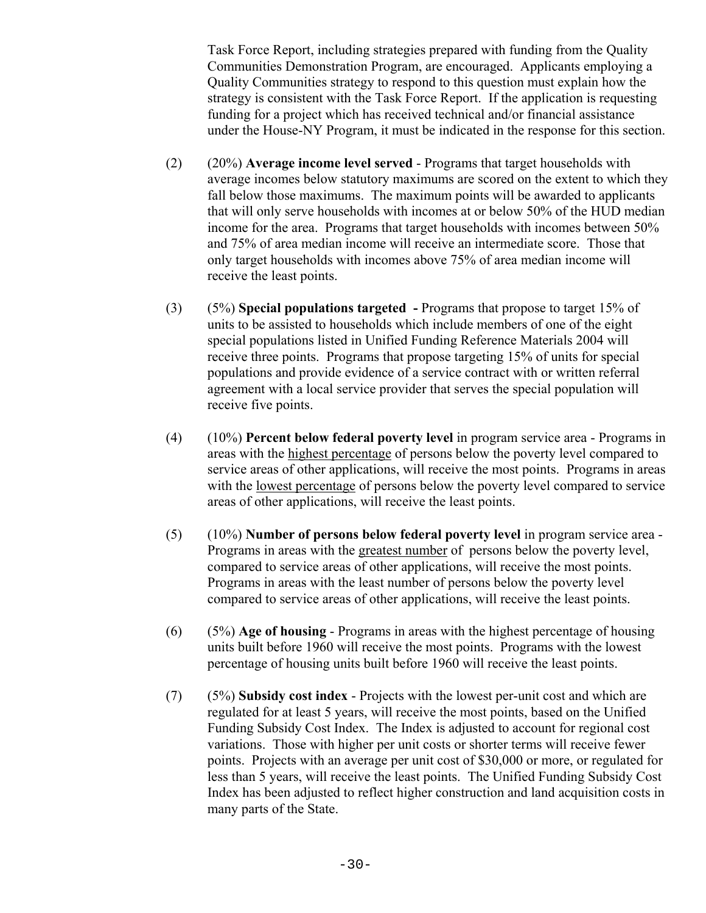Task Force Report, including strategies prepared with funding from the Quality Communities Demonstration Program, are encouraged. Applicants employing a Quality Communities strategy to respond to this question must explain how the strategy is consistent with the Task Force Report. If the application is requesting funding for a project which has received technical and/or financial assistance under the House-NY Program, it must be indicated in the response for this section.

(2) (20%) **Average income level served** - Programs that target households with average incomes below statutory maximums are scored on the extent to which they fall below those maximums. The maximum points will be awarded to applicants that will only serve households with incomes at or below 50% of the HUD median income for the area. Programs that target households with incomes between 50% and 75% of area median income will receive an intermediate score. Those that only target households with incomes above 75% of area median income will receive the least points.

(3) (5%) **Special populations targeted -** Programs that propose to target 15% of units to be assisted to households which include members of one of the eight special populations listed in Unified Funding Reference Materials 2004 will receive three points. Programs that propose targeting 15% of units for special populations and provide evidence of a service contract with or written referral agreement with a local service provider that serves the special population will receive five points.

(4) (10%) **Percent below federal poverty level** in program service area - Programs in areas with the highest percentage of persons below the poverty level compared to service areas of other applications, will receive the most points. Programs in areas with the lowest percentage of persons below the poverty level compared to service areas of other applications, will receive the least points.

(5) (10%) **Number of persons below federal poverty level** in program service area - Programs in areas with the greatest number of persons below the poverty level, compared to service areas of other applications, will receive the most points. Programs in areas with the least number of persons below the poverty level compared to service areas of other applications, will receive the least points.

(6) (5%) **Age of housing** - Programs in areas with the highest percentage of housing units built before 1960 will receive the most points. Programs with the lowest percentage of housing units built before 1960 will receive the least points.

(7) (5%) **Subsidy cost index** - Projects with the lowest per-unit cost and which are regulated for at least 5 years, will receive the most points, based on the Unified Funding Subsidy Cost Index. The Index is adjusted to account for regional cost variations. Those with higher per unit costs or shorter terms will receive fewer points. Projects with an average per unit cost of $30,000 or more, or regulated for less than 5 years, will receive the least points. The Unified Funding Subsidy Cost Index has been adjusted to reflect higher construction and land acquisition costs in many parts of the State.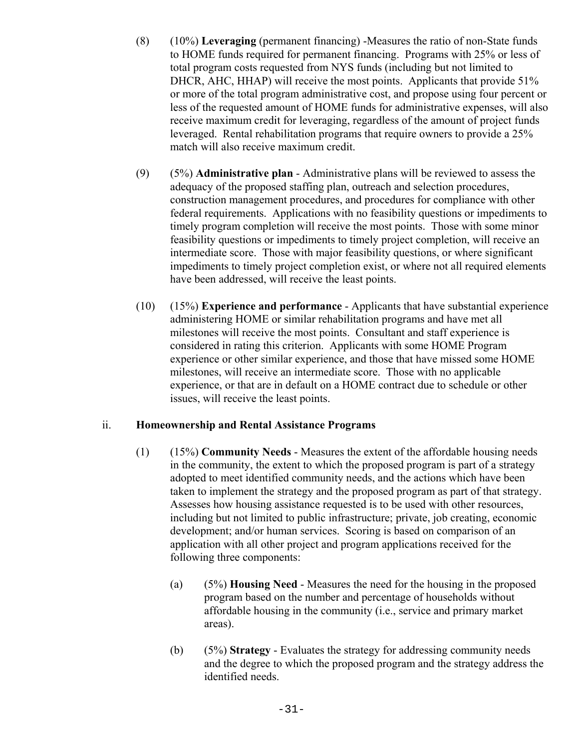(8) (10%) **Leveraging** (permanent financing) -Measures the ratio of non-State funds to HOME funds required for permanent financing. Programs with 25% or less of total program costs requested from NYS funds (including but not limited to DHCR, AHC, HHAP) will receive the most points. Applicants that provide 51% or more of the total program administrative cost, and propose using four percent or less of the requested amount of HOME funds for administrative expenses, will also receive maximum credit for leveraging, regardless of the amount of project funds leveraged. Rental rehabilitation programs that require owners to provide a 25% match will also receive maximum credit.

(9) (5%) **Administrative plan** - Administrative plans will be reviewed to assess the adequacy of the proposed staffing plan, outreach and selection procedures, construction management procedures, and procedures for compliance with other federal requirements. Applications with no feasibility questions or impediments to timely program completion will receive the most points. Those with some minor feasibility questions or impediments to timely project completion, will receive an intermediate score. Those with major feasibility questions, or where significant impediments to timely project completion exist, or where not all required elements have been addressed, will receive the least points.

(10) (15%) **Experience and performance** - Applicants that have substantial experience administering HOME or similar rehabilitation programs and have met all milestones will receive the most points. Consultant and staff experience is considered in rating this criterion. Applicants with some HOME Program experience or other similar experience, and those that have missed some HOME milestones, will receive an intermediate score. Those with no applicable experience, or that are in default on a HOME contract due to schedule or other issues, will receive the least points.

ii. **Homeownership and Rental Assistance Programs**

(1) (15%) **Community Needs** - Measures the extent of the affordable housing needs in the community, the extent to which the proposed program is part of a strategy adopted to meet identified community needs, and the actions which have been taken to implement the strategy and the proposed program as part of that strategy. Assesses how housing assistance requested is to be used with other resources, including but not limited to public infrastructure; private, job creating, economic development; and/or human services. Scoring is based on comparison of an application with all other project and program applications received for the following three components:

(a) (5%) **Housing Need** - Measures the need for the housing in the proposed program based on the number and percentage of households without affordable housing in the community (i.e., service and primary market areas).

(b) (5%) **Strategy** - Evaluates the strategy for addressing community needs and the degree to which the proposed program and the strategy address the identified needs.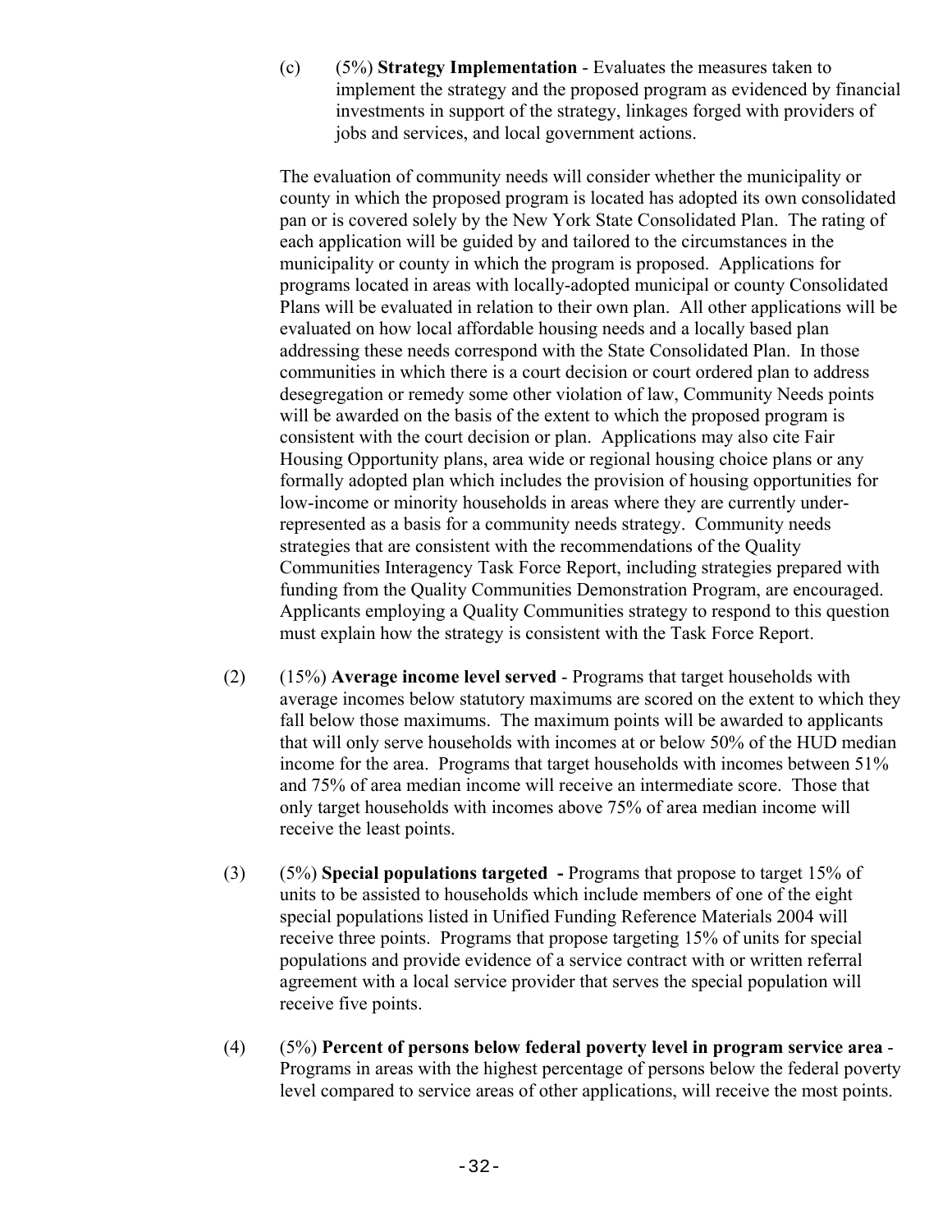(c) (5%) **Strategy Implementation** - Evaluates the measures taken to implement the strategy and the proposed program as evidenced by financial investments in support of the strategy, linkages forged with providers of jobs and services, and local government actions.

The evaluation of community needs will consider whether the municipality or county in which the proposed program is located has adopted its own consolidated pan or is covered solely by the New York State Consolidated Plan. The rating of each application will be guided by and tailored to the circumstances in the municipality or county in which the program is proposed. Applications for programs located in areas with locally-adopted municipal or county Consolidated Plans will be evaluated in relation to their own plan. All other applications will be evaluated on how local affordable housing needs and a locally based plan addressing these needs correspond with the State Consolidated Plan. In those communities in which there is a court decision or court ordered plan to address desegregation or remedy some other violation of law, Community Needs points will be awarded on the basis of the extent to which the proposed program is consistent with the court decision or plan. Applications may also cite Fair Housing Opportunity plans, area wide or regional housing choice plans or any formally adopted plan which includes the provision of housing opportunities for low-income or minority households in areas where they are currently under-represented as a basis for a community needs strategy. Community needs strategies that are consistent with the recommendations of the Quality Communities Interagency Task Force Report, including strategies prepared with funding from the Quality Communities Demonstration Program, are encouraged. Applicants employing a Quality Communities strategy to respond to this question must explain how the strategy is consistent with the Task Force Report.

(2) (15%) **Average income level served** - Programs that target households with average incomes below statutory maximums are scored on the extent to which they fall below those maximums. The maximum points will be awarded to applicants that will only serve households with incomes at or below 50% of the HUD median income for the area. Programs that target households with incomes between 51% and 75% of area median income will receive an intermediate score. Those that only target households with incomes above 75% of area median income will receive the least points.

(3) (5%) **Special populations targeted -** Programs that propose to target 15% of units to be assisted to households which include members of one of the eight special populations listed in Unified Funding Reference Materials 2004 will receive three points. Programs that propose targeting 15% of units for special populations and provide evidence of a service contract with or written referral agreement with a local service provider that serves the special population will receive five points.

(4) (5%) **Percent of persons below federal poverty level in program service area** - Programs in areas with the highest percentage of persons below the federal poverty level compared to service areas of other applications, will receive the most points.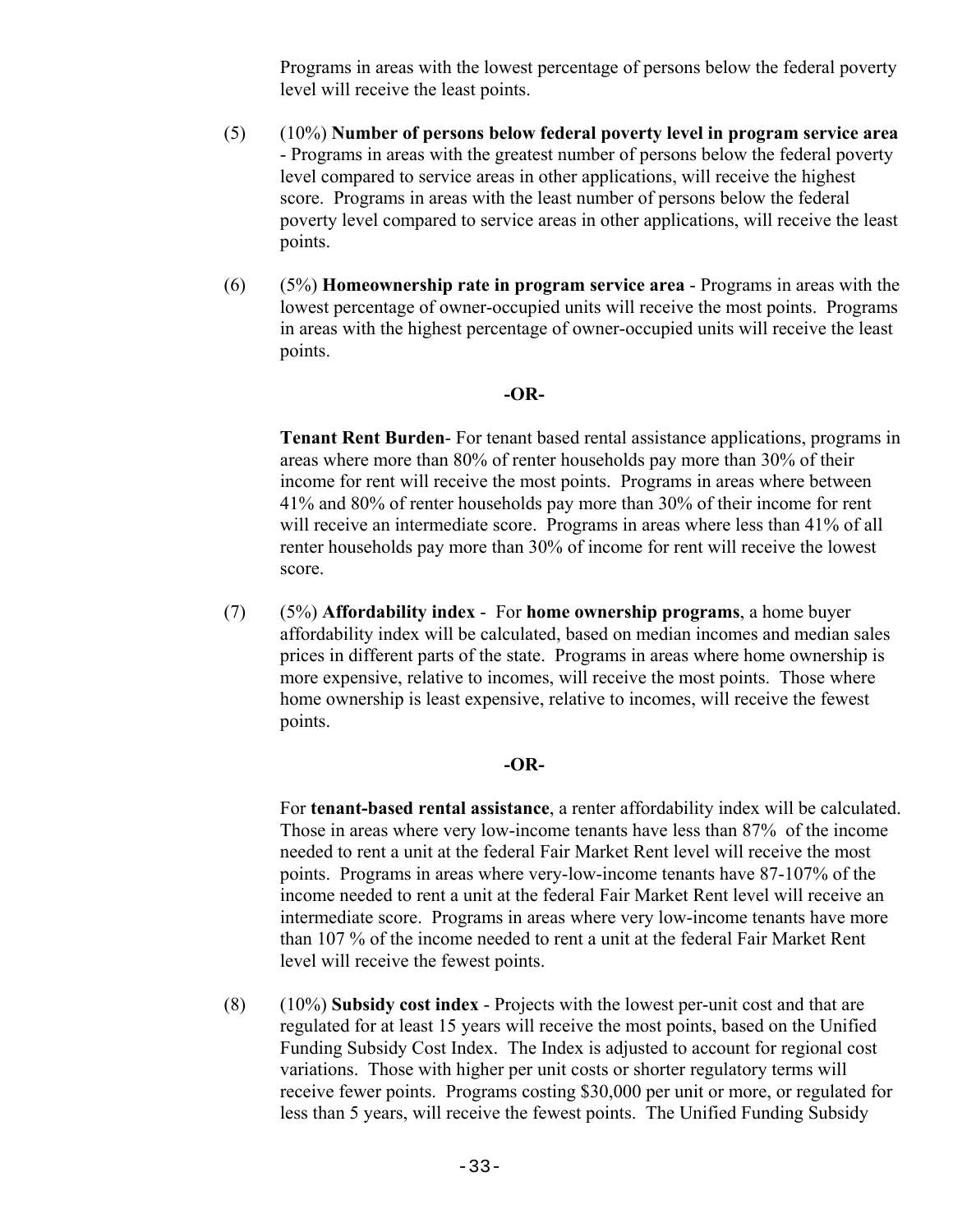Programs in areas with the lowest percentage of persons below the federal poverty level will receive the least points.

(5) (10%) **Number of persons below federal poverty level in program service area** - Programs in areas with the greatest number of persons below the federal poverty level compared to service areas in other applications, will receive the highest score. Programs in areas with the least number of persons below the federal poverty level compared to service areas in other applications, will receive the least points.

(6) (5%) **Homeownership rate in program service area** - Programs in areas with the lowest percentage of owner-occupied units will receive the most points. Programs in areas with the highest percentage of owner-occupied units will receive the least points.

**-OR-**

**Tenant Rent Burden**- For tenant based rental assistance applications, programs in areas where more than 80% of renter households pay more than 30% of their income for rent will receive the most points. Programs in areas where between 41% and 80% of renter households pay more than 30% of their income for rent will receive an intermediate score. Programs in areas where less than 41% of all renter households pay more than 30% of income for rent will receive the lowest score.

(7) (5%) **Affordability index** - For **home ownership programs**, a home buyer affordability index will be calculated, based on median incomes and median sales prices in different parts of the state. Programs in areas where home ownership is more expensive, relative to incomes, will receive the most points. Those where home ownership is least expensive, relative to incomes, will receive the fewest points.

**-OR-**

For **tenant-based rental assistance**, a renter affordability index will be calculated. Those in areas where very low-income tenants have less than 87% of the income needed to rent a unit at the federal Fair Market Rent level will receive the most points. Programs in areas where very-low-income tenants have 87-107% of the income needed to rent a unit at the federal Fair Market Rent level will receive an intermediate score. Programs in areas where very low-income tenants have more than 107 % of the income needed to rent a unit at the federal Fair Market Rent level will receive the fewest points.

(8) (10%) **Subsidy cost index** - Projects with the lowest per-unit cost and that are regulated for at least 15 years will receive the most points, based on the Unified Funding Subsidy Cost Index. The Index is adjusted to account for regional cost variations. Those with higher per unit costs or shorter regulatory terms will receive fewer points. Programs costing $30,000 per unit or more, or regulated for less than 5 years, will receive the fewest points. The Unified Funding Subsidy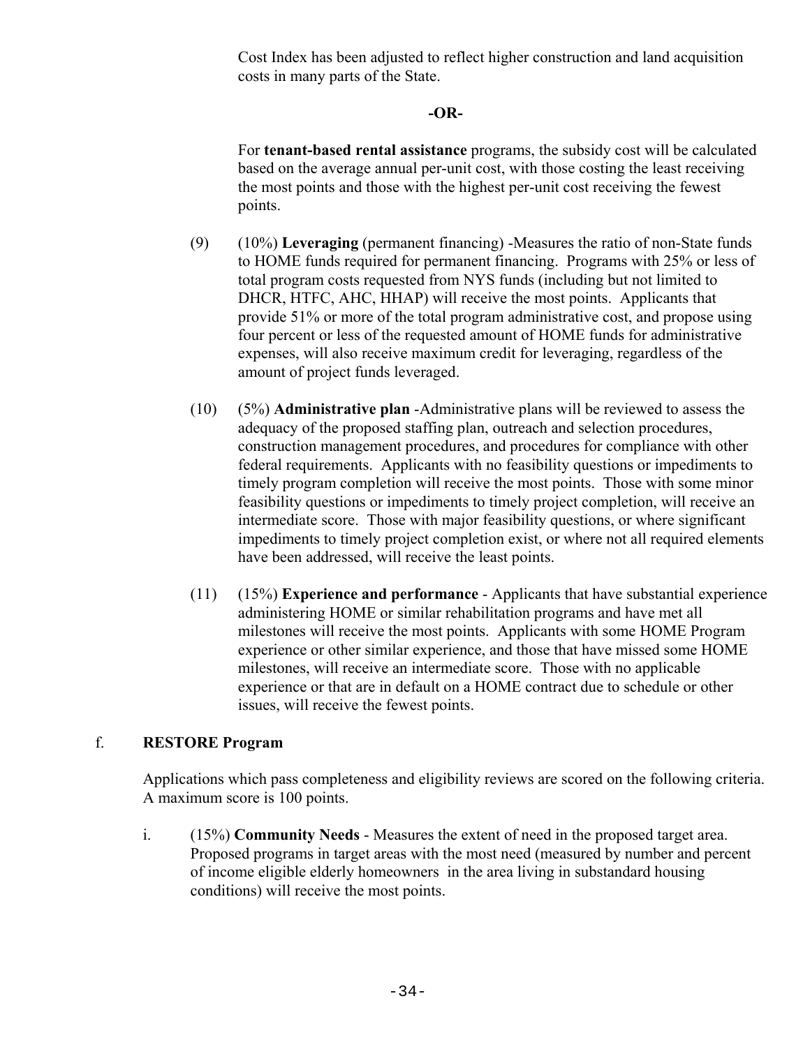Cost Index has been adjusted to reflect higher construction and land acquisition costs in many parts of the State.

**-OR-**

For **tenant-based rental assistance** programs, the subsidy cost will be calculated based on the average annual per-unit cost, with those costing the least receiving the most points and those with the highest per-unit cost receiving the fewest points.

(9) (10%) **Leveraging** (permanent financing) -Measures the ratio of non-State funds to HOME funds required for permanent financing. Programs with 25% or less of total program costs requested from NYS funds (including but not limited to DHCR, HTFC, AHC, HHAP) will receive the most points. Applicants that provide 51% or more of the total program administrative cost, and propose using four percent or less of the requested amount of HOME funds for administrative expenses, will also receive maximum credit for leveraging, regardless of the amount of project funds leveraged.

(10) (5%) **Administrative plan** -Administrative plans will be reviewed to assess the adequacy of the proposed staffing plan, outreach and selection procedures, construction management procedures, and procedures for compliance with other federal requirements. Applicants with no feasibility questions or impediments to timely program completion will receive the most points. Those with some minor feasibility questions or impediments to timely project completion, will receive an intermediate score. Those with major feasibility questions, or where significant impediments to timely project completion exist, or where not all required elements have been addressed, will receive the least points.

(11) (15%) **Experience and performance** - Applicants that have substantial experience administering HOME or similar rehabilitation programs and have met all milestones will receive the most points. Applicants with some HOME Program experience or other similar experience, and those that have missed some HOME milestones, will receive an intermediate score. Those with no applicable experience or that are in default on a HOME contract due to schedule or other issues, will receive the fewest points.

f. **RESTORE Program**

Applications which pass completeness and eligibility reviews are scored on the following criteria. A maximum score is 100 points.

i. (15%) **Community Needs** - Measures the extent of need in the proposed target area. Proposed programs in target areas with the most need (measured by number and percent of income eligible elderly homeowners in the area living in substandard housing conditions) will receive the most points.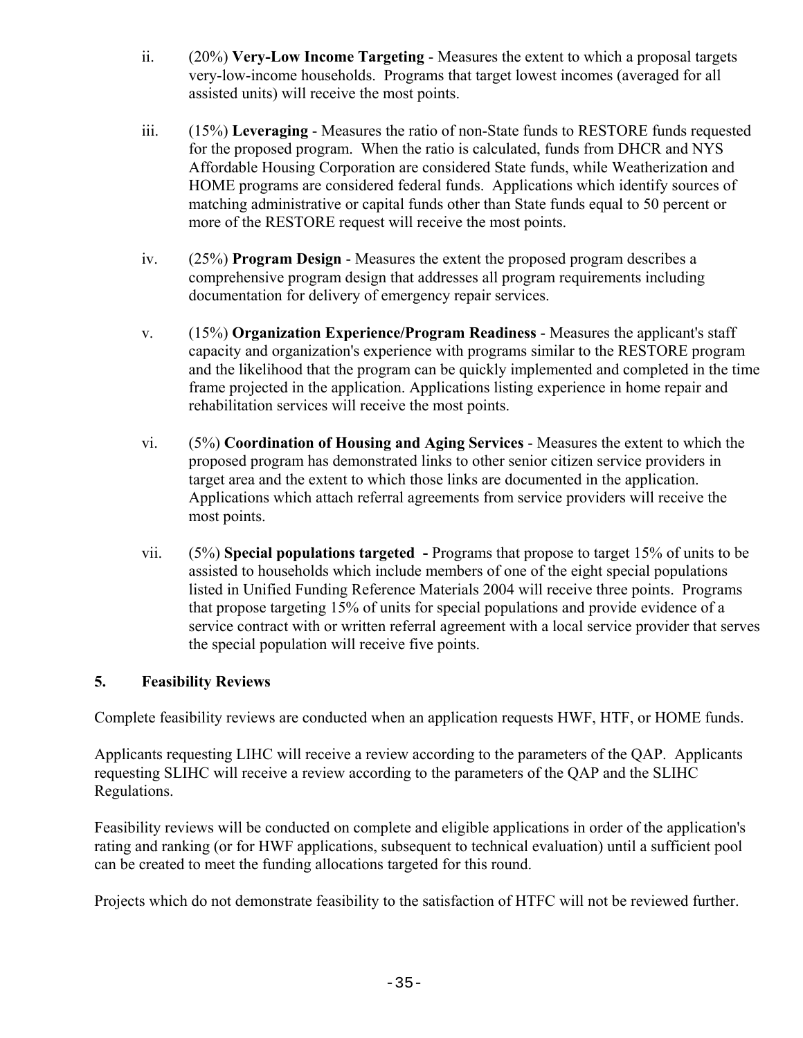ii. (20%) **Very-Low Income Targeting** - Measures the extent to which a proposal targets very-low-income households. Programs that target lowest incomes (averaged for all assisted units) will receive the most points.

iii. (15%) **Leveraging** - Measures the ratio of non-State funds to RESTORE funds requested for the proposed program. When the ratio is calculated, funds from DHCR and NYS Affordable Housing Corporation are considered State funds, while Weatherization and HOME programs are considered federal funds. Applications which identify sources of matching administrative or capital funds other than State funds equal to 50 percent or more of the RESTORE request will receive the most points.

iv. (25%) **Program Design** - Measures the extent the proposed program describes a comprehensive program design that addresses all program requirements including documentation for delivery of emergency repair services.

v. (15%) **Organization Experience/Program Readiness** - Measures the applicant's staff capacity and organization's experience with programs similar to the RESTORE program and the likelihood that the program can be quickly implemented and completed in the time frame projected in the application. Applications listing experience in home repair and rehabilitation services will receive the most points.

vi. (5%) **Coordination of Housing and Aging Services** - Measures the extent to which the proposed program has demonstrated links to other senior citizen service providers in target area and the extent to which those links are documented in the application. Applications which attach referral agreements from service providers will receive the most points.

vii. (5%) **Special populations targeted -** Programs that propose to target 15% of units to be assisted to households which include members of one of the eight special populations listed in Unified Funding Reference Materials 2004 will receive three points. Programs that propose targeting 15% of units for special populations and provide evidence of a service contract with or written referral agreement with a local service provider that serves the special population will receive five points.

### 5. Feasibility Reviews

Complete feasibility reviews are conducted when an application requests HWF, HTF, or HOME funds.

Applicants requesting LIHC will receive a review according to the parameters of the QAP. Applicants requesting SLIHC will receive a review according to the parameters of the QAP and the SLIHC Regulations.

Feasibility reviews will be conducted on complete and eligible applications in order of the application's rating and ranking (or for HWF applications, subsequent to technical evaluation) until a sufficient pool can be created to meet the funding allocations targeted for this round.

Projects which do not demonstrate feasibility to the satisfaction of HTFC will not be reviewed further.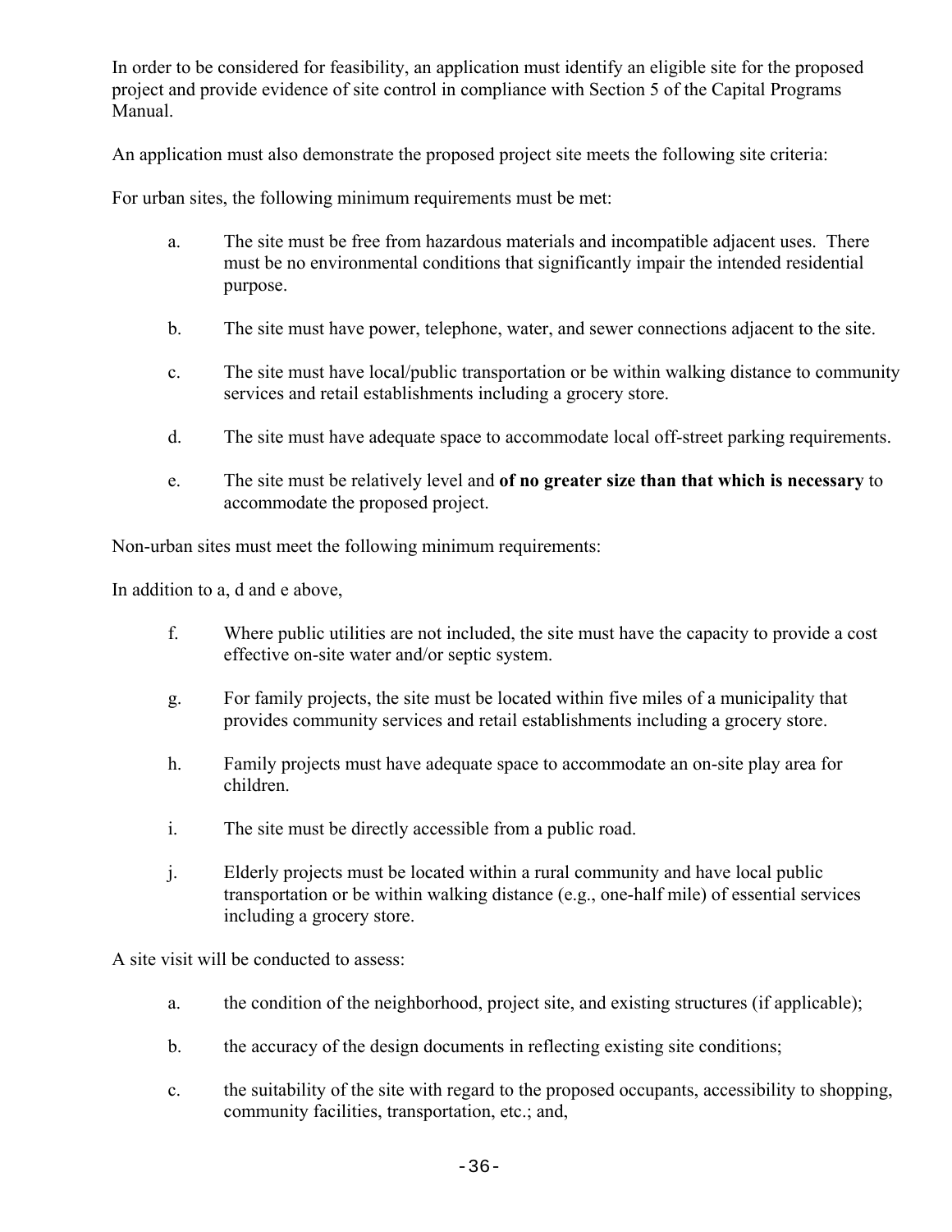In order to be considered for feasibility, an application must identify an eligible site for the proposed project and provide evidence of site control in compliance with Section 5 of the Capital Programs Manual.

An application must also demonstrate the proposed project site meets the following site criteria:

For urban sites, the following minimum requirements must be met:

a. The site must be free from hazardous materials and incompatible adjacent uses. There must be no environmental conditions that significantly impair the intended residential purpose.

b. The site must have power, telephone, water, and sewer connections adjacent to the site.

c. The site must have local/public transportation or be within walking distance to community services and retail establishments including a grocery store.

d. The site must have adequate space to accommodate local off-street parking requirements.

e. The site must be relatively level and **of no greater size than that which is necessary** to accommodate the proposed project.

Non-urban sites must meet the following minimum requirements:

In addition to a, d and e above,

f. Where public utilities are not included, the site must have the capacity to provide a cost effective on-site water and/or septic system.

g. For family projects, the site must be located within five miles of a municipality that provides community services and retail establishments including a grocery store.

h. Family projects must have adequate space to accommodate an on-site play area for children.

i. The site must be directly accessible from a public road.

j. Elderly projects must be located within a rural community and have local public transportation or be within walking distance (e.g., one-half mile) of essential services including a grocery store.

A site visit will be conducted to assess:

a. the condition of the neighborhood, project site, and existing structures (if applicable);

b. the accuracy of the design documents in reflecting existing site conditions;

c. the suitability of the site with regard to the proposed occupants, accessibility to shopping, community facilities, transportation, etc.; and,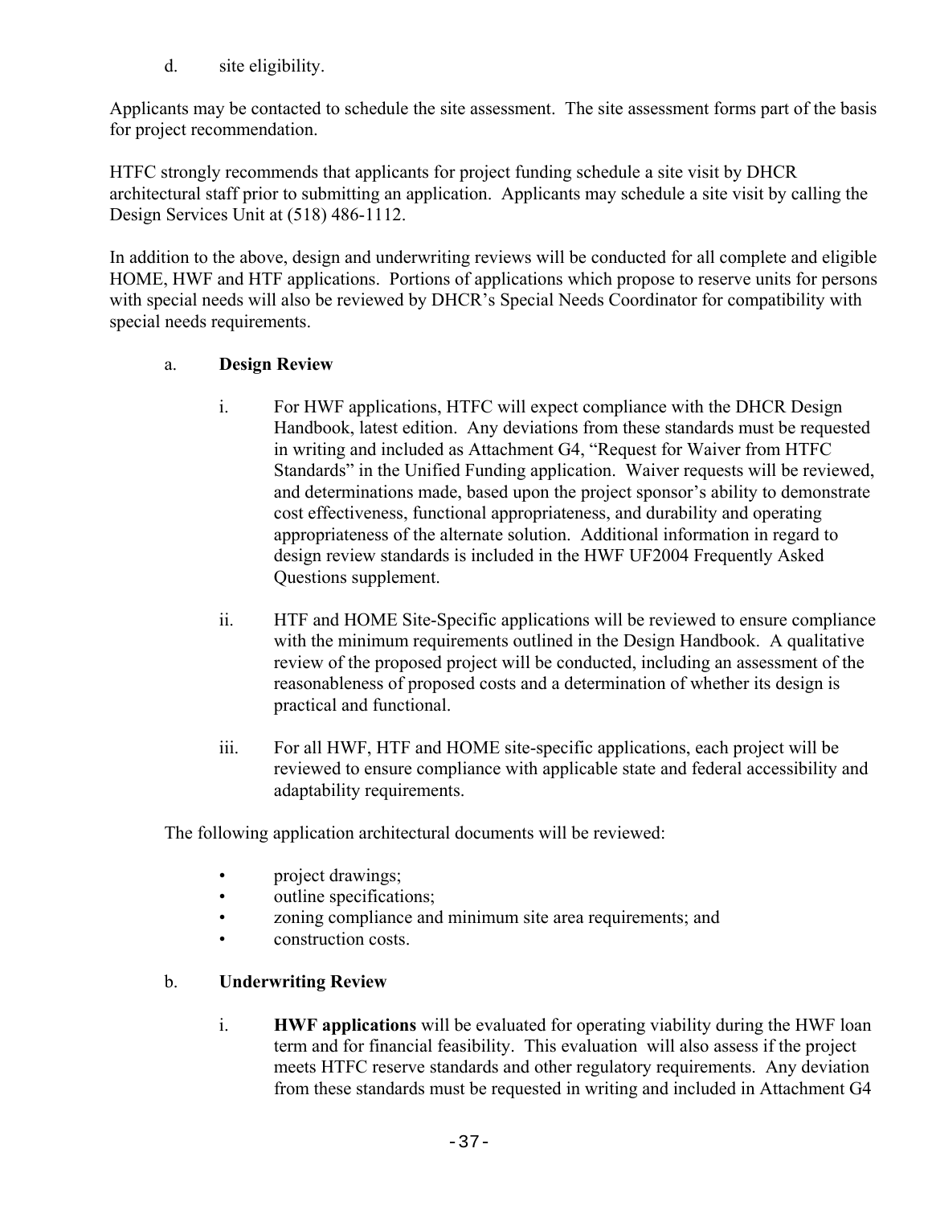d. site eligibility.

Applicants may be contacted to schedule the site assessment. The site assessment forms part of the basis for project recommendation.

HTFC strongly recommends that applicants for project funding schedule a site visit by DHCR architectural staff prior to submitting an application. Applicants may schedule a site visit by calling the Design Services Unit at (518) 486-1112.

In addition to the above, design and underwriting reviews will be conducted for all complete and eligible HOME, HWF and HTF applications. Portions of applications which propose to reserve units for persons with special needs will also be reviewed by DHCR's Special Needs Coordinator for compatibility with special needs requirements.

a. **Design Review**

   i. For HWF applications, HTFC will expect compliance with the DHCR Design Handbook, latest edition. Any deviations from these standards must be requested in writing and included as Attachment G4, "Request for Waiver from HTFC Standards" in the Unified Funding application. Waiver requests will be reviewed, and determinations made, based upon the project sponsor's ability to demonstrate cost effectiveness, functional appropriateness, and durability and operating appropriateness of the alternate solution. Additional information in regard to design review standards is included in the HWF UF2004 Frequently Asked Questions supplement.

   ii. HTF and HOME Site-Specific applications will be reviewed to ensure compliance with the minimum requirements outlined in the Design Handbook. A qualitative review of the proposed project will be conducted, including an assessment of the reasonableness of proposed costs and a determination of whether its design is practical and functional.

   iii. For all HWF, HTF and HOME site-specific applications, each project will be reviewed to ensure compliance with applicable state and federal accessibility and adaptability requirements.

The following application architectural documents will be reviewed:

- project drawings;
- outline specifications;
- zoning compliance and minimum site area requirements; and
- construction costs.

b. **Underwriting Review**

   i. **HWF applications** will be evaluated for operating viability during the HWF loan term and for financial feasibility. This evaluation will also assess if the project meets HTFC reserve standards and other regulatory requirements. Any deviation from these standards must be requested in writing and included in Attachment G4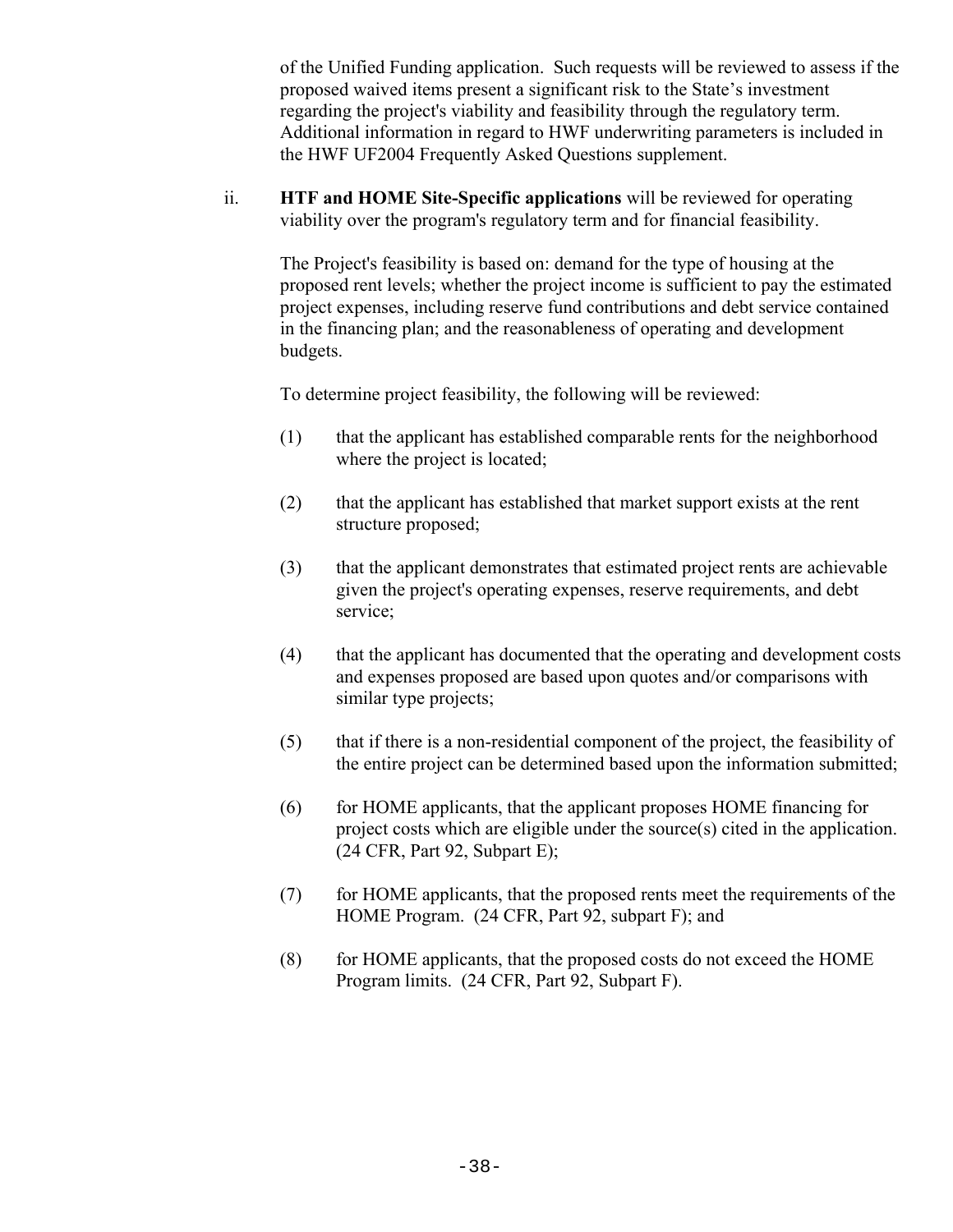of the Unified Funding application. Such requests will be reviewed to assess if the proposed waived items present a significant risk to the State's investment regarding the project's viability and feasibility through the regulatory term. Additional information in regard to HWF underwriting parameters is included in the HWF UF2004 Frequently Asked Questions supplement.

ii. **HTF and HOME Site-Specific applications** will be reviewed for operating viability over the program's regulatory term and for financial feasibility.

The Project's feasibility is based on: demand for the type of housing at the proposed rent levels; whether the project income is sufficient to pay the estimated project expenses, including reserve fund contributions and debt service contained in the financing plan; and the reasonableness of operating and development budgets.

To determine project feasibility, the following will be reviewed:

(1) that the applicant has established comparable rents for the neighborhood where the project is located;

(2) that the applicant has established that market support exists at the rent structure proposed;

(3) that the applicant demonstrates that estimated project rents are achievable given the project's operating expenses, reserve requirements, and debt service;

(4) that the applicant has documented that the operating and development costs and expenses proposed are based upon quotes and/or comparisons with similar type projects;

(5) that if there is a non-residential component of the project, the feasibility of the entire project can be determined based upon the information submitted;

(6) for HOME applicants, that the applicant proposes HOME financing for project costs which are eligible under the source(s) cited in the application. (24 CFR, Part 92, Subpart E);

(7) for HOME applicants, that the proposed rents meet the requirements of the HOME Program. (24 CFR, Part 92, subpart F); and

(8) for HOME applicants, that the proposed costs do not exceed the HOME Program limits. (24 CFR, Part 92, Subpart F).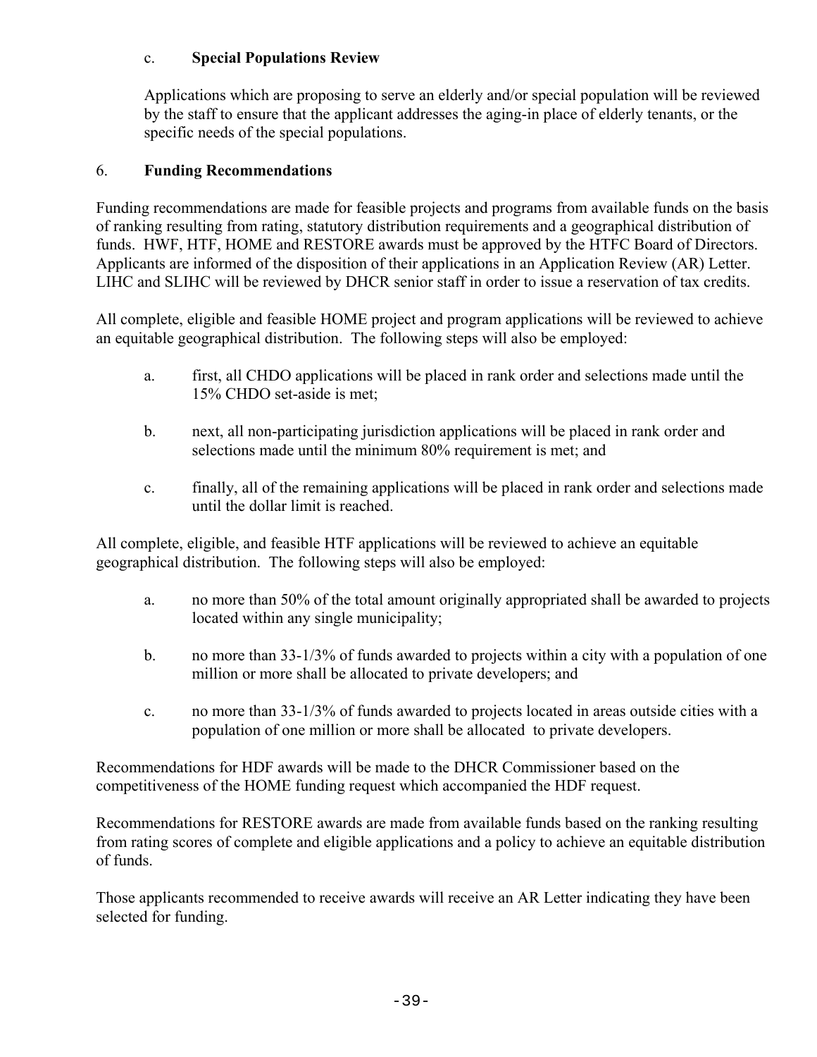c. **Special Populations Review**

Applications which are proposing to serve an elderly and/or special population will be reviewed by the staff to ensure that the applicant addresses the aging-in place of elderly tenants, or the specific needs of the special populations.

6. **Funding Recommendations**

Funding recommendations are made for feasible projects and programs from available funds on the basis of ranking resulting from rating, statutory distribution requirements and a geographical distribution of funds. HWF, HTF, HOME and RESTORE awards must be approved by the HTFC Board of Directors. Applicants are informed of the disposition of their applications in an Application Review (AR) Letter. LIHC and SLIHC will be reviewed by DHCR senior staff in order to issue a reservation of tax credits.

All complete, eligible and feasible HOME project and program applications will be reviewed to achieve an equitable geographical distribution. The following steps will also be employed:

a. first, all CHDO applications will be placed in rank order and selections made until the 15% CHDO set-aside is met;

b. next, all non-participating jurisdiction applications will be placed in rank order and selections made until the minimum 80% requirement is met; and

c. finally, all of the remaining applications will be placed in rank order and selections made until the dollar limit is reached.

All complete, eligible, and feasible HTF applications will be reviewed to achieve an equitable geographical distribution. The following steps will also be employed:

a. no more than 50% of the total amount originally appropriated shall be awarded to projects located within any single municipality;

b. no more than 33-1/3% of funds awarded to projects within a city with a population of one million or more shall be allocated to private developers; and

c. no more than 33-1/3% of funds awarded to projects located in areas outside cities with a population of one million or more shall be allocated to private developers.

Recommendations for HDF awards will be made to the DHCR Commissioner based on the competitiveness of the HOME funding request which accompanied the HDF request.

Recommendations for RESTORE awards are made from available funds based on the ranking resulting from rating scores of complete and eligible applications and a policy to achieve an equitable distribution of funds.

Those applicants recommended to receive awards will receive an AR Letter indicating they have been selected for funding.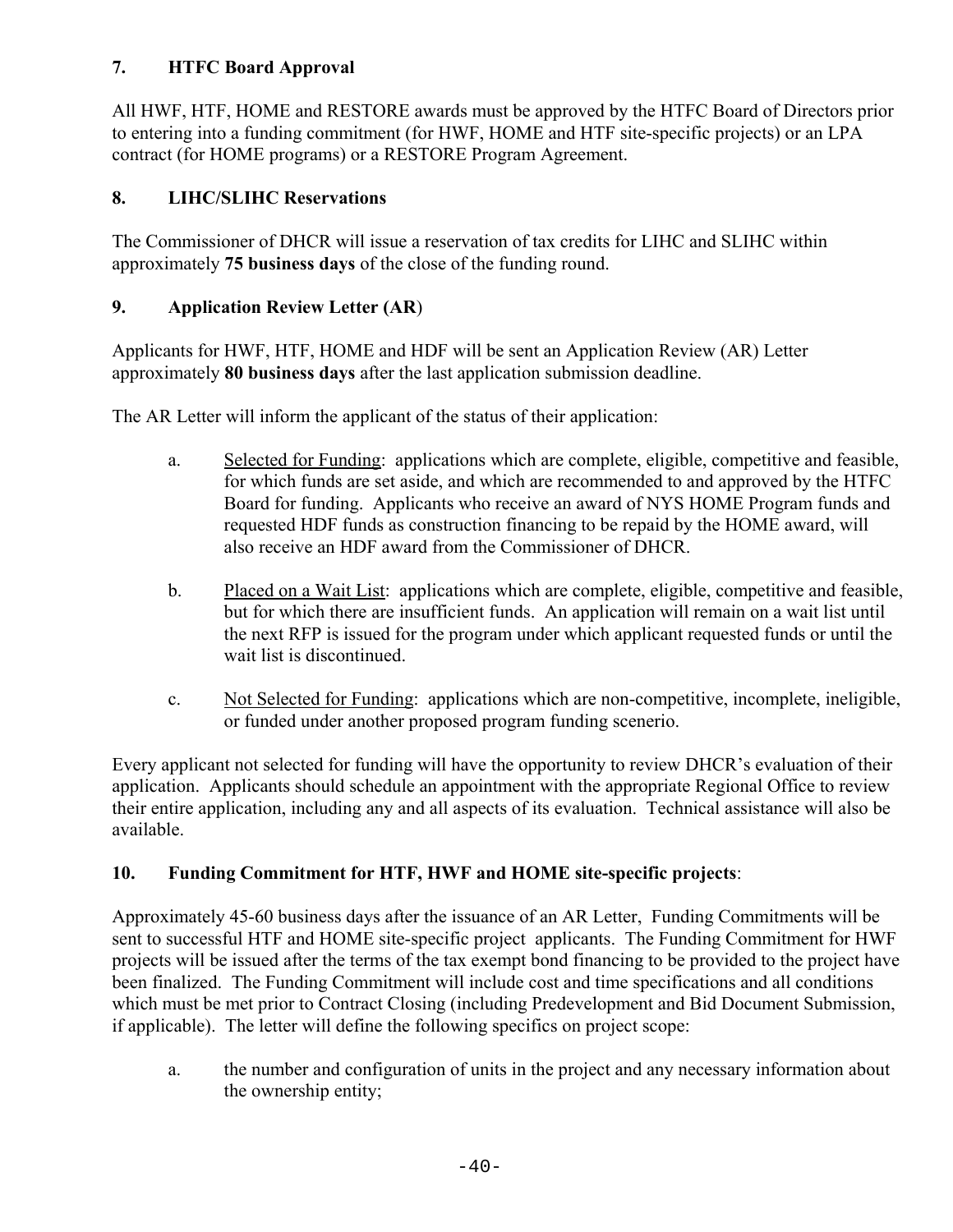### 7. HTFC Board Approval

All HWF, HTF, HOME and RESTORE awards must be approved by the HTFC Board of Directors prior to entering into a funding commitment (for HWF, HOME and HTF site-specific projects) or an LPA contract (for HOME programs) or a RESTORE Program Agreement.

### 8. LIHC/SLIHC Reservations

The Commissioner of DHCR will issue a reservation of tax credits for LIHC and SLIHC within approximately **75 business days** of the close of the funding round.

### 9. Application Review Letter (AR)

Applicants for HWF, HTF, HOME and HDF will be sent an Application Review (AR) Letter approximately **80 business days** after the last application submission deadline.

The AR Letter will inform the applicant of the status of their application:

a. Selected for Funding: applications which are complete, eligible, competitive and feasible, for which funds are set aside, and which are recommended to and approved by the HTFC Board for funding. Applicants who receive an award of NYS HOME Program funds and requested HDF funds as construction financing to be repaid by the HOME award, will also receive an HDF award from the Commissioner of DHCR.

b. Placed on a Wait List: applications which are complete, eligible, competitive and feasible, but for which there are insufficient funds. An application will remain on a wait list until the next RFP is issued for the program under which applicant requested funds or until the wait list is discontinued.

c. Not Selected for Funding: applications which are non-competitive, incomplete, ineligible, or funded under another proposed program funding scenerio.

Every applicant not selected for funding will have the opportunity to review DHCR's evaluation of their application. Applicants should schedule an appointment with the appropriate Regional Office to review their entire application, including any and all aspects of its evaluation. Technical assistance will also be available.

### 10. Funding Commitment for HTF, HWF and HOME site-specific projects:

Approximately 45-60 business days after the issuance of an AR Letter, Funding Commitments will be sent to successful HTF and HOME site-specific project applicants. The Funding Commitment for HWF projects will be issued after the terms of the tax exempt bond financing to be provided to the project have been finalized. The Funding Commitment will include cost and time specifications and all conditions which must be met prior to Contract Closing (including Predevelopment and Bid Document Submission, if applicable). The letter will define the following specifics on project scope:

a. the number and configuration of units in the project and any necessary information about the ownership entity;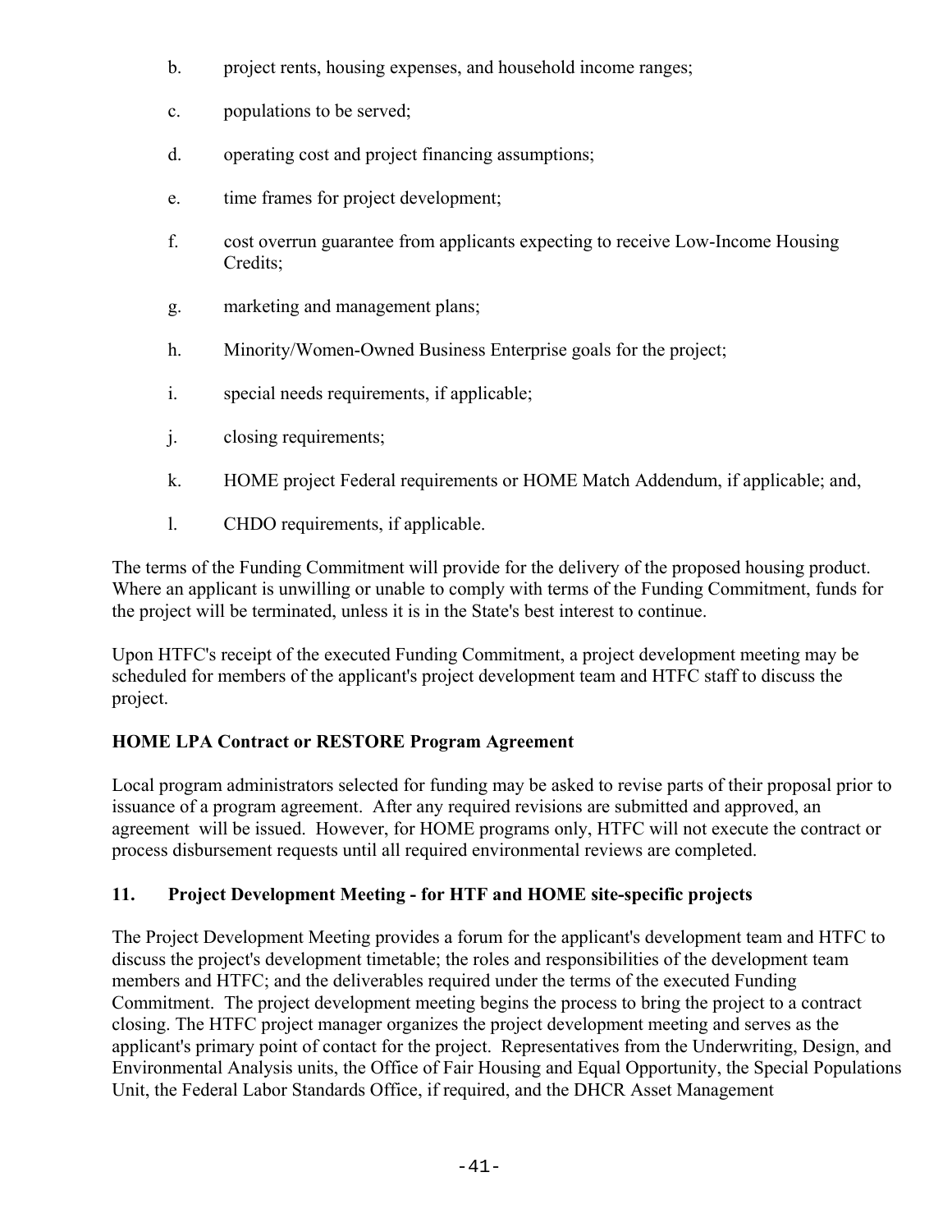b. project rents, housing expenses, and household income ranges;

c. populations to be served;

d. operating cost and project financing assumptions;

e. time frames for project development;

f. cost overrun guarantee from applicants expecting to receive Low-Income Housing Credits;

g. marketing and management plans;

h. Minority/Women-Owned Business Enterprise goals for the project;

i. special needs requirements, if applicable;

j. closing requirements;

k. HOME project Federal requirements or HOME Match Addendum, if applicable; and,

l. CHDO requirements, if applicable.

The terms of the Funding Commitment will provide for the delivery of the proposed housing product. Where an applicant is unwilling or unable to comply with terms of the Funding Commitment, funds for the project will be terminated, unless it is in the State's best interest to continue.

Upon HTFC's receipt of the executed Funding Commitment, a project development meeting may be scheduled for members of the applicant's project development team and HTFC staff to discuss the project.

**HOME LPA Contract or RESTORE Program Agreement**

Local program administrators selected for funding may be asked to revise parts of their proposal prior to issuance of a program agreement. After any required revisions are submitted and approved, an agreement will be issued. However, for HOME programs only, HTFC will not execute the contract or process disbursement requests until all required environmental reviews are completed.

## 11. Project Development Meeting - for HTF and HOME site-specific projects

The Project Development Meeting provides a forum for the applicant's development team and HTFC to discuss the project's development timetable; the roles and responsibilities of the development team members and HTFC; and the deliverables required under the terms of the executed Funding Commitment. The project development meeting begins the process to bring the project to a contract closing. The HTFC project manager organizes the project development meeting and serves as the applicant's primary point of contact for the project. Representatives from the Underwriting, Design, and Environmental Analysis units, the Office of Fair Housing and Equal Opportunity, the Special Populations Unit, the Federal Labor Standards Office, if required, and the DHCR Asset Management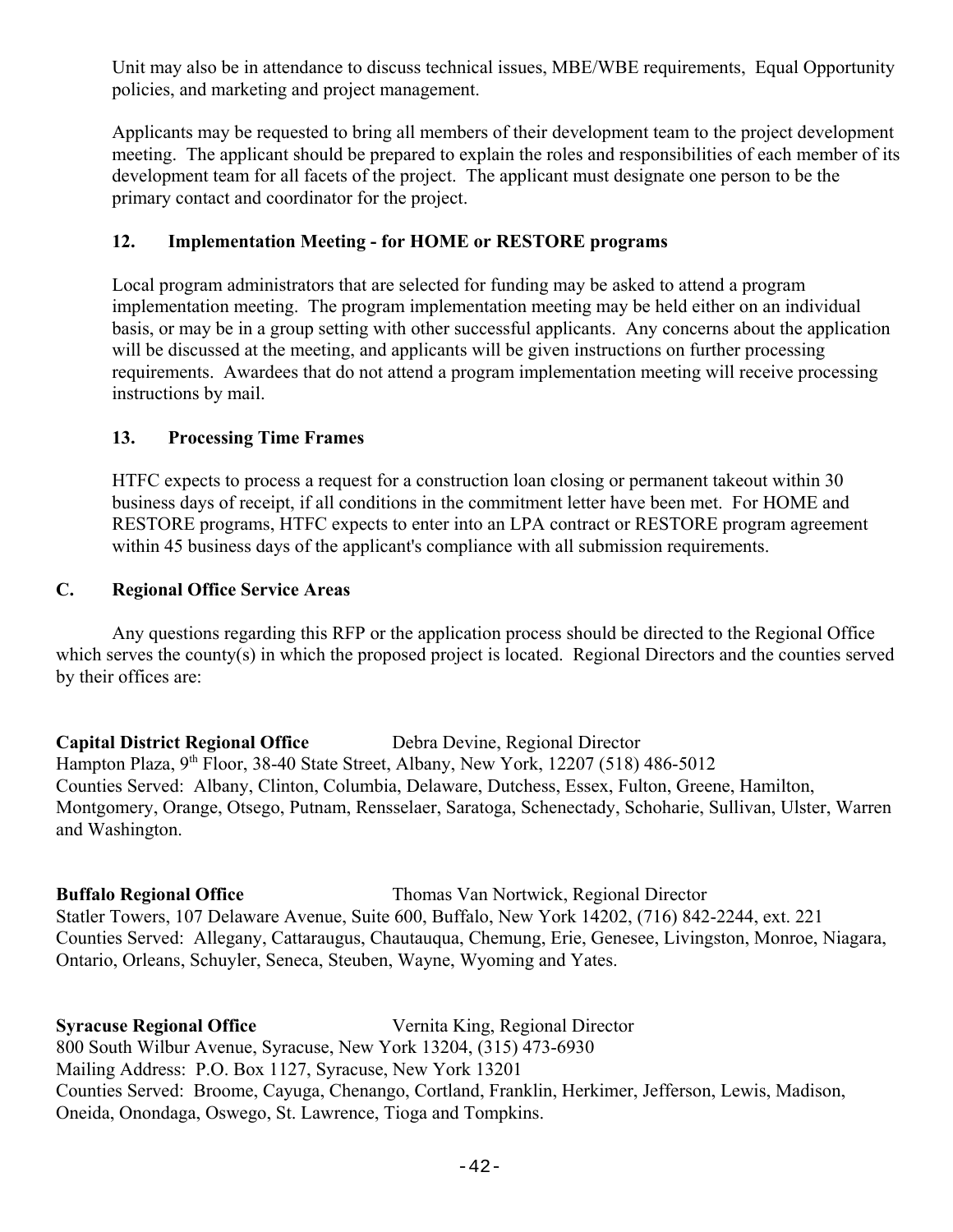Unit may also be in attendance to discuss technical issues, MBE/WBE requirements, Equal Opportunity policies, and marketing and project management.

Applicants may be requested to bring all members of their development team to the project development meeting. The applicant should be prepared to explain the roles and responsibilities of each member of its development team for all facets of the project. The applicant must designate one person to be the primary contact and coordinator for the project.

### 12. Implementation Meeting - for HOME or RESTORE programs

Local program administrators that are selected for funding may be asked to attend a program implementation meeting. The program implementation meeting may be held either on an individual basis, or may be in a group setting with other successful applicants. Any concerns about the application will be discussed at the meeting, and applicants will be given instructions on further processing requirements. Awardees that do not attend a program implementation meeting will receive processing instructions by mail.

### 13. Processing Time Frames

HTFC expects to process a request for a construction loan closing or permanent takeout within 30 business days of receipt, if all conditions in the commitment letter have been met. For HOME and RESTORE programs, HTFC expects to enter into an LPA contract or RESTORE program agreement within 45 business days of the applicant's compliance with all submission requirements.

## C. Regional Office Service Areas

Any questions regarding this RFP or the application process should be directed to the Regional Office which serves the county(s) in which the proposed project is located. Regional Directors and the counties served by their offices are:

**Capital District Regional Office** Debra Devine, Regional Director
Hampton Plaza, 9th Floor, 38-40 State Street, Albany, New York, 12207 (518) 486-5012
Counties Served: Albany, Clinton, Columbia, Delaware, Dutchess, Essex, Fulton, Greene, Hamilton, Montgomery, Orange, Otsego, Putnam, Rensselaer, Saratoga, Schenectady, Schoharie, Sullivan, Ulster, Warren and Washington.

**Buffalo Regional Office** Thomas Van Nortwick, Regional Director
Statler Towers, 107 Delaware Avenue, Suite 600, Buffalo, New York 14202, (716) 842-2244, ext. 221
Counties Served: Allegany, Cattaraugus, Chautauqua, Chemung, Erie, Genesee, Livingston, Monroe, Niagara, Ontario, Orleans, Schuyler, Seneca, Steuben, Wayne, Wyoming and Yates.

**Syracuse Regional Office** Vernita King, Regional Director
800 South Wilbur Avenue, Syracuse, New York 13204, (315) 473-6930
Mailing Address: P.O. Box 1127, Syracuse, New York 13201
Counties Served: Broome, Cayuga, Chenango, Cortland, Franklin, Herkimer, Jefferson, Lewis, Madison, Oneida, Onondaga, Oswego, St. Lawrence, Tioga and Tompkins.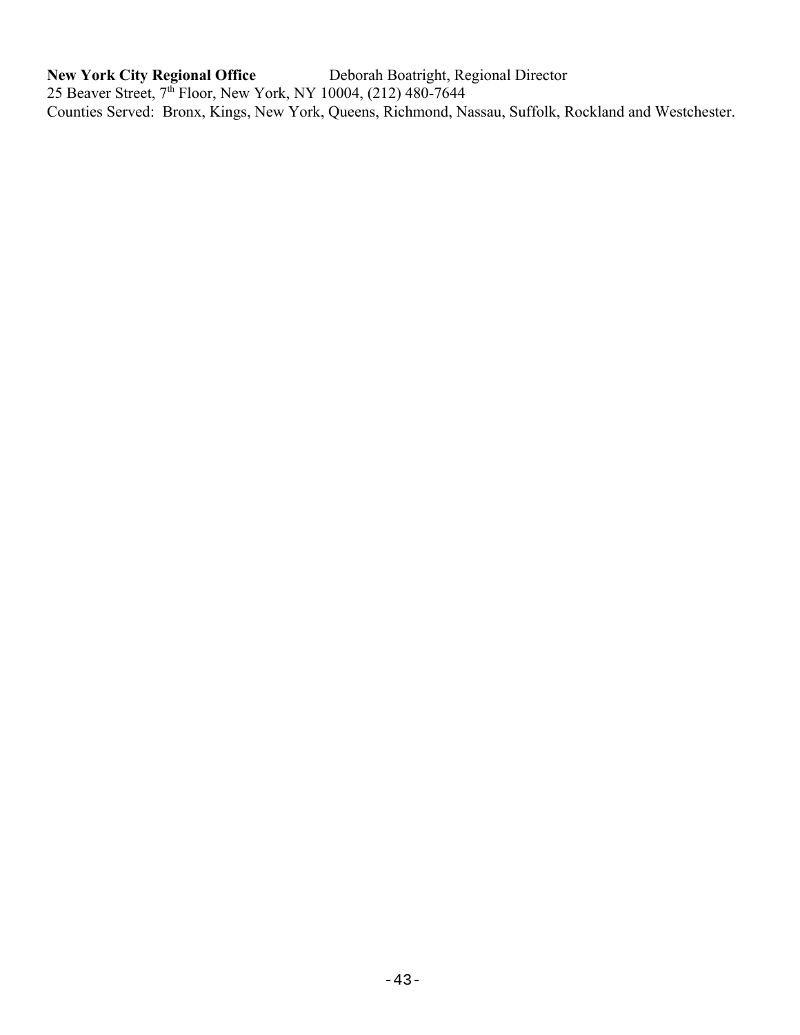**New York City Regional Office** Deborah Boatright, Regional Director
25 Beaver Street, 7th Floor, New York, NY 10004, (212) 480-7644
Counties Served: Bronx, Kings, New York, Queens, Richmond, Nassau, Suffolk, Rockland and Westchester.